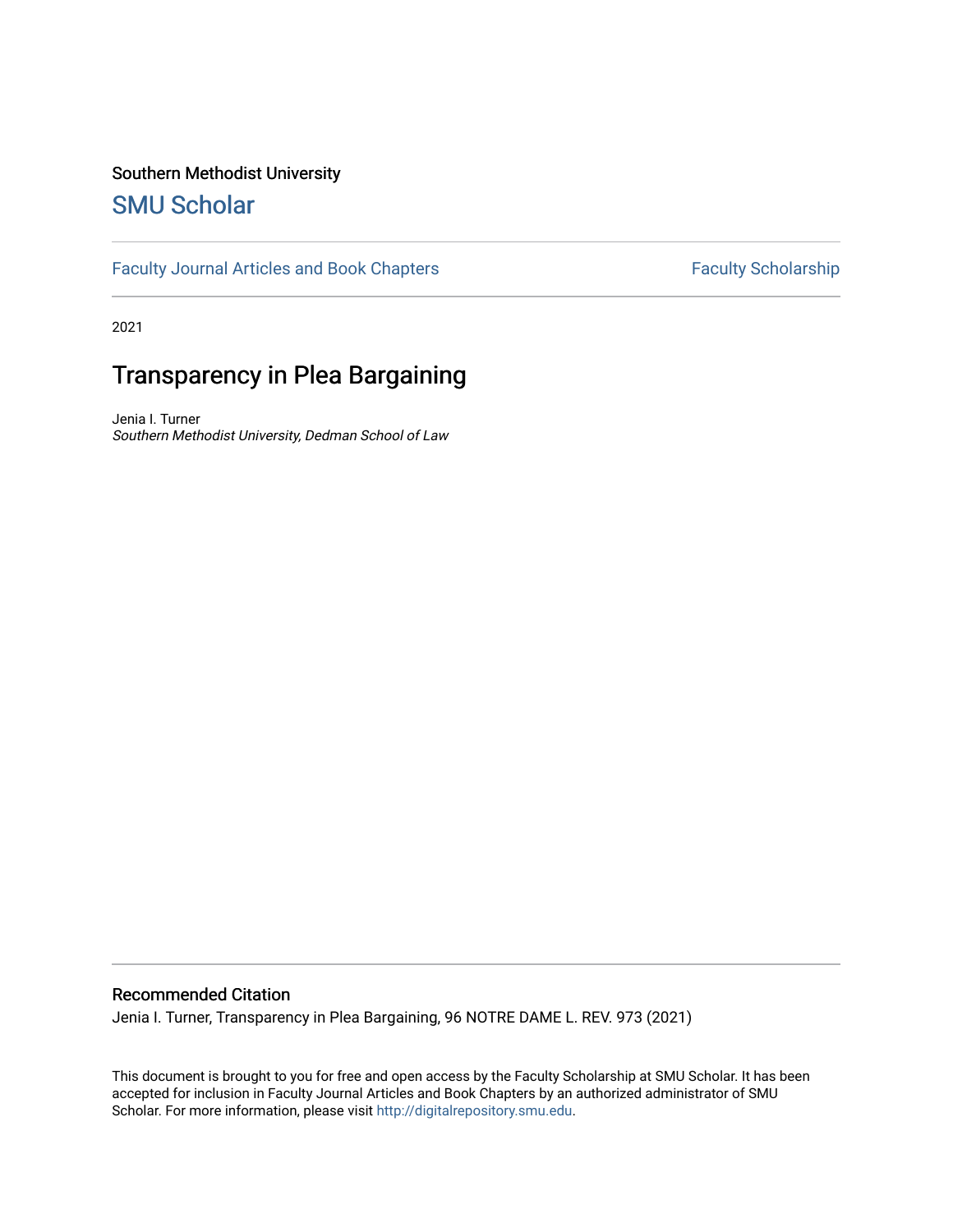Southern Methodist University

# SMU Scholar

Faculty Journal Articles and Book Chapters | Faculty Scholarship

2021

# Transparency in Plea Bargaining

Jenia I. Turner
*Southern Methodist University, Dedman School of Law*

## Recommended Citation

Jenia I. Turner, Transparency in Plea Bargaining, 96 NOTRE DAME L. REV. 973 (2021)

This document is brought to you for free and open access by the Faculty Scholarship at SMU Scholar. It has been accepted for inclusion in Faculty Journal Articles and Book Chapters by an authorized administrator of SMU Scholar. For more information, please visit http://digitalrepository.smu.edu.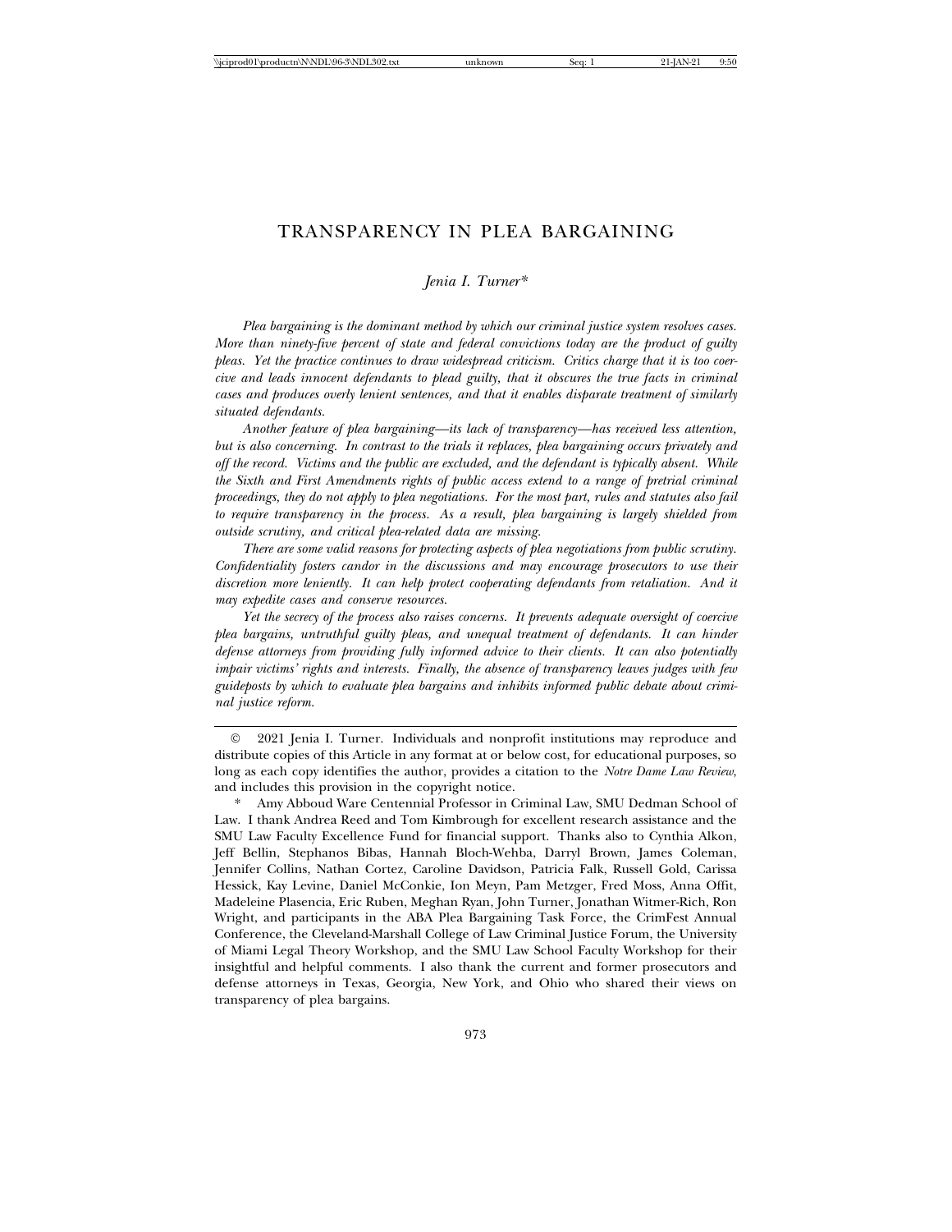# TRANSPARENCY IN PLEA BARGAINING

*Jenia I. Turner\**

*Plea bargaining is the dominant method by which our criminal justice system resolves cases. More than ninety-five percent of state and federal convictions today are the product of guilty pleas. Yet the practice continues to draw widespread criticism. Critics charge that it is too coercive and leads innocent defendants to plead guilty, that it obscures the true facts in criminal cases and produces overly lenient sentences, and that it enables disparate treatment of similarly situated defendants.*

*Another feature of plea bargaining—its lack of transparency—has received less attention, but is also concerning. In contrast to the trials it replaces, plea bargaining occurs privately and off the record. Victims and the public are excluded, and the defendant is typically absent. While the Sixth and First Amendments rights of public access extend to a range of pretrial criminal proceedings, they do not apply to plea negotiations. For the most part, rules and statutes also fail to require transparency in the process. As a result, plea bargaining is largely shielded from outside scrutiny, and critical plea-related data are missing.*

*There are some valid reasons for protecting aspects of plea negotiations from public scrutiny. Confidentiality fosters candor in the discussions and may encourage prosecutors to use their discretion more leniently. It can help protect cooperating defendants from retaliation. And it may expedite cases and conserve resources.*

*Yet the secrecy of the process also raises concerns. It prevents adequate oversight of coercive plea bargains, untruthful guilty pleas, and unequal treatment of defendants. It can hinder defense attorneys from providing fully informed advice to their clients. It can also potentially impair victims' rights and interests. Finally, the absence of transparency leaves judges with few guideposts by which to evaluate plea bargains and inhibits informed public debate about criminal justice reform.*

---

© 2021 Jenia I. Turner. Individuals and nonprofit institutions may reproduce and distribute copies of this Article in any format at or below cost, for educational purposes, so long as each copy identifies the author, provides a citation to the *Notre Dame Law Review*, and includes this provision in the copyright notice.

\* Amy Abboud Ware Centennial Professor in Criminal Law, SMU Dedman School of Law. I thank Andrea Reed and Tom Kimbrough for excellent research assistance and the SMU Law Faculty Excellence Fund for financial support. Thanks also to Cynthia Alkon, Jeff Bellin, Stephanos Bibas, Hannah Bloch-Wehba, Darryl Brown, James Coleman, Jennifer Collins, Nathan Cortez, Caroline Davidson, Patricia Falk, Russell Gold, Carissa Hessick, Kay Levine, Daniel McConkie, Ion Meyn, Pam Metzger, Fred Moss, Anna Offit, Madeleine Plasencia, Eric Ruben, Meghan Ryan, John Turner, Jonathan Witmer-Rich, Ron Wright, and participants in the ABA Plea Bargaining Task Force, the CrimFest Annual Conference, the Cleveland-Marshall College of Law Criminal Justice Forum, the University of Miami Legal Theory Workshop, and the SMU Law School Faculty Workshop for their insightful and helpful comments. I also thank the current and former prosecutors and defense attorneys in Texas, Georgia, New York, and Ohio who shared their views on transparency of plea bargains.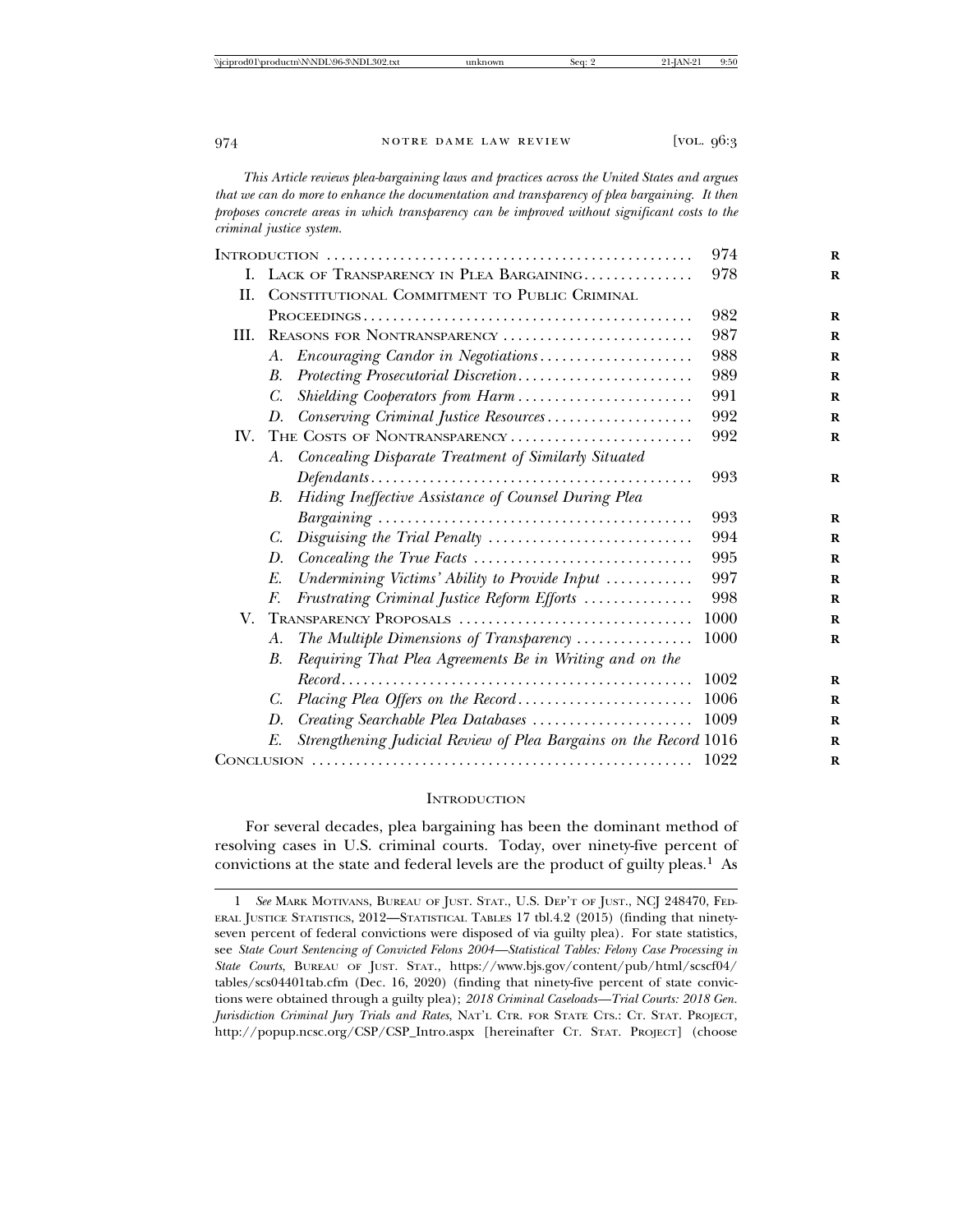*This Article reviews plea-bargaining laws and practices across the United States and argues that we can do more to enhance the documentation and transparency of plea bargaining. It then proposes concrete areas in which transparency can be improved without significant costs to the criminal justice system.*

| | |
|---|---|
| INTRODUCTION | 974 |
| I. LACK OF TRANSPARENCY IN PLEA BARGAINING | 978 |
| II. CONSTITUTIONAL COMMITMENT TO PUBLIC CRIMINAL PROCEEDINGS | 982 |
| III. REASONS FOR NONTRANSPARENCY | 987 |
| A. *Encouraging Candor in Negotiations* | 988 |
| B. *Protecting Prosecutorial Discretion* | 989 |
| C. *Shielding Cooperators from Harm* | 991 |
| D. *Conserving Criminal Justice Resources* | 992 |
| IV. THE COSTS OF NONTRANSPARENCY | 992 |
| A. *Concealing Disparate Treatment of Similarly Situated Defendants* | 993 |
| B. *Hiding Ineffective Assistance of Counsel During Plea Bargaining* | 993 |
| C. *Disguising the Trial Penalty* | 994 |
| D. *Concealing the True Facts* | 995 |
| E. *Undermining Victims' Ability to Provide Input* | 997 |
| F. *Frustrating Criminal Justice Reform Efforts* | 998 |
| V. TRANSPARENCY PROPOSALS | 1000 |
| A. *The Multiple Dimensions of Transparency* | 1000 |
| B. *Requiring That Plea Agreements Be in Writing and on the Record* | 1002 |
| C. *Placing Plea Offers on the Record* | 1006 |
| D. *Creating Searchable Plea Databases* | 1009 |
| E. *Strengthening Judicial Review of Plea Bargains on the Record* | 1016 |
| CONCLUSION | 1022 |

## INTRODUCTION

For several decades, plea bargaining has been the dominant method of resolving cases in U.S. criminal courts. Today, over ninety-five percent of convictions at the state and federal levels are the product of guilty pleas.[1] As

---

1 *See* MARK MOTIVANS, BUREAU OF JUST. STAT., U.S. DEP'T OF JUST., NCJ 248470, FEDERAL JUSTICE STATISTICS, 2012—STATISTICAL TABLES 17 tbl.4.2 (2015) (finding that ninety-seven percent of federal convictions were disposed of via guilty plea). For state statistics, see *State Court Sentencing of Convicted Felons 2004—Statistical Tables: Felony Case Processing in State Courts*, BUREAU OF JUST. STAT., https://www.bjs.gov/content/pub/html/scscf04/tables/scs04401tab.cfm (Dec. 16, 2020) (finding that ninety-five percent of state convictions were obtained through a guilty plea); *2018 Criminal Caseloads—Trial Courts: 2018 Gen. Jurisdiction Criminal Jury Trials and Rates*, NAT'L CTR. FOR STATE CTS.: CT. STAT. PROJECT, http://popup.ncsc.org/CSP/CSP_Intro.aspx [hereinafter CT. STAT. PROJECT] (choose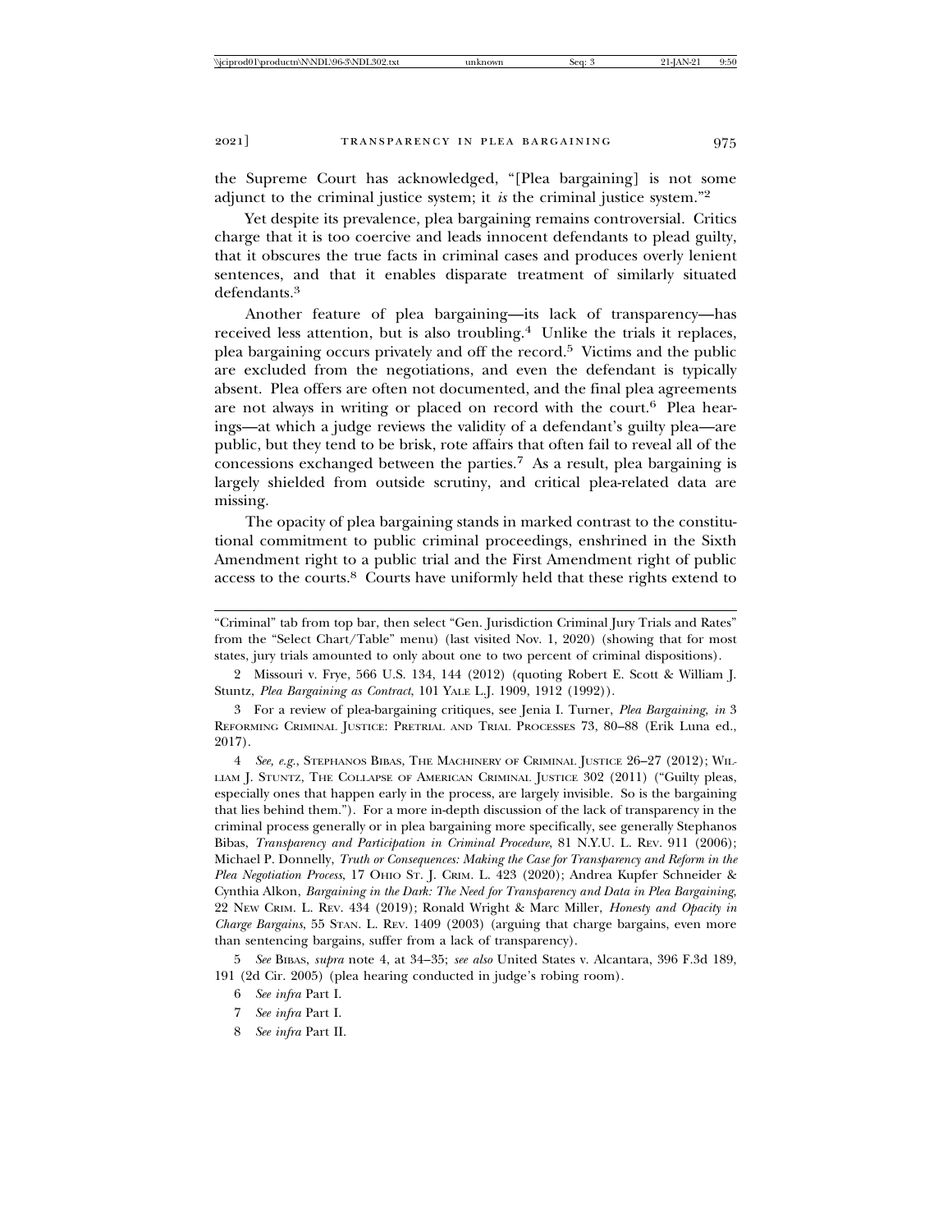the Supreme Court has acknowledged, "[Plea bargaining] is not some adjunct to the criminal justice system; it *is* the criminal justice system."[2]

Yet despite its prevalence, plea bargaining remains controversial. Critics charge that it is too coercive and leads innocent defendants to plead guilty, that it obscures the true facts in criminal cases and produces overly lenient sentences, and that it enables disparate treatment of similarly situated defendants.[3]

Another feature of plea bargaining—its lack of transparency—has received less attention, but is also troubling.[4] Unlike the trials it replaces, plea bargaining occurs privately and off the record.[5] Victims and the public are excluded from the negotiations, and even the defendant is typically absent. Plea offers are often not documented, and the final plea agreements are not always in writing or placed on record with the court.[6] Plea hearings—at which a judge reviews the validity of a defendant's guilty plea—are public, but they tend to be brisk, rote affairs that often fail to reveal all of the concessions exchanged between the parties.[7] As a result, plea bargaining is largely shielded from outside scrutiny, and critical plea-related data are missing.

The opacity of plea bargaining stands in marked contrast to the constitutional commitment to public criminal proceedings, enshrined in the Sixth Amendment right to a public trial and the First Amendment right of public access to the courts.[8] Courts have uniformly held that these rights extend to

---

"Criminal" tab from top bar, then select "Gen. Jurisdiction Criminal Jury Trials and Rates" from the "Select Chart/Table" menu) (last visited Nov. 1, 2020) (showing that for most states, jury trials amounted to only about one to two percent of criminal dispositions).

2 Missouri v. Frye, 566 U.S. 134, 144 (2012) (quoting Robert E. Scott & William J. Stuntz, *Plea Bargaining as Contract*, 101 YALE L.J. 1909, 1912 (1992)).

3 For a review of plea-bargaining critiques, see Jenia I. Turner, *Plea Bargaining*, *in* 3 REFORMING CRIMINAL JUSTICE: PRETRIAL AND TRIAL PROCESSES 73, 80–88 (Erik Luna ed., 2017).

4 *See, e.g.*, STEPHANOS BIBAS, THE MACHINERY OF CRIMINAL JUSTICE 26–27 (2012); WILLIAM J. STUNTZ, THE COLLAPSE OF AMERICAN CRIMINAL JUSTICE 302 (2011) ("Guilty pleas, especially ones that happen early in the process, are largely invisible. So is the bargaining that lies behind them."). For a more in-depth discussion of the lack of transparency in the criminal process generally or in plea bargaining more specifically, see generally Stephanos Bibas, *Transparency and Participation in Criminal Procedure*, 81 N.Y.U. L. REV. 911 (2006); Michael P. Donnelly, *Truth or Consequences: Making the Case for Transparency and Reform in the Plea Negotiation Process*, 17 OHIO ST. J. CRIM. L. 423 (2020); Andrea Kupfer Schneider & Cynthia Alkon, *Bargaining in the Dark: The Need for Transparency and Data in Plea Bargaining*, 22 NEW CRIM. L. REV. 434 (2019); Ronald Wright & Marc Miller, *Honesty and Opacity in Charge Bargains*, 55 STAN. L. REV. 1409 (2003) (arguing that charge bargains, even more than sentencing bargains, suffer from a lack of transparency).

5 *See* BIBAS, *supra* note 4, at 34–35; *see also* United States v. Alcantara, 396 F.3d 189, 191 (2d Cir. 2005) (plea hearing conducted in judge's robing room).

6 *See infra* Part I.

7 *See infra* Part I.

8 *See infra* Part II.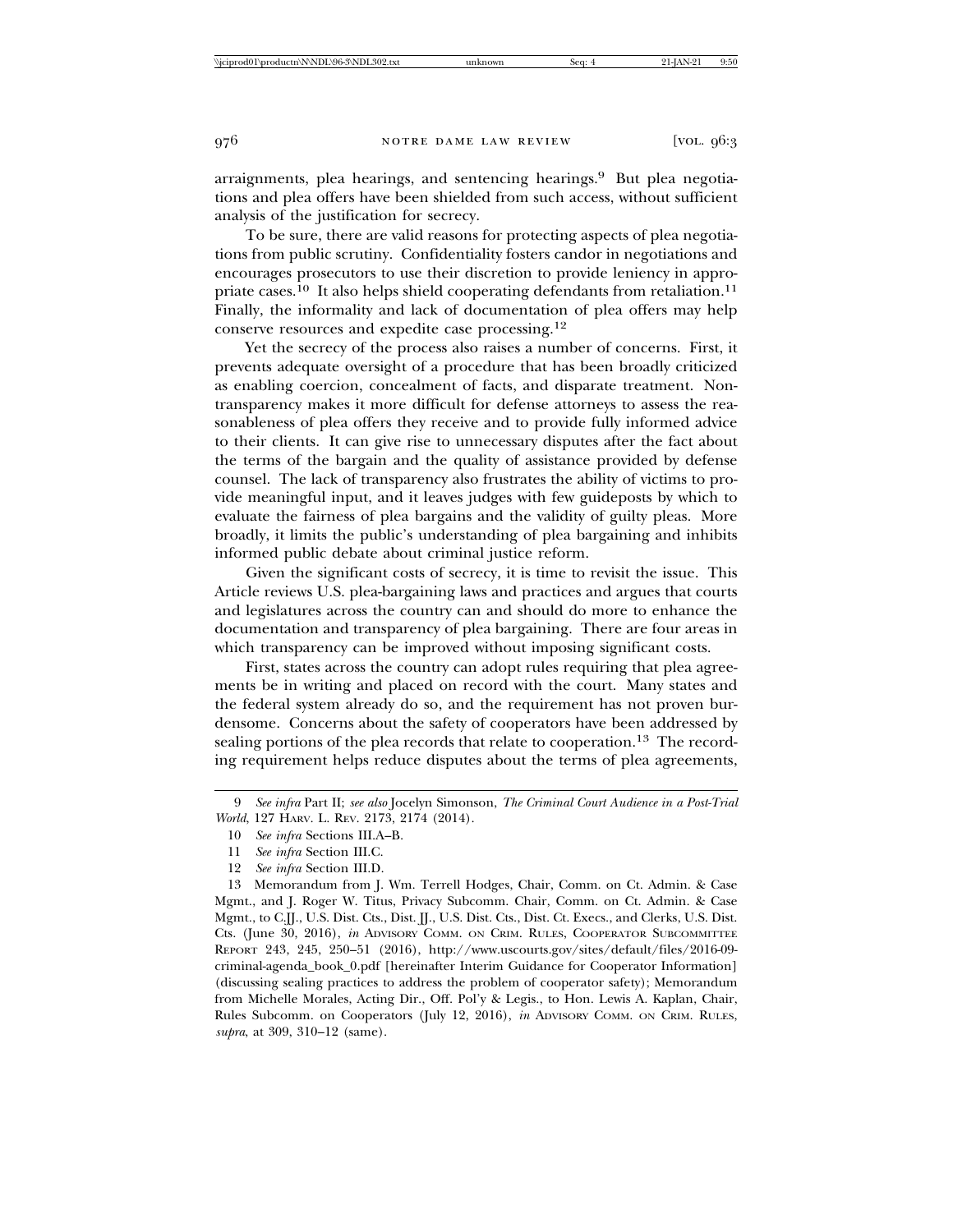arraignments, plea hearings, and sentencing hearings.[9] But plea negotiations and plea offers have been shielded from such access, without sufficient analysis of the justification for secrecy.

To be sure, there are valid reasons for protecting aspects of plea negotiations from public scrutiny. Confidentiality fosters candor in negotiations and encourages prosecutors to use their discretion to provide leniency in appropriate cases.[10] It also helps shield cooperating defendants from retaliation.[11] Finally, the informality and lack of documentation of plea offers may help conserve resources and expedite case processing.[12]

Yet the secrecy of the process also raises a number of concerns. First, it prevents adequate oversight of a procedure that has been broadly criticized as enabling coercion, concealment of facts, and disparate treatment. Nontransparency makes it more difficult for defense attorneys to assess the reasonableness of plea offers they receive and to provide fully informed advice to their clients. It can give rise to unnecessary disputes after the fact about the terms of the bargain and the quality of assistance provided by defense counsel. The lack of transparency also frustrates the ability of victims to provide meaningful input, and it leaves judges with few guideposts by which to evaluate the fairness of plea bargains and the validity of guilty pleas. More broadly, it limits the public's understanding of plea bargaining and inhibits informed public debate about criminal justice reform.

Given the significant costs of secrecy, it is time to revisit the issue. This Article reviews U.S. plea-bargaining laws and practices and argues that courts and legislatures across the country can and should do more to enhance the documentation and transparency of plea bargaining. There are four areas in which transparency can be improved without imposing significant costs.

First, states across the country can adopt rules requiring that plea agreements be in writing and placed on record with the court. Many states and the federal system already do so, and the requirement has not proven burdensome. Concerns about the safety of cooperators have been addressed by sealing portions of the plea records that relate to cooperation.[13] The recording requirement helps reduce disputes about the terms of plea agreements,

---

9 *See infra* Part II; *see also* Jocelyn Simonson, *The Criminal Court Audience in a Post-Trial World*, 127 HARV. L. REV. 2173, 2174 (2014).

10 *See infra* Sections III.A–B.

11 *See infra* Section III.C.

12 *See infra* Section III.D.

13 Memorandum from J. Wm. Terrell Hodges, Chair, Comm. on Ct. Admin. & Case Mgmt., and J. Roger W. Titus, Privacy Subcomm. Chair, Comm. on Ct. Admin. & Case Mgmt., to C.JJ., U.S. Dist. Cts., Dist. JJ., U.S. Dist. Cts., Dist. Ct. Execs., and Clerks, U.S. Dist. Cts. (June 30, 2016), *in* ADVISORY COMM. ON CRIM. RULES, COOPERATOR SUBCOMMITTEE REPORT 243, 245, 250–51 (2016), http://www.uscourts.gov/sites/default/files/2016-09-criminal-agenda_book_0.pdf [hereinafter Interim Guidance for Cooperator Information] (discussing sealing practices to address the problem of cooperator safety); Memorandum from Michelle Morales, Acting Dir., Off. Pol'y & Legis., to Hon. Lewis A. Kaplan, Chair, Rules Subcomm. on Cooperators (July 12, 2016), *in* ADVISORY COMM. ON CRIM. RULES, *supra*, at 309, 310–12 (same).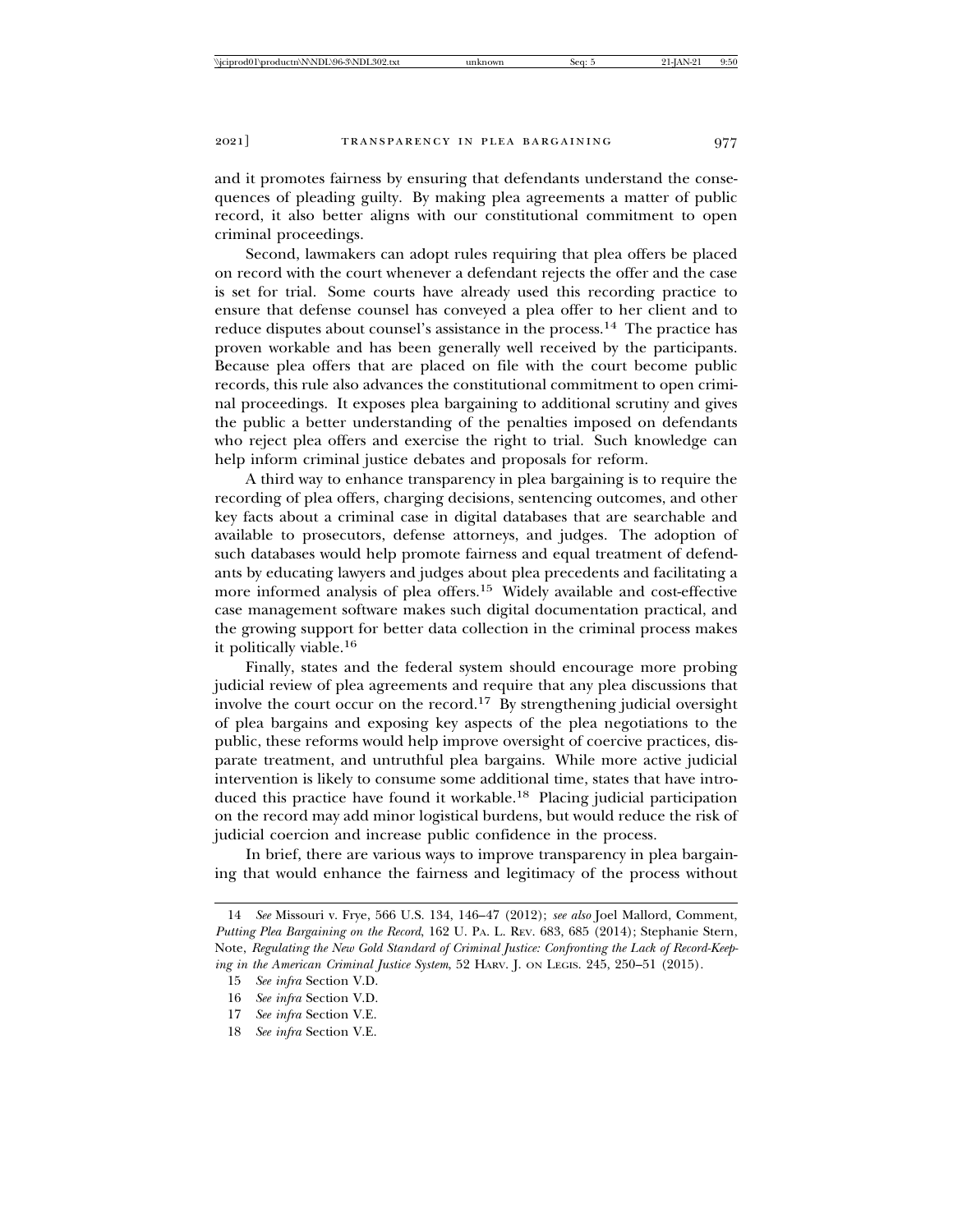and it promotes fairness by ensuring that defendants understand the consequences of pleading guilty. By making plea agreements a matter of public record, it also better aligns with our constitutional commitment to open criminal proceedings.

Second, lawmakers can adopt rules requiring that plea offers be placed on record with the court whenever a defendant rejects the offer and the case is set for trial. Some courts have already used this recording practice to ensure that defense counsel has conveyed a plea offer to her client and to reduce disputes about counsel's assistance in the process.[14] The practice has proven workable and has been generally well received by the participants. Because plea offers that are placed on file with the court become public records, this rule also advances the constitutional commitment to open criminal proceedings. It exposes plea bargaining to additional scrutiny and gives the public a better understanding of the penalties imposed on defendants who reject plea offers and exercise the right to trial. Such knowledge can help inform criminal justice debates and proposals for reform.

A third way to enhance transparency in plea bargaining is to require the recording of plea offers, charging decisions, sentencing outcomes, and other key facts about a criminal case in digital databases that are searchable and available to prosecutors, defense attorneys, and judges. The adoption of such databases would help promote fairness and equal treatment of defendants by educating lawyers and judges about plea precedents and facilitating a more informed analysis of plea offers.[15] Widely available and cost-effective case management software makes such digital documentation practical, and the growing support for better data collection in the criminal process makes it politically viable.[16]

Finally, states and the federal system should encourage more probing judicial review of plea agreements and require that any plea discussions that involve the court occur on the record.[17] By strengthening judicial oversight of plea bargains and exposing key aspects of the plea negotiations to the public, these reforms would help improve oversight of coercive practices, disparate treatment, and untruthful plea bargains. While more active judicial intervention is likely to consume some additional time, states that have introduced this practice have found it workable.[18] Placing judicial participation on the record may add minor logistical burdens, but would reduce the risk of judicial coercion and increase public confidence in the process.

In brief, there are various ways to improve transparency in plea bargaining that would enhance the fairness and legitimacy of the process without

---

14 *See* Missouri v. Frye, 566 U.S. 134, 146–47 (2012); *see also* Joel Mallord, Comment, *Putting Plea Bargaining on the Record*, 162 U. PA. L. REV. 683, 685 (2014); Stephanie Stern, Note, *Regulating the New Gold Standard of Criminal Justice: Confronting the Lack of Record-Keeping in the American Criminal Justice System,* 52 HARV. J. ON LEGIS. 245, 250–51 (2015).

15 *See infra* Section V.D.

16 *See infra* Section V.D.

17 *See infra* Section V.E.

18 *See infra* Section V.E.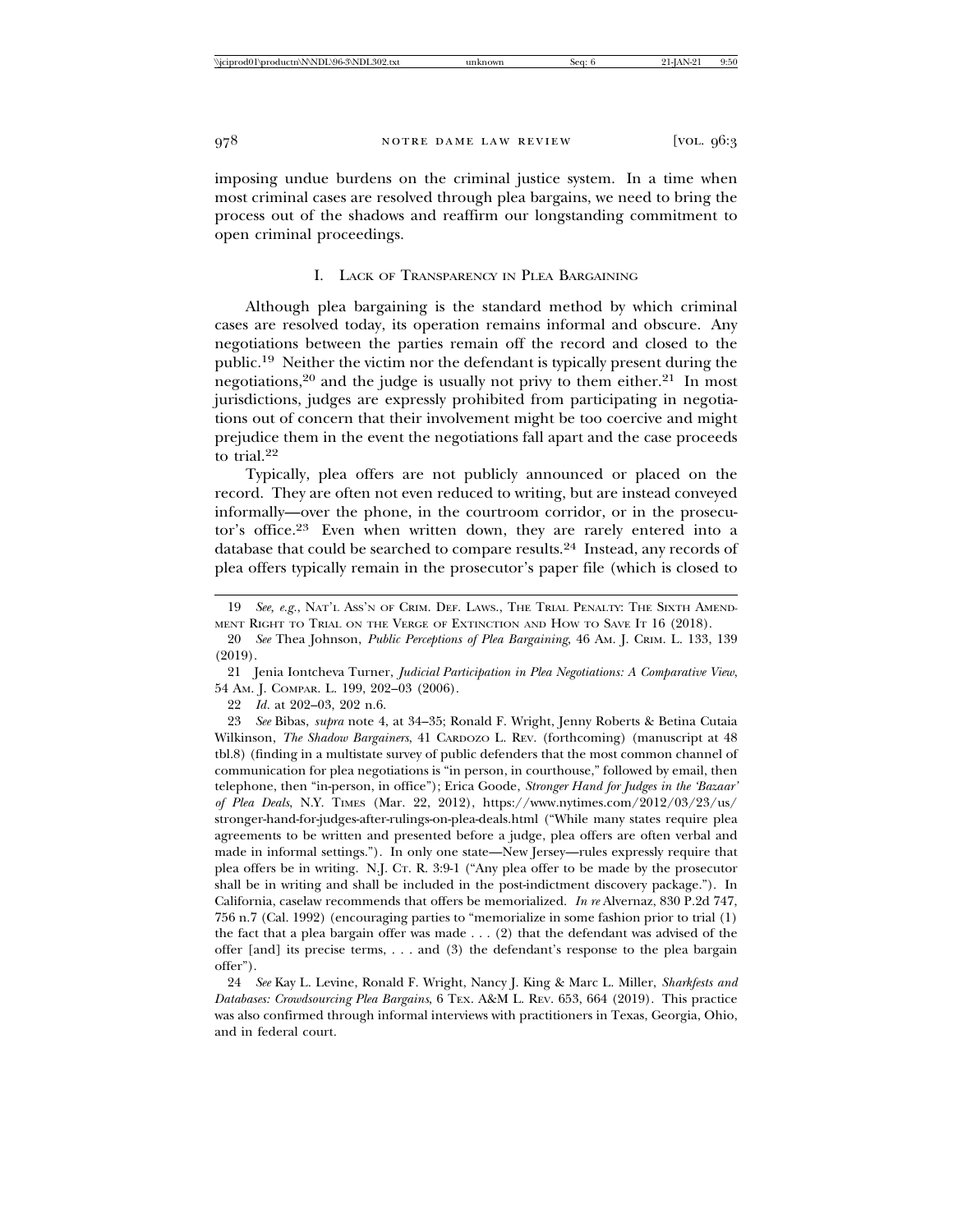imposing undue burdens on the criminal justice system. In a time when most criminal cases are resolved through plea bargains, we need to bring the process out of the shadows and reaffirm our longstanding commitment to open criminal proceedings.

## I. Lack of Transparency in Plea Bargaining

Although plea bargaining is the standard method by which criminal cases are resolved today, its operation remains informal and obscure. Any negotiations between the parties remain off the record and closed to the public.[19] Neither the victim nor the defendant is typically present during the negotiations,[20] and the judge is usually not privy to them either.[21] In most jurisdictions, judges are expressly prohibited from participating in negotiations out of concern that their involvement might be too coercive and might prejudice them in the event the negotiations fall apart and the case proceeds to trial.[22]

Typically, plea offers are not publicly announced or placed on the record. They are often not even reduced to writing, but are instead conveyed informally—over the phone, in the courtroom corridor, or in the prosecutor's office.[23] Even when written down, they are rarely entered into a database that could be searched to compare results.[24] Instead, any records of plea offers typically remain in the prosecutor's paper file (which is closed to

---

19 *See, e.g.*, Nat'l Ass'n of Crim. Def. Laws., The Trial Penalty: The Sixth Amendment Right to Trial on the Verge of Extinction and How to Save It 16 (2018).

20 *See* Thea Johnson, *Public Perceptions of Plea Bargaining*, 46 Am. J. Crim. L. 133, 139 (2019).

21 Jenia Iontcheva Turner, *Judicial Participation in Plea Negotiations: A Comparative View*, 54 Am. J. Compar. L. 199, 202–03 (2006).

22 *Id.* at 202–03, 202 n.6.

23 *See* Bibas, *supra* note 4, at 34–35; Ronald F. Wright, Jenny Roberts & Betina Cutaia Wilkinson, *The Shadow Bargainers*, 41 Cardozo L. Rev. (forthcoming) (manuscript at 48 tbl.8) (finding in a multistate survey of public defenders that the most common channel of communication for plea negotiations is "in person, in courthouse," followed by email, then telephone, then "in-person, in office"); Erica Goode, *Stronger Hand for Judges in the 'Bazaar' of Plea Deals*, N.Y. Times (Mar. 22, 2012), https://www.nytimes.com/2012/03/23/us/stronger-hand-for-judges-after-rulings-on-plea-deals.html ("While many states require plea agreements to be written and presented before a judge, plea offers are often verbal and made in informal settings."). In only one state—New Jersey—rules expressly require that plea offers be in writing. N.J. Ct. R. 3:9-1 ("Any plea offer to be made by the prosecutor shall be in writing and shall be included in the post-indictment discovery package."). In California, caselaw recommends that offers be memorialized. *In re* Alvernaz, 830 P.2d 747, 756 n.7 (Cal. 1992) (encouraging parties to "memorialize in some fashion prior to trial (1) the fact that a plea bargain offer was made . . . (2) that the defendant was advised of the offer [and] its precise terms, . . . and (3) the defendant's response to the plea bargain offer").

24 *See* Kay L. Levine, Ronald F. Wright, Nancy J. King & Marc L. Miller, *Sharkfests and Databases: Crowdsourcing Plea Bargains*, 6 Tex. A&M L. Rev. 653, 664 (2019). This practice was also confirmed through informal interviews with practitioners in Texas, Georgia, Ohio, and in federal court.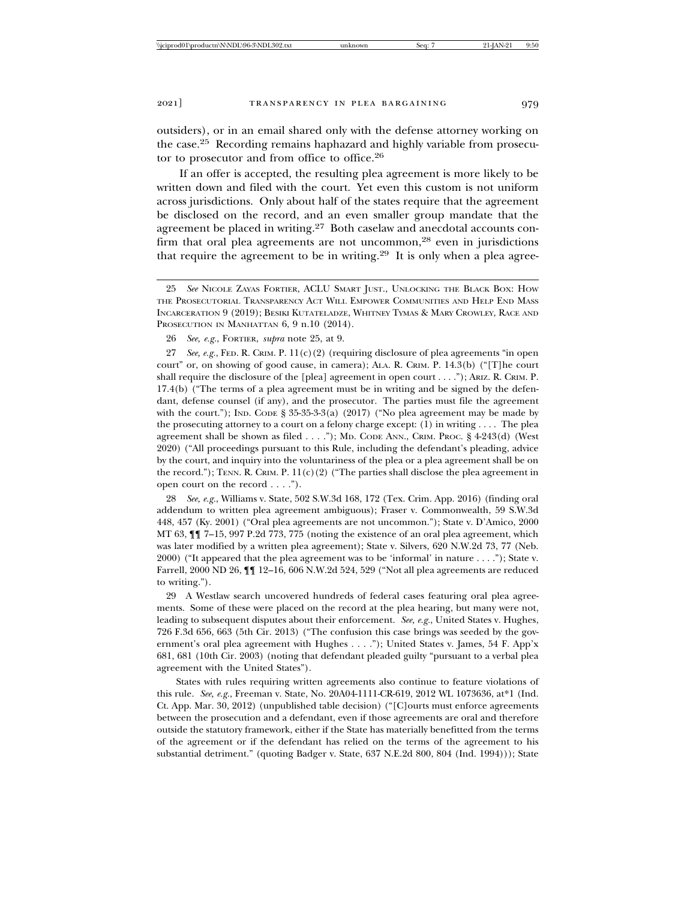outsiders), or in an email shared only with the defense attorney working on the case.[25] Recording remains haphazard and highly variable from prosecutor to prosecutor and from office to office.[26]

If an offer is accepted, the resulting plea agreement is more likely to be written down and filed with the court. Yet even this custom is not uniform across jurisdictions. Only about half of the states require that the agreement be disclosed on the record, and an even smaller group mandate that the agreement be placed in writing.[27] Both caselaw and anecdotal accounts confirm that oral plea agreements are not uncommon,[28] even in jurisdictions that require the agreement to be in writing.[29] It is only when a plea agree-

---

25 *See* NICOLE ZAYAS FORTIER, ACLU SMART JUST., UNLOCKING THE BLACK BOX: HOW THE PROSECUTORIAL TRANSPARENCY ACT WILL EMPOWER COMMUNITIES AND HELP END MASS INCARCERATION 9 (2019); BESIKI KUTATELADZE, WHITNEY TYMAS & MARY CROWLEY, RACE AND PROSECUTION IN MANHATTAN 6, 9 n.10 (2014).

26 *See, e.g.*, FORTIER, *supra* note 25, at 9.

27 *See, e.g.*, FED. R. CRIM. P. 11(c)(2) (requiring disclosure of plea agreements "in open court" or, on showing of good cause, in camera); ALA. R. CRIM. P. 14.3(b) ("[T]he court shall require the disclosure of the [plea] agreement in open court . . . ."); ARIZ. R. CRIM. P. 17.4(b) ("The terms of a plea agreement must be in writing and be signed by the defendant, defense counsel (if any), and the prosecutor. The parties must file the agreement with the court."); IND. CODE § 35-35-3-3(a) (2017) ("No plea agreement may be made by the prosecuting attorney to a court on a felony charge except: (1) in writing . . . . The plea agreement shall be shown as filed . . . ."); MD. CODE ANN., CRIM. PROC. § 4-243(d) (West 2020) ("All proceedings pursuant to this Rule, including the defendant's pleading, advice by the court, and inquiry into the voluntariness of the plea or a plea agreement shall be on the record."); TENN. R. CRIM. P. 11(c)(2) ("The parties shall disclose the plea agreement in open court on the record . . . .").

28 *See, e.g.*, Williams v. State, 502 S.W.3d 168, 172 (Tex. Crim. App. 2016) (finding oral addendum to written plea agreement ambiguous); Fraser v. Commonwealth, 59 S.W.3d 448, 457 (Ky. 2001) ("Oral plea agreements are not uncommon."); State v. D'Amico, 2000 MT 63, ¶¶ 7–15, 997 P.2d 773, 775 (noting the existence of an oral plea agreement, which was later modified by a written plea agreement); State v. Silvers, 620 N.W.2d 73, 77 (Neb. 2000) ("It appeared that the plea agreement was to be 'informal' in nature . . . ."); State v. Farrell, 2000 ND 26, ¶¶ 12–16, 606 N.W.2d 524, 529 ("Not all plea agreements are reduced to writing.").

29 A Westlaw search uncovered hundreds of federal cases featuring oral plea agreements. Some of these were placed on the record at the plea hearing, but many were not, leading to subsequent disputes about their enforcement. *See, e.g.*, United States v. Hughes, 726 F.3d 656, 663 (5th Cir. 2013) ("The confusion this case brings was seeded by the government's oral plea agreement with Hughes . . . ."); United States v. James, 54 F. App'x 681, 681 (10th Cir. 2003) (noting that defendant pleaded guilty "pursuant to a verbal plea agreement with the United States").

States with rules requiring written agreements also continue to feature violations of this rule. *See, e.g.*, Freeman v. State, No. 20A04-1111-CR-619, 2012 WL 1073636, at*1 (Ind. Ct. App. Mar. 30, 2012) (unpublished table decision) ("[C]ourts must enforce agreements between the prosecution and a defendant, even if those agreements are oral and therefore outside the statutory framework, either if the State has materially benefitted from the terms of the agreement or if the defendant has relied on the terms of the agreement to his substantial detriment." (quoting Badger v. State, 637 N.E.2d 800, 804 (Ind. 1994))); State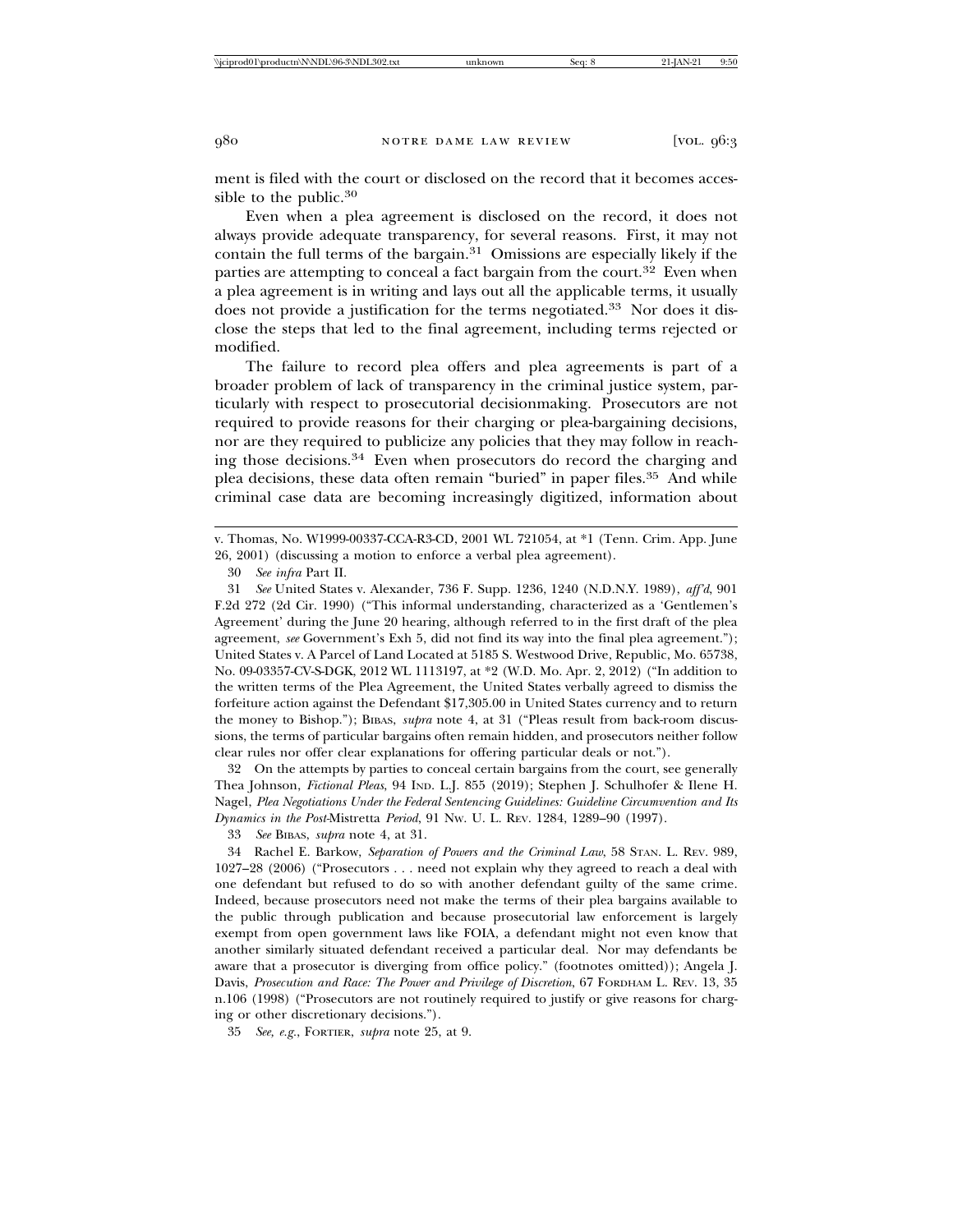ment is filed with the court or disclosed on the record that it becomes accessible to the public.[30]

Even when a plea agreement is disclosed on the record, it does not always provide adequate transparency, for several reasons. First, it may not contain the full terms of the bargain.[31] Omissions are especially likely if the parties are attempting to conceal a fact bargain from the court.[32] Even when a plea agreement is in writing and lays out all the applicable terms, it usually does not provide a justification for the terms negotiated.[33] Nor does it disclose the steps that led to the final agreement, including terms rejected or modified.

The failure to record plea offers and plea agreements is part of a broader problem of lack of transparency in the criminal justice system, particularly with respect to prosecutorial decisionmaking. Prosecutors are not required to provide reasons for their charging or plea-bargaining decisions, nor are they required to publicize any policies that they may follow in reaching those decisions.[34] Even when prosecutors do record the charging and plea decisions, these data often remain "buried" in paper files.[35] And while criminal case data are becoming increasingly digitized, information about

---

v. Thomas, No. W1999-00337-CCA-R3-CD, 2001 WL 721054, at *1 (Tenn. Crim. App. June 26, 2001) (discussing a motion to enforce a verbal plea agreement).

30 *See infra* Part II.

31 *See* United States v. Alexander, 736 F. Supp. 1236, 1240 (N.D.N.Y. 1989), *aff'd*, 901 F.2d 272 (2d Cir. 1990) ("This informal understanding, characterized as a 'Gentlemen's Agreement' during the June 20 hearing, although referred to in the first draft of the plea agreement, *see* Government's Exh 5, did not find its way into the final plea agreement."); United States v. A Parcel of Land Located at 5185 S. Westwood Drive, Republic, Mo. 65738, No. 09-03357-CV-S-DGK, 2012 WL 1113197, at *2 (W.D. Mo. Apr. 2, 2012) ("In addition to the written terms of the Plea Agreement, the United States verbally agreed to dismiss the forfeiture action against the Defendant $17,305.00 in United States currency and to return the money to Bishop."); BIBAS, *supra* note 4, at 31 ("Pleas result from back-room discussions, the terms of particular bargains often remain hidden, and prosecutors neither follow clear rules nor offer clear explanations for offering particular deals or not.").

32 On the attempts by parties to conceal certain bargains from the court, see generally Thea Johnson, *Fictional Pleas*, 94 IND. L.J. 855 (2019); Stephen J. Schulhofer & Ilene H. Nagel, *Plea Negotiations Under the Federal Sentencing Guidelines: Guideline Circumvention and Its Dynamics in the Post-*Mistretta *Period*, 91 NW. U. L. REV. 1284, 1289–90 (1997).

33 *See* BIBAS, *supra* note 4, at 31.

34 Rachel E. Barkow, *Separation of Powers and the Criminal Law*, 58 STAN. L. REV. 989, 1027–28 (2006) ("Prosecutors . . . need not explain why they agreed to reach a deal with one defendant but refused to do so with another defendant guilty of the same crime. Indeed, because prosecutors need not make the terms of their plea bargains available to the public through publication and because prosecutorial law enforcement is largely exempt from open government laws like FOIA, a defendant might not even know that another similarly situated defendant received a particular deal. Nor may defendants be aware that a prosecutor is diverging from office policy." (footnotes omitted)); Angela J. Davis, *Prosecution and Race: The Power and Privilege of Discretion*, 67 FORDHAM L. REV. 13, 35 n.106 (1998) ("Prosecutors are not routinely required to justify or give reasons for charging or other discretionary decisions.").

35 *See, e.g.*, FORTIER, *supra* note 25, at 9.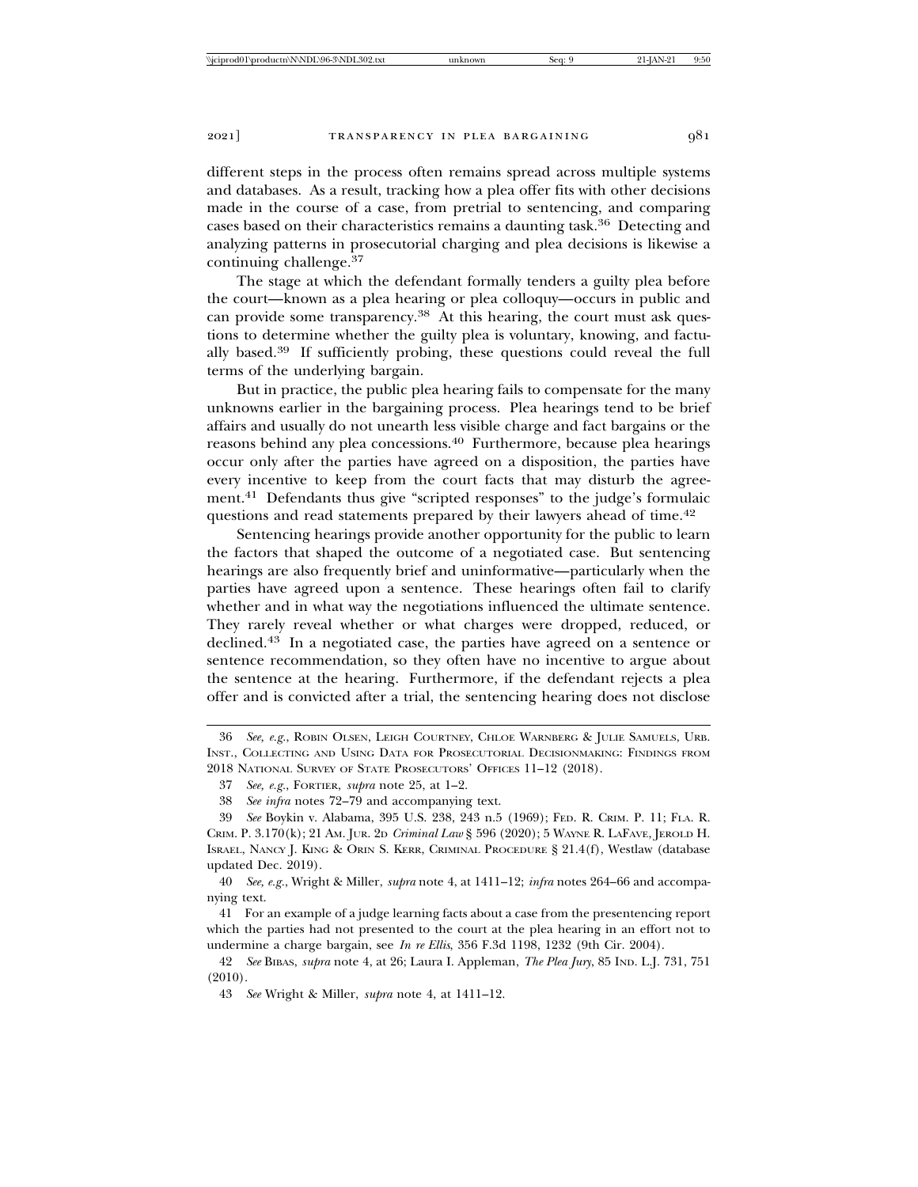different steps in the process often remains spread across multiple systems and databases. As a result, tracking how a plea offer fits with other decisions made in the course of a case, from pretrial to sentencing, and comparing cases based on their characteristics remains a daunting task.[36] Detecting and analyzing patterns in prosecutorial charging and plea decisions is likewise a continuing challenge.[37]

The stage at which the defendant formally tenders a guilty plea before the court—known as a plea hearing or plea colloquy—occurs in public and can provide some transparency.[38] At this hearing, the court must ask questions to determine whether the guilty plea is voluntary, knowing, and factually based.[39] If sufficiently probing, these questions could reveal the full terms of the underlying bargain.

But in practice, the public plea hearing fails to compensate for the many unknowns earlier in the bargaining process. Plea hearings tend to be brief affairs and usually do not unearth less visible charge and fact bargains or the reasons behind any plea concessions.[40] Furthermore, because plea hearings occur only after the parties have agreed on a disposition, the parties have every incentive to keep from the court facts that may disturb the agreement.[41] Defendants thus give "scripted responses" to the judge's formulaic questions and read statements prepared by their lawyers ahead of time.[42]

Sentencing hearings provide another opportunity for the public to learn the factors that shaped the outcome of a negotiated case. But sentencing hearings are also frequently brief and uninformative—particularly when the parties have agreed upon a sentence. These hearings often fail to clarify whether and in what way the negotiations influenced the ultimate sentence. They rarely reveal whether or what charges were dropped, reduced, or declined.[43] In a negotiated case, the parties have agreed on a sentence or sentence recommendation, so they often have no incentive to argue about the sentence at the hearing. Furthermore, if the defendant rejects a plea offer and is convicted after a trial, the sentencing hearing does not disclose

---

36 *See, e.g.*, Robin Olsen, Leigh Courtney, Chloe Warnberg & Julie Samuels, Urb. Inst., Collecting and Using Data for Prosecutorial Decisionmaking: Findings from 2018 National Survey of State Prosecutors' Offices 11–12 (2018).

37 *See, e.g.*, Fortier, *supra* note 25, at 1–2.

38 *See infra* notes 72–79 and accompanying text.

39 *See* Boykin v. Alabama, 395 U.S. 238, 243 n.5 (1969); Fed. R. Crim. P. 11; Fla. R. Crim. P. 3.170(k); 21 Am. Jur. 2d *Criminal Law* § 596 (2020); 5 Wayne R. LaFave, Jerold H. Israel, Nancy J. King & Orin S. Kerr, Criminal Procedure § 21.4(f), Westlaw (database updated Dec. 2019).

40 *See, e.g.*, Wright & Miller, *supra* note 4, at 1411–12; *infra* notes 264–66 and accompanying text.

41 For an example of a judge learning facts about a case from the presentencing report which the parties had not presented to the court at the plea hearing in an effort not to undermine a charge bargain, see *In re Ellis*, 356 F.3d 1198, 1232 (9th Cir. 2004).

42 *See* Bibas, *supra* note 4, at 26; Laura I. Appleman, *The Plea Jury*, 85 Ind. L.J. 731, 751 (2010).

43 *See* Wright & Miller, *supra* note 4, at 1411–12.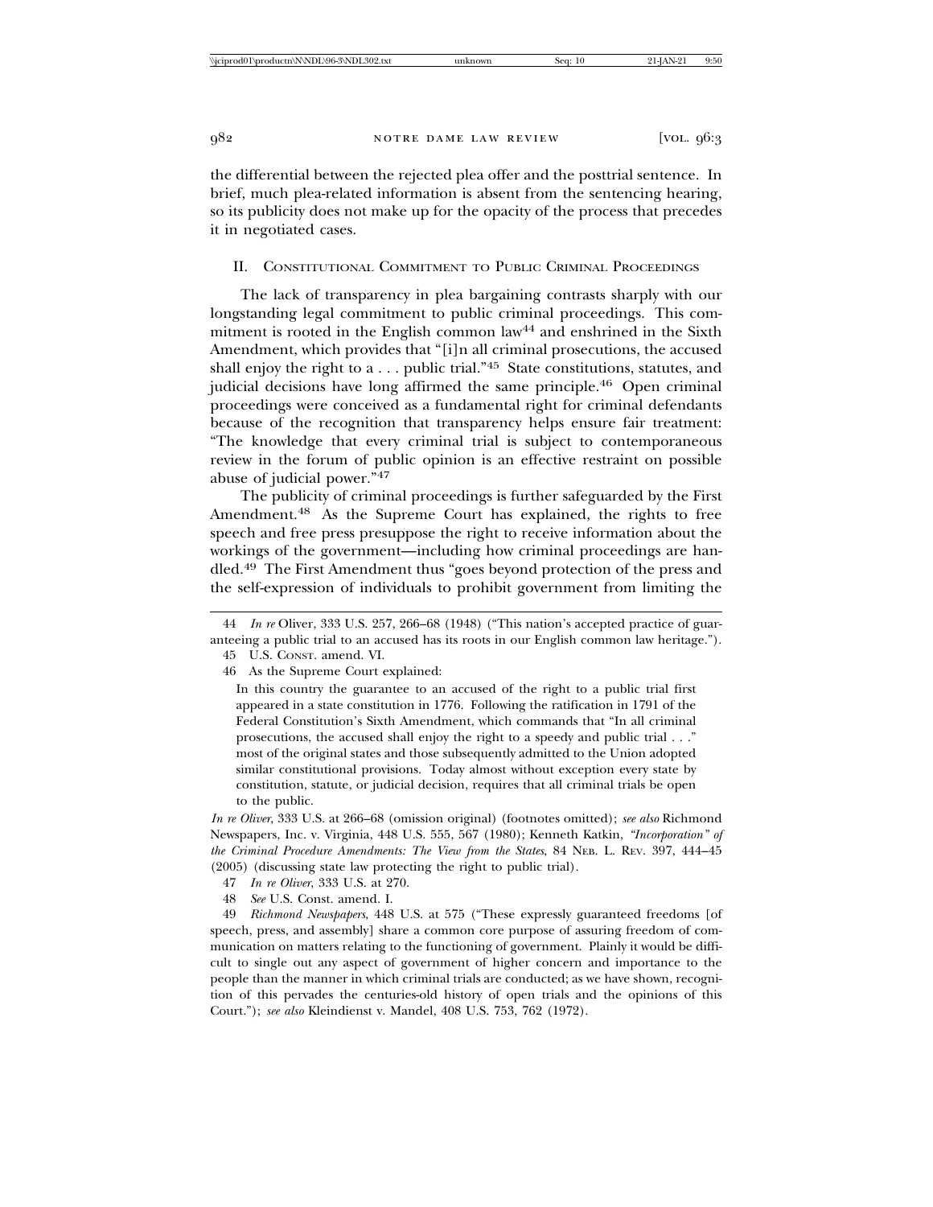the differential between the rejected plea offer and the posttrial sentence. In brief, much plea-related information is absent from the sentencing hearing, so its publicity does not make up for the opacity of the process that precedes it in negotiated cases.

## II. Constitutional Commitment to Public Criminal Proceedings

The lack of transparency in plea bargaining contrasts sharply with our longstanding legal commitment to public criminal proceedings. This commitment is rooted in the English common law[44] and enshrined in the Sixth Amendment, which provides that "[i]n all criminal prosecutions, the accused shall enjoy the right to a . . . public trial."[45] State constitutions, statutes, and judicial decisions have long affirmed the same principle.[46] Open criminal proceedings were conceived as a fundamental right for criminal defendants because of the recognition that transparency helps ensure fair treatment: "The knowledge that every criminal trial is subject to contemporaneous review in the forum of public opinion is an effective restraint on possible abuse of judicial power."[47]

The publicity of criminal proceedings is further safeguarded by the First Amendment.[48] As the Supreme Court has explained, the rights to free speech and free press presuppose the right to receive information about the workings of the government—including how criminal proceedings are handled.[49] The First Amendment thus "goes beyond protection of the press and the self-expression of individuals to prohibit government from limiting the

---

44 *In re* Oliver, 333 U.S. 257, 266–68 (1948) ("This nation's accepted practice of guaranteeing a public trial to an accused has its roots in our English common law heritage.").

45 U.S. Const. amend. VI.

46 As the Supreme Court explained:

> In this country the guarantee to an accused of the right to a public trial first appeared in a state constitution in 1776. Following the ratification in 1791 of the Federal Constitution's Sixth Amendment, which commands that "In all criminal prosecutions, the accused shall enjoy the right to a speedy and public trial . . ." most of the original states and those subsequently admitted to the Union adopted similar constitutional provisions. Today almost without exception every state by constitution, statute, or judicial decision, requires that all criminal trials be open to the public.

*In re Oliver*, 333 U.S. at 266–68 (omission original) (footnotes omitted); *see also* Richmond Newspapers, Inc. v. Virginia, 448 U.S. 555, 567 (1980); Kenneth Katkin, *"Incorporation" of the Criminal Procedure Amendments: The View from the States*, 84 Neb. L. Rev. 397, 444–45 (2005) (discussing state law protecting the right to public trial).

47 *In re Oliver*, 333 U.S. at 270.

48 *See* U.S. Const. amend. I.

49 *Richmond Newspapers*, 448 U.S. at 575 ("These expressly guaranteed freedoms [of speech, press, and assembly] share a common core purpose of assuring freedom of communication on matters relating to the functioning of government. Plainly it would be difficult to single out any aspect of government of higher concern and importance to the people than the manner in which criminal trials are conducted; as we have shown, recognition of this pervades the centuries-old history of open trials and the opinions of this Court."); *see also* Kleindienst v. Mandel, 408 U.S. 753, 762 (1972).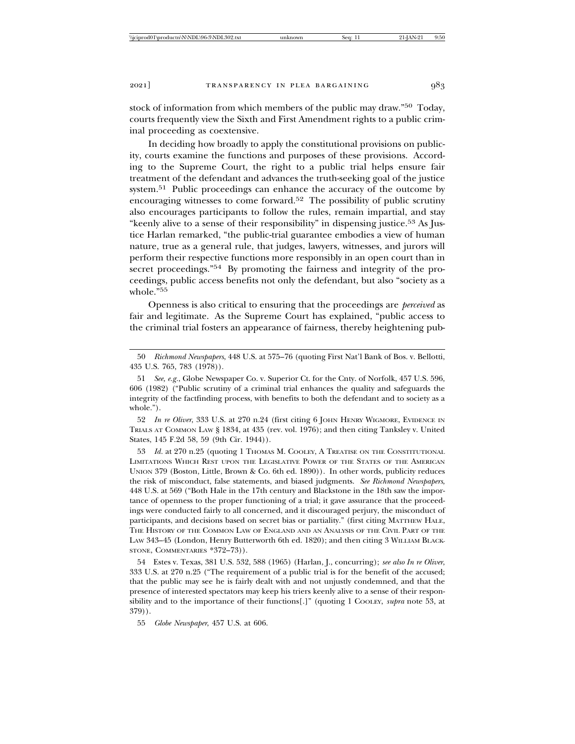stock of information from which members of the public may draw."[50] Today, courts frequently view the Sixth and First Amendment rights to a public criminal proceeding as coextensive.

In deciding how broadly to apply the constitutional provisions on publicity, courts examine the functions and purposes of these provisions. According to the Supreme Court, the right to a public trial helps ensure fair treatment of the defendant and advances the truth-seeking goal of the justice system.[51] Public proceedings can enhance the accuracy of the outcome by encouraging witnesses to come forward.[52] The possibility of public scrutiny also encourages participants to follow the rules, remain impartial, and stay "keenly alive to a sense of their responsibility" in dispensing justice.[53] As Justice Harlan remarked, "the public-trial guarantee embodies a view of human nature, true as a general rule, that judges, lawyers, witnesses, and jurors will perform their respective functions more responsibly in an open court than in secret proceedings."[54] By promoting the fairness and integrity of the proceedings, public access benefits not only the defendant, but also "society as a whole."[55]

Openness is also critical to ensuring that the proceedings are *perceived* as fair and legitimate. As the Supreme Court has explained, "public access to the criminal trial fosters an appearance of fairness, thereby heightening pub-

---

50 *Richmond Newspapers*, 448 U.S. at 575–76 (quoting First Nat'l Bank of Bos. v. Bellotti, 435 U.S. 765, 783 (1978)).

51 *See, e.g.*, Globe Newspaper Co. v. Superior Ct. for the Cnty. of Norfolk, 457 U.S. 596, 606 (1982) ("Public scrutiny of a criminal trial enhances the quality and safeguards the integrity of the factfinding process, with benefits to both the defendant and to society as a whole.").

52 *In re Oliver*, 333 U.S. at 270 n.24 (first citing 6 JOHN HENRY WIGMORE, EVIDENCE IN TRIALS AT COMMON LAW § 1834, at 435 (rev. vol. 1976); and then citing Tanksley v. United States, 145 F.2d 58, 59 (9th Cir. 1944)).

53 *Id.* at 270 n.25 (quoting 1 THOMAS M. COOLEY, A TREATISE ON THE CONSTITUTIONAL LIMITATIONS WHICH REST UPON THE LEGISLATIVE POWER OF THE STATES OF THE AMERICAN UNION 379 (Boston, Little, Brown & Co. 6th ed. 1890)). In other words, publicity reduces the risk of misconduct, false statements, and biased judgments. *See Richmond Newspapers*, 448 U.S. at 569 ("Both Hale in the 17th century and Blackstone in the 18th saw the importance of openness to the proper functioning of a trial; it gave assurance that the proceedings were conducted fairly to all concerned, and it discouraged perjury, the misconduct of participants, and decisions based on secret bias or partiality." (first citing MATTHEW HALE, THE HISTORY OF THE COMMON LAW OF ENGLAND AND AN ANALYSIS OF THE CIVIL PART OF THE LAW 343–45 (London, Henry Butterworth 6th ed. 1820); and then citing 3 WILLIAM BLACKSTONE, COMMENTARIES *372–73)).

54 Estes v. Texas, 381 U.S. 532, 588 (1965) (Harlan, J., concurring); *see also In re Oliver*, 333 U.S. at 270 n.25 ("The requirement of a public trial is for the benefit of the accused; that the public may see he is fairly dealt with and not unjustly condemned, and that the presence of interested spectators may keep his triers keenly alive to a sense of their responsibility and to the importance of their functions[.]" (quoting 1 COOLEY, *supra* note 53, at 379)).

55 *Globe Newspaper*, 457 U.S. at 606.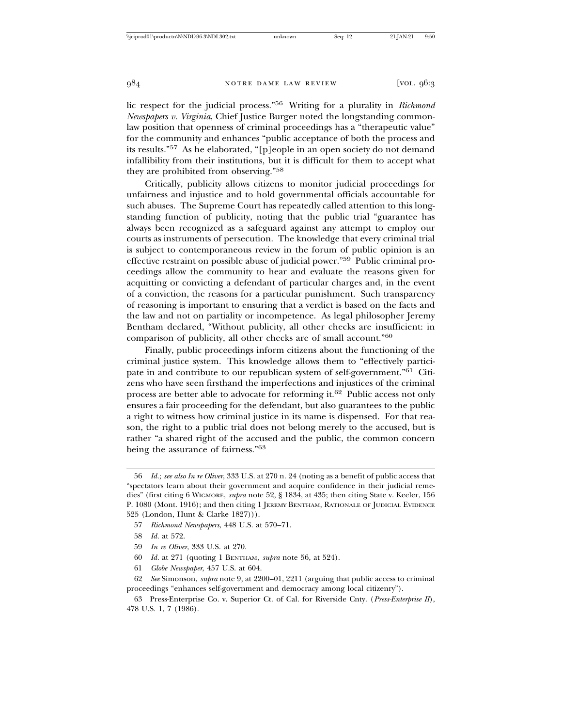lic respect for the judicial process."[56] Writing for a plurality in *Richmond Newspapers v. Virginia*, Chief Justice Burger noted the longstanding common-law position that openness of criminal proceedings has a "therapeutic value" for the community and enhances "public acceptance of both the process and its results."[57] As he elaborated, "[p]eople in an open society do not demand infallibility from their institutions, but it is difficult for them to accept what they are prohibited from observing."[58]

Critically, publicity allows citizens to monitor judicial proceedings for unfairness and injustice and to hold governmental officials accountable for such abuses. The Supreme Court has repeatedly called attention to this longstanding function of publicity, noting that the public trial "guarantee has always been recognized as a safeguard against any attempt to employ our courts as instruments of persecution. The knowledge that every criminal trial is subject to contemporaneous review in the forum of public opinion is an effective restraint on possible abuse of judicial power."[59] Public criminal proceedings allow the community to hear and evaluate the reasons given for acquitting or convicting a defendant of particular charges and, in the event of a conviction, the reasons for a particular punishment. Such transparency of reasoning is important to ensuring that a verdict is based on the facts and the law and not on partiality or incompetence. As legal philosopher Jeremy Bentham declared, "Without publicity, all other checks are insufficient: in comparison of publicity, all other checks are of small account."[60]

Finally, public proceedings inform citizens about the functioning of the criminal justice system. This knowledge allows them to "effectively participate in and contribute to our republican system of self-government."[61] Citizens who have seen firsthand the imperfections and injustices of the criminal process are better able to advocate for reforming it.[62] Public access not only ensures a fair proceeding for the defendant, but also guarantees to the public a right to witness how criminal justice in its name is dispensed. For that reason, the right to a public trial does not belong merely to the accused, but is rather "a shared right of the accused and the public, the common concern being the assurance of fairness."[63]

---

56 *Id.*; *see also In re Oliver*, 333 U.S. at 270 n. 24 (noting as a benefit of public access that "spectators learn about their government and acquire confidence in their judicial remedies" (first citing 6 Wigmore, *supra* note 52, § 1834, at 435; then citing State v. Keeler, 156 P. 1080 (Mont. 1916); and then citing 1 Jeremy Bentham, Rationale of Judicial Evidence 525 (London, Hunt & Clarke 1827))).

57 *Richmond Newspapers*, 448 U.S. at 570–71.

58 *Id.* at 572.

59 *In re Oliver*, 333 U.S. at 270.

60 *Id.* at 271 (quoting 1 Bentham, *supra* note 56, at 524).

61 *Globe Newspaper*, 457 U.S. at 604.

62 *See* Simonson, *supra* note 9, at 2200–01, 2211 (arguing that public access to criminal proceedings "enhances self-government and democracy among local citizenry").

63 Press-Enterprise Co. v. Superior Ct. of Cal. for Riverside Cnty. (*Press-Enterprise II*), 478 U.S. 1, 7 (1986).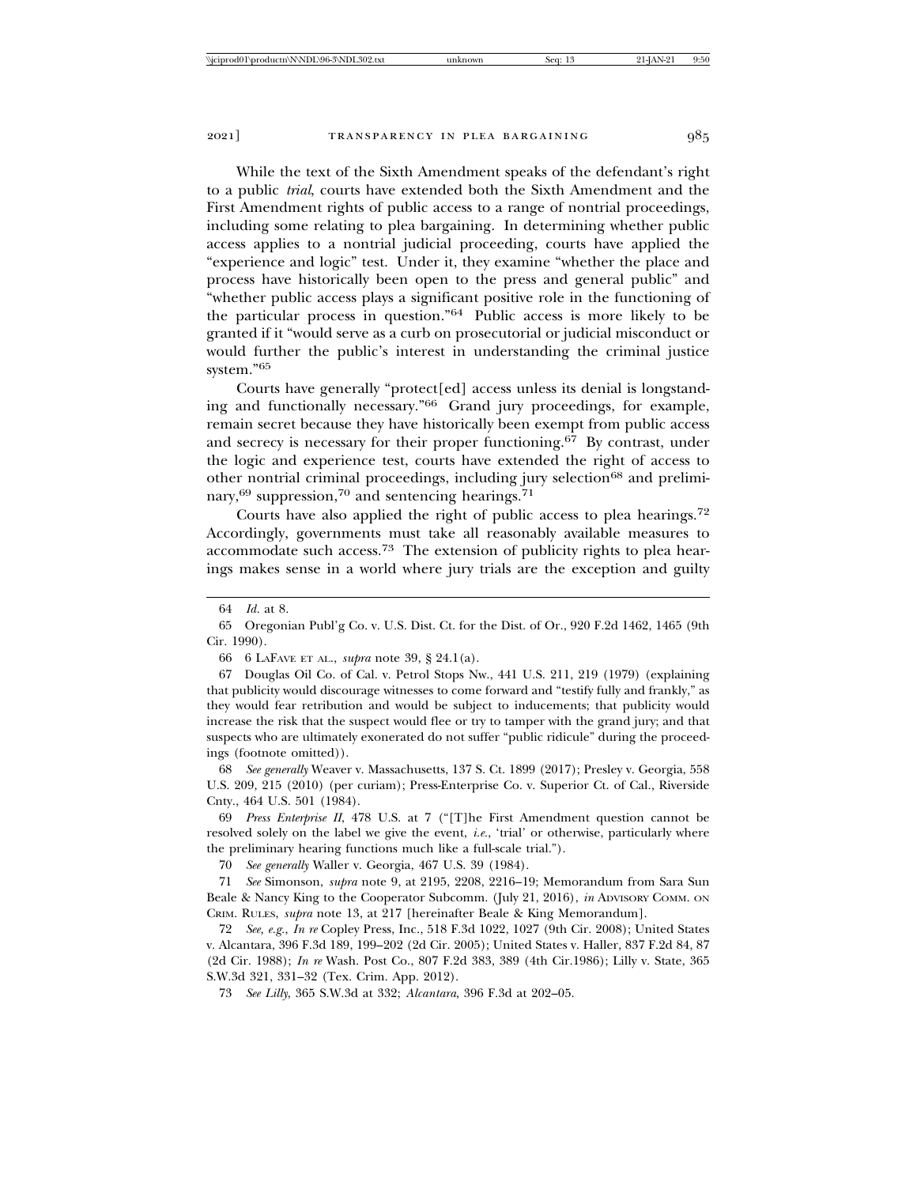While the text of the Sixth Amendment speaks of the defendant's right to a public *trial*, courts have extended both the Sixth Amendment and the First Amendment rights of public access to a range of nontrial proceedings, including some relating to plea bargaining. In determining whether public access applies to a nontrial judicial proceeding, courts have applied the "experience and logic" test. Under it, they examine "whether the place and process have historically been open to the press and general public" and "whether public access plays a significant positive role in the functioning of the particular process in question."[64] Public access is more likely to be granted if it "would serve as a curb on prosecutorial or judicial misconduct or would further the public's interest in understanding the criminal justice system."[65]

Courts have generally "protect[ed] access unless its denial is longstanding and functionally necessary."[66] Grand jury proceedings, for example, remain secret because they have historically been exempt from public access and secrecy is necessary for their proper functioning.[67] By contrast, under the logic and experience test, courts have extended the right of access to other nontrial criminal proceedings, including jury selection[68] and preliminary,[69] suppression,[70] and sentencing hearings.[71]

Courts have also applied the right of public access to plea hearings.[72] Accordingly, governments must take all reasonably available measures to accommodate such access.[73] The extension of publicity rights to plea hearings makes sense in a world where jury trials are the exception and guilty

---

64 *Id.* at 8.

65 Oregonian Publ'g Co. v. U.S. Dist. Ct. for the Dist. of Or., 920 F.2d 1462, 1465 (9th Cir. 1990).

66 6 LaFave et al., *supra* note 39, § 24.1(a).

67 Douglas Oil Co. of Cal. v. Petrol Stops Nw., 441 U.S. 211, 219 (1979) (explaining that publicity would discourage witnesses to come forward and "testify fully and frankly," as they would fear retribution and would be subject to inducements; that publicity would increase the risk that the suspect would flee or try to tamper with the grand jury; and that suspects who are ultimately exonerated do not suffer "public ridicule" during the proceedings (footnote omitted)).

68 *See generally* Weaver v. Massachusetts, 137 S. Ct. 1899 (2017); Presley v. Georgia, 558 U.S. 209, 215 (2010) (per curiam); Press-Enterprise Co. v. Superior Ct. of Cal., Riverside Cnty., 464 U.S. 501 (1984).

69 *Press Enterprise II*, 478 U.S. at 7 ("[T]he First Amendment question cannot be resolved solely on the label we give the event, *i.e.*, 'trial' or otherwise, particularly where the preliminary hearing functions much like a full-scale trial.").

70 *See generally* Waller v. Georgia, 467 U.S. 39 (1984).

71 *See* Simonson, *supra* note 9, at 2195, 2208, 2216–19; Memorandum from Sara Sun Beale & Nancy King to the Cooperator Subcomm. (July 21, 2016), *in* Advisory Comm. on Crim. Rules, *supra* note 13, at 217 [hereinafter Beale & King Memorandum].

72 *See, e.g.*, *In re* Copley Press, Inc., 518 F.3d 1022, 1027 (9th Cir. 2008); United States v. Alcantara, 396 F.3d 189, 199–202 (2d Cir. 2005); United States v. Haller, 837 F.2d 84, 87 (2d Cir. 1988); *In re* Wash. Post Co., 807 F.2d 383, 389 (4th Cir.1986); Lilly v. State, 365 S.W.3d 321, 331–32 (Tex. Crim. App. 2012).

73 *See Lilly*, 365 S.W.3d at 332; *Alcantara*, 396 F.3d at 202–05.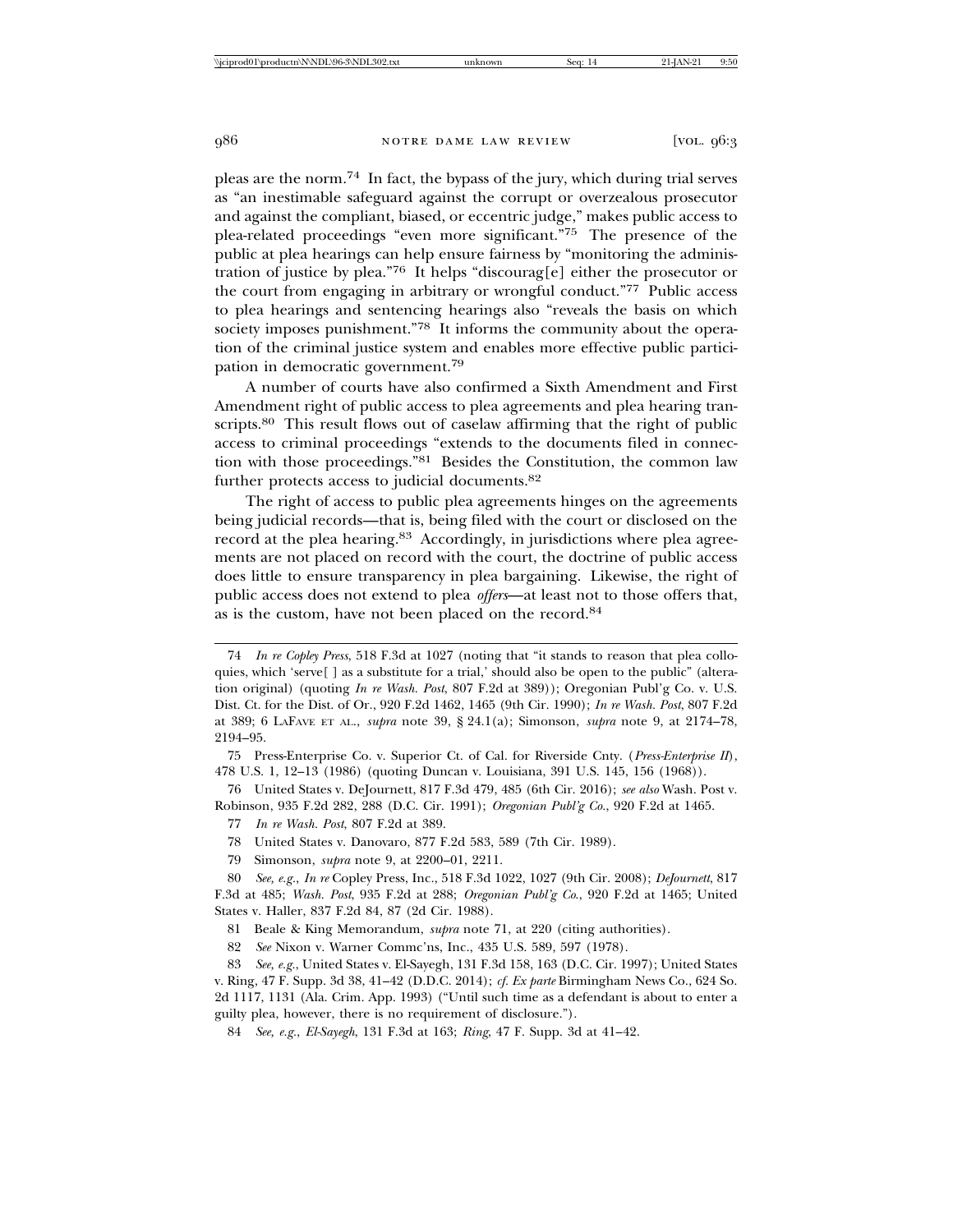pleas are the norm.[74] In fact, the bypass of the jury, which during trial serves as "an inestimable safeguard against the corrupt or overzealous prosecutor and against the compliant, biased, or eccentric judge," makes public access to plea-related proceedings "even more significant."[75] The presence of the public at plea hearings can help ensure fairness by "monitoring the administration of justice by plea."[76] It helps "discourag[e] either the prosecutor or the court from engaging in arbitrary or wrongful conduct."[77] Public access to plea hearings and sentencing hearings also "reveals the basis on which society imposes punishment."[78] It informs the community about the operation of the criminal justice system and enables more effective public participation in democratic government.[79]

A number of courts have also confirmed a Sixth Amendment and First Amendment right of public access to plea agreements and plea hearing transcripts.[80] This result flows out of caselaw affirming that the right of public access to criminal proceedings "extends to the documents filed in connection with those proceedings."[81] Besides the Constitution, the common law further protects access to judicial documents.[82]

The right of access to public plea agreements hinges on the agreements being judicial records—that is, being filed with the court or disclosed on the record at the plea hearing.[83] Accordingly, in jurisdictions where plea agreements are not placed on record with the court, the doctrine of public access does little to ensure transparency in plea bargaining. Likewise, the right of public access does not extend to plea *offers*—at least not to those offers that, as is the custom, have not been placed on the record.[84]

---

74 *In re Copley Press*, 518 F.3d at 1027 (noting that "it stands to reason that plea colloquies, which 'serve[ ] as a substitute for a trial,' should also be open to the public" (alteration original) (quoting *In re Wash. Post*, 807 F.2d at 389)); Oregonian Publ'g Co. v. U.S. Dist. Ct. for the Dist. of Or., 920 F.2d 1462, 1465 (9th Cir. 1990); *In re Wash. Post*, 807 F.2d at 389; 6 LaFave et al., *supra* note 39, § 24.1(a); Simonson, *supra* note 9, at 2174–78, 2194–95.

75 Press-Enterprise Co. v. Superior Ct. of Cal. for Riverside Cnty. (*Press-Enterprise II*), 478 U.S. 1, 12–13 (1986) (quoting Duncan v. Louisiana, 391 U.S. 145, 156 (1968)).

76 United States v. DeJournett, 817 F.3d 479, 485 (6th Cir. 2016); *see also* Wash. Post v. Robinson, 935 F.2d 282, 288 (D.C. Cir. 1991); *Oregonian Publ'g Co.*, 920 F.2d at 1465.

77 *In re Wash. Post*, 807 F.2d at 389.

78 United States v. Danovaro, 877 F.2d 583, 589 (7th Cir. 1989).

79 Simonson, *supra* note 9, at 2200–01, 2211.

80 *See, e.g.*, *In re* Copley Press, Inc., 518 F.3d 1022, 1027 (9th Cir. 2008); *DeJournett*, 817 F.3d at 485; *Wash. Post*, 935 F.2d at 288; *Oregonian Publ'g Co.*, 920 F.2d at 1465; United States v. Haller, 837 F.2d 84, 87 (2d Cir. 1988).

81 Beale & King Memorandum, *supra* note 71, at 220 (citing authorities).

82 *See* Nixon v. Warner Commc'ns, Inc., 435 U.S. 589, 597 (1978).

83 *See, e.g.*, United States v. El-Sayegh, 131 F.3d 158, 163 (D.C. Cir. 1997); United States v. Ring, 47 F. Supp. 3d 38, 41–42 (D.D.C. 2014); *cf. Ex parte* Birmingham News Co., 624 So. 2d 1117, 1131 (Ala. Crim. App. 1993) ("Until such time as a defendant is about to enter a guilty plea, however, there is no requirement of disclosure.").

84 *See, e.g.*, *El-Sayegh*, 131 F.3d at 163; *Ring*, 47 F. Supp. 3d at 41–42.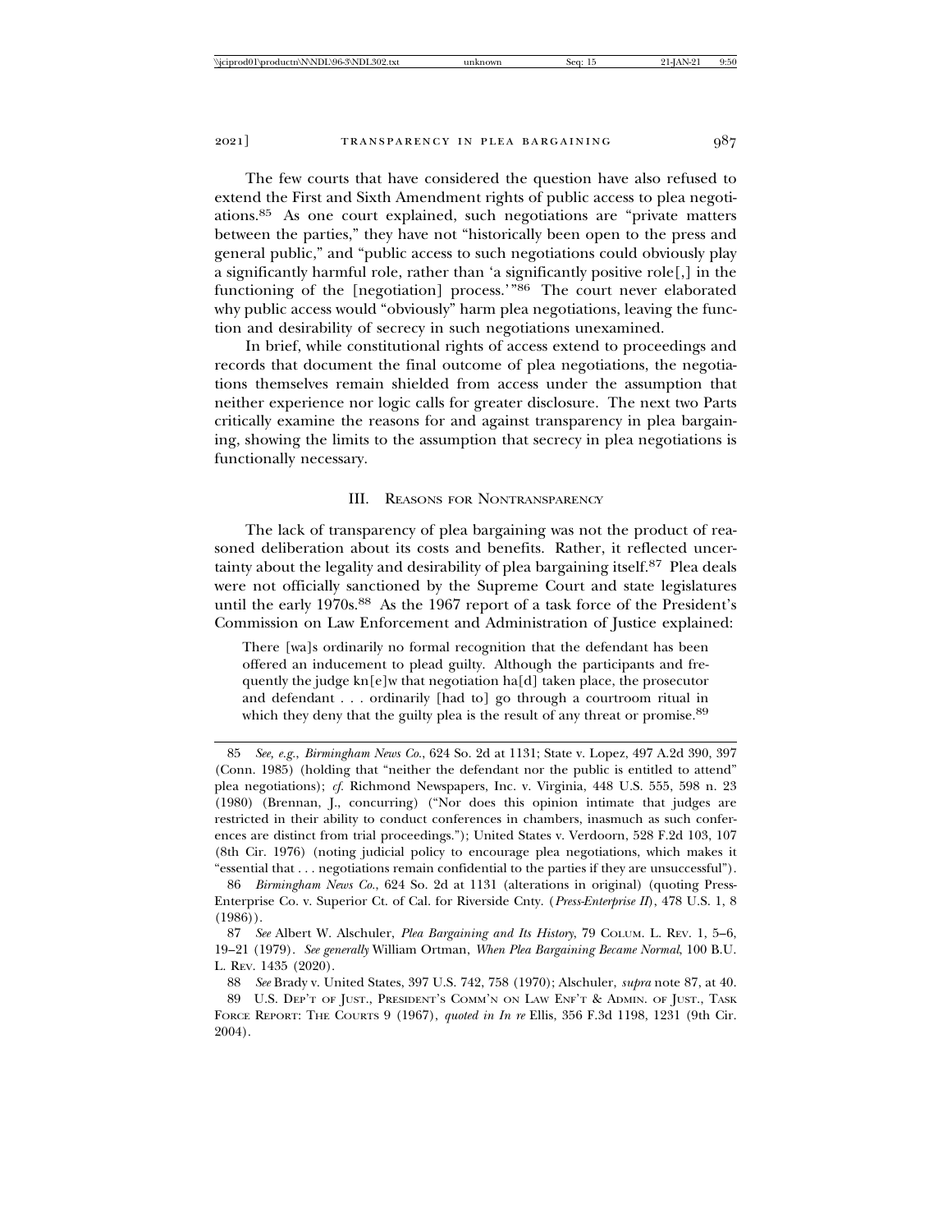The few courts that have considered the question have also refused to extend the First and Sixth Amendment rights of public access to plea negotiations.[85] As one court explained, such negotiations are "private matters between the parties," they have not "historically been open to the press and general public," and "public access to such negotiations could obviously play a significantly harmful role, rather than 'a significantly positive role[,] in the functioning of the [negotiation] process.'"[86] The court never elaborated why public access would "obviously" harm plea negotiations, leaving the function and desirability of secrecy in such negotiations unexamined.

In brief, while constitutional rights of access extend to proceedings and records that document the final outcome of plea negotiations, the negotiations themselves remain shielded from access under the assumption that neither experience nor logic calls for greater disclosure. The next two Parts critically examine the reasons for and against transparency in plea bargaining, showing the limits to the assumption that secrecy in plea negotiations is functionally necessary.

## III. Reasons for Nontransparency

The lack of transparency of plea bargaining was not the product of reasoned deliberation about its costs and benefits. Rather, it reflected uncertainty about the legality and desirability of plea bargaining itself.[87] Plea deals were not officially sanctioned by the Supreme Court and state legislatures until the early 1970s.[88] As the 1967 report of a task force of the President's Commission on Law Enforcement and Administration of Justice explained:

> There [wa]s ordinarily no formal recognition that the defendant has been offered an inducement to plead guilty. Although the participants and frequently the judge kn[e]w that negotiation ha[d] taken place, the prosecutor and defendant . . . ordinarily [had to] go through a courtroom ritual in which they deny that the guilty plea is the result of any threat or promise.[89]

---

85 *See, e.g.*, *Birmingham News Co.*, 624 So. 2d at 1131; State v. Lopez, 497 A.2d 390, 397 (Conn. 1985) (holding that "neither the defendant nor the public is entitled to attend" plea negotiations); *cf.* Richmond Newspapers, Inc. v. Virginia, 448 U.S. 555, 598 n. 23 (1980) (Brennan, J., concurring) ("Nor does this opinion intimate that judges are restricted in their ability to conduct conferences in chambers, inasmuch as such conferences are distinct from trial proceedings."); United States v. Verdoorn, 528 F.2d 103, 107 (8th Cir. 1976) (noting judicial policy to encourage plea negotiations, which makes it "essential that . . . negotiations remain confidential to the parties if they are unsuccessful").

86 *Birmingham News Co.*, 624 So. 2d at 1131 (alterations in original) (quoting Press-Enterprise Co. v. Superior Ct. of Cal. for Riverside Cnty. (*Press-Enterprise II*), 478 U.S. 1, 8 (1986)).

87 *See* Albert W. Alschuler, *Plea Bargaining and Its History*, 79 Colum. L. Rev. 1, 5–6, 19–21 (1979). *See generally* William Ortman, *When Plea Bargaining Became Normal*, 100 B.U. L. Rev. 1435 (2020).

88 *See* Brady v. United States, 397 U.S. 742, 758 (1970); Alschuler, *supra* note 87, at 40.

89 U.S. Dep't of Just., President's Comm'n on Law Enf't & Admin. of Just., Task Force Report: The Courts 9 (1967), *quoted in In re* Ellis, 356 F.3d 1198, 1231 (9th Cir. 2004).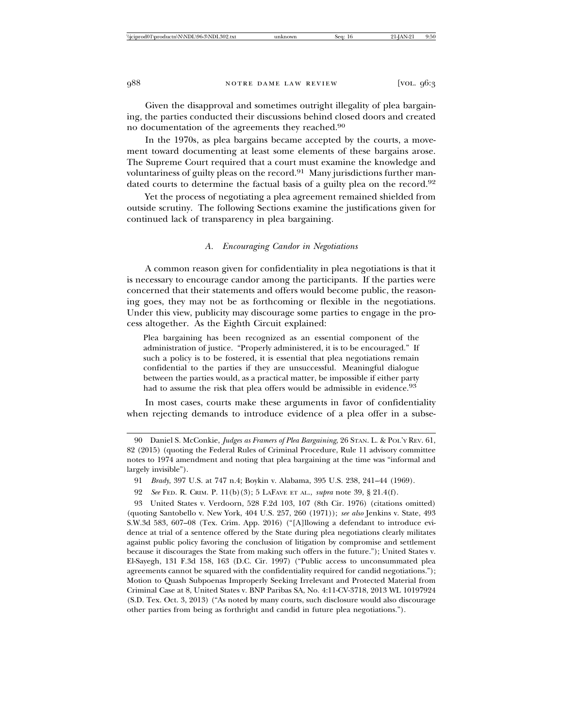Given the disapproval and sometimes outright illegality of plea bargaining, the parties conducted their discussions behind closed doors and created no documentation of the agreements they reached.[90]

In the 1970s, as plea bargains became accepted by the courts, a movement toward documenting at least some elements of these bargains arose. The Supreme Court required that a court must examine the knowledge and voluntariness of guilty pleas on the record.[91] Many jurisdictions further mandated courts to determine the factual basis of a guilty plea on the record.[92]

Yet the process of negotiating a plea agreement remained shielded from outside scrutiny. The following Sections examine the justifications given for continued lack of transparency in plea bargaining.

### A. *Encouraging Candor in Negotiations*

A common reason given for confidentiality in plea negotiations is that it is necessary to encourage candor among the participants. If the parties were concerned that their statements and offers would become public, the reasoning goes, they may not be as forthcoming or flexible in the negotiations. Under this view, publicity may discourage some parties to engage in the process altogether. As the Eighth Circuit explained:

> Plea bargaining has been recognized as an essential component of the administration of justice. "Properly administered, it is to be encouraged." If such a policy is to be fostered, it is essential that plea negotiations remain confidential to the parties if they are unsuccessful. Meaningful dialogue between the parties would, as a practical matter, be impossible if either party had to assume the risk that plea offers would be admissible in evidence.[93]

In most cases, courts make these arguments in favor of confidentiality when rejecting demands to introduce evidence of a plea offer in a subse-

---

90 Daniel S. McConkie, *Judges as Framers of Plea Bargaining*, 26 STAN. L. & POL'Y REV. 61, 82 (2015) (quoting the Federal Rules of Criminal Procedure, Rule 11 advisory committee notes to 1974 amendment and noting that plea bargaining at the time was "informal and largely invisible").

91 *Brady*, 397 U.S. at 747 n.4; Boykin v. Alabama, 395 U.S. 238, 241–44 (1969).

92 *See* FED. R. CRIM. P. 11(b)(3); 5 LAFAVE ET AL., *supra* note 39, § 21.4(f).

93 United States v. Verdoorn, 528 F.2d 103, 107 (8th Cir. 1976) (citations omitted) (quoting Santobello v. New York, 404 U.S. 257, 260 (1971)); *see also* Jenkins v. State, 493 S.W.3d 583, 607–08 (Tex. Crim. App. 2016) ("[A]llowing a defendant to introduce evidence at trial of a sentence offered by the State during plea negotiations clearly militates against public policy favoring the conclusion of litigation by compromise and settlement because it discourages the State from making such offers in the future."); United States v. El-Sayegh, 131 F.3d 158, 163 (D.C. Cir. 1997) ("Public access to unconsummated plea agreements cannot be squared with the confidentiality required for candid negotiations."); Motion to Quash Subpoenas Improperly Seeking Irrelevant and Protected Material from Criminal Case at 8, United States v. BNP Paribas SA, No. 4:11-CV-3718, 2013 WL 10197924 (S.D. Tex. Oct. 3, 2013) ("As noted by many courts, such disclosure would also discourage other parties from being as forthright and candid in future plea negotiations.").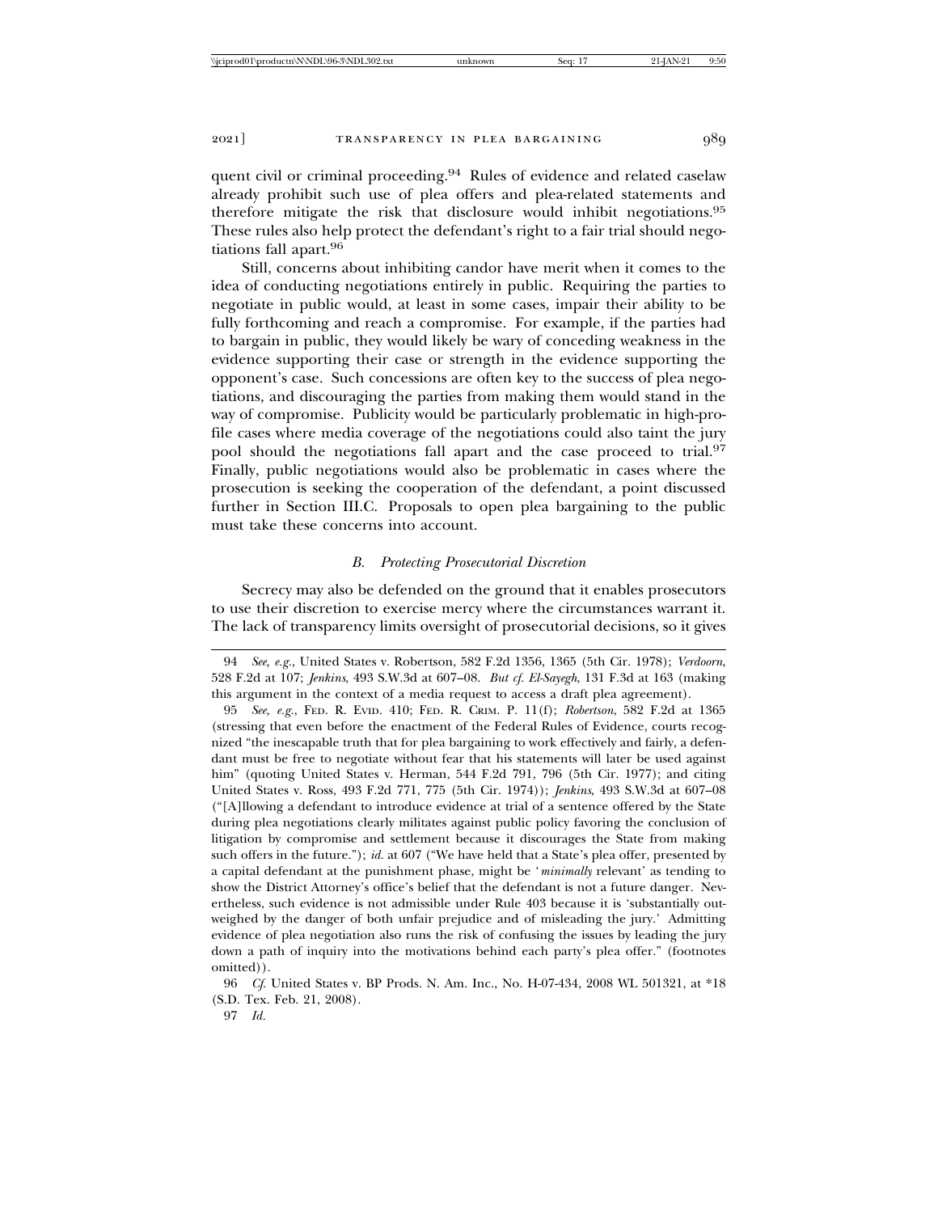quent civil or criminal proceeding.[94] Rules of evidence and related caselaw already prohibit such use of plea offers and plea-related statements and therefore mitigate the risk that disclosure would inhibit negotiations.[95] These rules also help protect the defendant's right to a fair trial should negotiations fall apart.[96]

Still, concerns about inhibiting candor have merit when it comes to the idea of conducting negotiations entirely in public. Requiring the parties to negotiate in public would, at least in some cases, impair their ability to be fully forthcoming and reach a compromise. For example, if the parties had to bargain in public, they would likely be wary of conceding weakness in the evidence supporting their case or strength in the evidence supporting the opponent's case. Such concessions are often key to the success of plea negotiations, and discouraging the parties from making them would stand in the way of compromise. Publicity would be particularly problematic in high-profile cases where media coverage of the negotiations could also taint the jury pool should the negotiations fall apart and the case proceed to trial.[97] Finally, public negotiations would also be problematic in cases where the prosecution is seeking the cooperation of the defendant, a point discussed further in Section III.C. Proposals to open plea bargaining to the public must take these concerns into account.

### *B. Protecting Prosecutorial Discretion*

Secrecy may also be defended on the ground that it enables prosecutors to use their discretion to exercise mercy where the circumstances warrant it. The lack of transparency limits oversight of prosecutorial decisions, so it gives

---

94 *See, e.g.*, United States v. Robertson, 582 F.2d 1356, 1365 (5th Cir. 1978); *Verdoorn*, 528 F.2d at 107; *Jenkins*, 493 S.W.3d at 607–08. *But cf. El-Sayegh*, 131 F.3d at 163 (making this argument in the context of a media request to access a draft plea agreement).

95 *See, e.g.*, FED. R. EVID. 410; FED. R. CRIM. P. 11(f); *Robertson*, 582 F.2d at 1365 (stressing that even before the enactment of the Federal Rules of Evidence, courts recognized "the inescapable truth that for plea bargaining to work effectively and fairly, a defendant must be free to negotiate without fear that his statements will later be used against him" (quoting United States v. Herman, 544 F.2d 791, 796 (5th Cir. 1977); and citing United States v. Ross, 493 F.2d 771, 775 (5th Cir. 1974)); *Jenkins*, 493 S.W.3d at 607–08 ("[A]llowing a defendant to introduce evidence at trial of a sentence offered by the State during plea negotiations clearly militates against public policy favoring the conclusion of litigation by compromise and settlement because it discourages the State from making such offers in the future."); *id.* at 607 ("We have held that a State's plea offer, presented by a capital defendant at the punishment phase, might be '*minimally* relevant' as tending to show the District Attorney's office's belief that the defendant is not a future danger. Nevertheless, such evidence is not admissible under Rule 403 because it is 'substantially outweighed by the danger of both unfair prejudice and of misleading the jury.' Admitting evidence of plea negotiation also runs the risk of confusing the issues by leading the jury down a path of inquiry into the motivations behind each party's plea offer." (footnotes omitted)).

96 *Cf.* United States v. BP Prods. N. Am. Inc., No. H-07-434, 2008 WL 501321, at *18 (S.D. Tex. Feb. 21, 2008).

97 *Id.*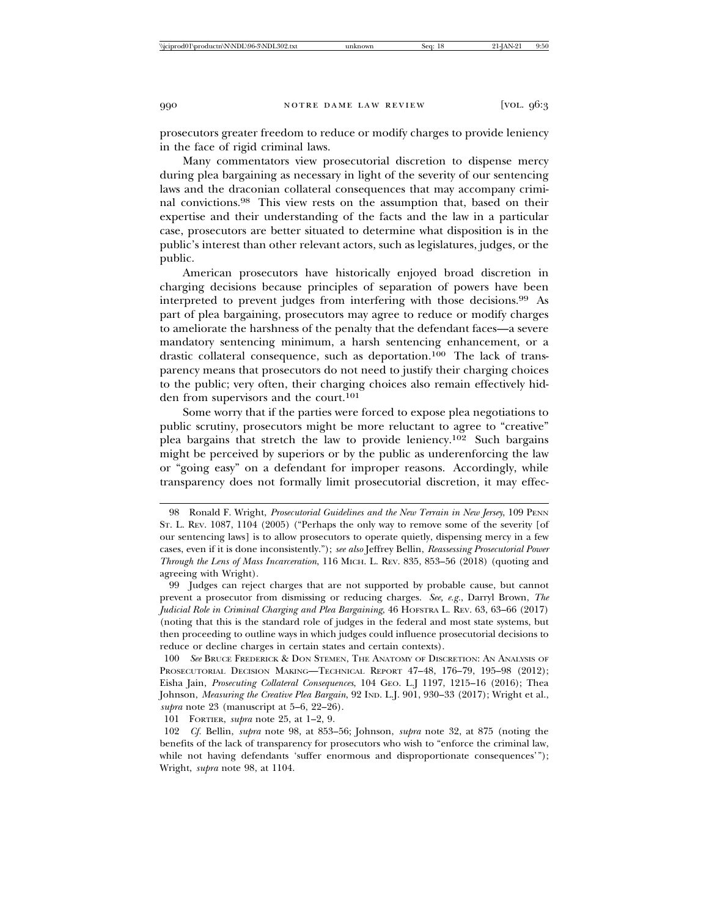prosecutors greater freedom to reduce or modify charges to provide leniency in the face of rigid criminal laws.

Many commentators view prosecutorial discretion to dispense mercy during plea bargaining as necessary in light of the severity of our sentencing laws and the draconian collateral consequences that may accompany criminal convictions.[98] This view rests on the assumption that, based on their expertise and their understanding of the facts and the law in a particular case, prosecutors are better situated to determine what disposition is in the public's interest than other relevant actors, such as legislatures, judges, or the public.

American prosecutors have historically enjoyed broad discretion in charging decisions because principles of separation of powers have been interpreted to prevent judges from interfering with those decisions.[99] As part of plea bargaining, prosecutors may agree to reduce or modify charges to ameliorate the harshness of the penalty that the defendant faces—a severe mandatory sentencing minimum, a harsh sentencing enhancement, or a drastic collateral consequence, such as deportation.[100] The lack of transparency means that prosecutors do not need to justify their charging choices to the public; very often, their charging choices also remain effectively hidden from supervisors and the court.[101]

Some worry that if the parties were forced to expose plea negotiations to public scrutiny, prosecutors might be more reluctant to agree to "creative" plea bargains that stretch the law to provide leniency.[102] Such bargains might be perceived by superiors or by the public as underenforcing the law or "going easy" on a defendant for improper reasons. Accordingly, while transparency does not formally limit prosecutorial discretion, it may effec-

---

98 Ronald F. Wright, *Prosecutorial Guidelines and the New Terrain in New Jersey*, 109 PENN ST. L. REV. 1087, 1104 (2005) ("Perhaps the only way to remove some of the severity [of our sentencing laws] is to allow prosecutors to operate quietly, dispensing mercy in a few cases, even if it is done inconsistently."); *see also* Jeffrey Bellin, *Reassessing Prosecutorial Power Through the Lens of Mass Incarceration*, 116 MICH. L. REV. 835, 853–56 (2018) (quoting and agreeing with Wright).

99 Judges can reject charges that are not supported by probable cause, but cannot prevent a prosecutor from dismissing or reducing charges. *See, e.g.*, Darryl Brown, *The Judicial Role in Criminal Charging and Plea Bargaining*, 46 HOFSTRA L. REV. 63, 63–66 (2017) (noting that this is the standard role of judges in the federal and most state systems, but then proceeding to outline ways in which judges could influence prosecutorial decisions to reduce or decline charges in certain states and certain contexts).

100 *See* BRUCE FREDERICK & DON STEMEN, THE ANATOMY OF DISCRETION: AN ANALYSIS OF PROSECUTORIAL DECISION MAKING—TECHNICAL REPORT 47–48, 176–79, 195–98 (2012); Eisha Jain, *Prosecuting Collateral Consequences*, 104 GEO. L.J 1197, 1215–16 (2016); Thea Johnson, *Measuring the Creative Plea Bargain*, 92 IND. L.J. 901, 930–33 (2017); Wright et al., *supra* note 23 (manuscript at 5–6, 22–26).

101 FORTIER, *supra* note 25, at 1–2, 9.

102 *Cf.* Bellin, *supra* note 98, at 853–56; Johnson, *supra* note 32, at 875 (noting the benefits of the lack of transparency for prosecutors who wish to "enforce the criminal law, while not having defendants 'suffer enormous and disproportionate consequences'"); Wright, *supra* note 98, at 1104.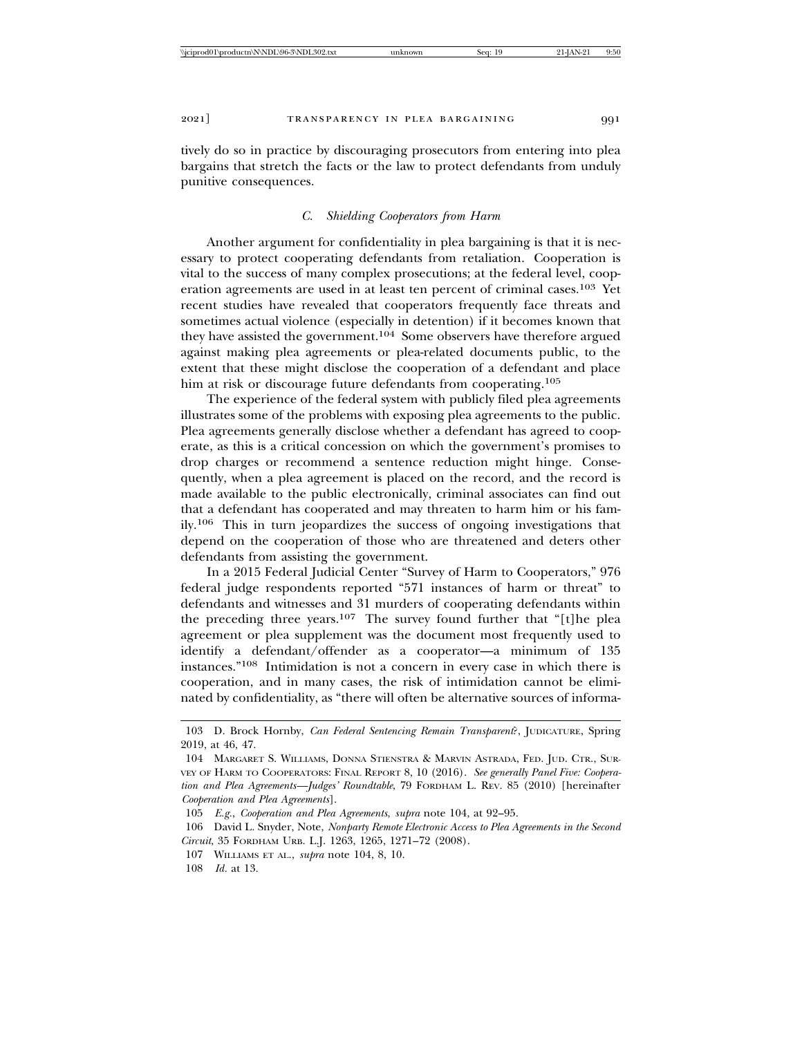tively do so in practice by discouraging prosecutors from entering into plea bargains that stretch the facts or the law to protect defendants from unduly punitive consequences.

### *C. Shielding Cooperators from Harm*

Another argument for confidentiality in plea bargaining is that it is necessary to protect cooperating defendants from retaliation. Cooperation is vital to the success of many complex prosecutions; at the federal level, cooperation agreements are used in at least ten percent of criminal cases.[103] Yet recent studies have revealed that cooperators frequently face threats and sometimes actual violence (especially in detention) if it becomes known that they have assisted the government.[104] Some observers have therefore argued against making plea agreements or plea-related documents public, to the extent that these might disclose the cooperation of a defendant and place him at risk or discourage future defendants from cooperating.[105]

The experience of the federal system with publicly filed plea agreements illustrates some of the problems with exposing plea agreements to the public. Plea agreements generally disclose whether a defendant has agreed to cooperate, as this is a critical concession on which the government's promises to drop charges or recommend a sentence reduction might hinge. Consequently, when a plea agreement is placed on the record, and the record is made available to the public electronically, criminal associates can find out that a defendant has cooperated and may threaten to harm him or his family.[106] This in turn jeopardizes the success of ongoing investigations that depend on the cooperation of those who are threatened and deters other defendants from assisting the government.

In a 2015 Federal Judicial Center "Survey of Harm to Cooperators," 976 federal judge respondents reported "571 instances of harm or threat" to defendants and witnesses and 31 murders of cooperating defendants within the preceding three years.[107] The survey found further that "[t]he plea agreement or plea supplement was the document most frequently used to identify a defendant/offender as a cooperator—a minimum of 135 instances."[108] Intimidation is not a concern in every case in which there is cooperation, and in many cases, the risk of intimidation cannot be eliminated by confidentiality, as "there will often be alternative sources of informa-

---

103 D. Brock Hornby, *Can Federal Sentencing Remain Transparent?*, JUDICATURE, Spring 2019, at 46, 47.

104 MARGARET S. WILLIAMS, DONNA STIENSTRA & MARVIN ASTRADA, FED. JUD. CTR., SURVEY OF HARM TO COOPERATORS: FINAL REPORT 8, 10 (2016). *See generally Panel Five: Cooperation and Plea Agreements—Judges' Roundtable*, 79 FORDHAM L. REV. 85 (2010) [hereinafter *Cooperation and Plea Agreements*].

105 *E.g.*, *Cooperation and Plea Agreements*, *supra* note 104, at 92–95.

106 David L. Snyder, Note, *Nonparty Remote Electronic Access to Plea Agreements in the Second Circuit*, 35 FORDHAM URB. L.J. 1263, 1265, 1271–72 (2008).

107 WILLIAMS ET AL., *supra* note 104, 8, 10.

108 *Id.* at 13.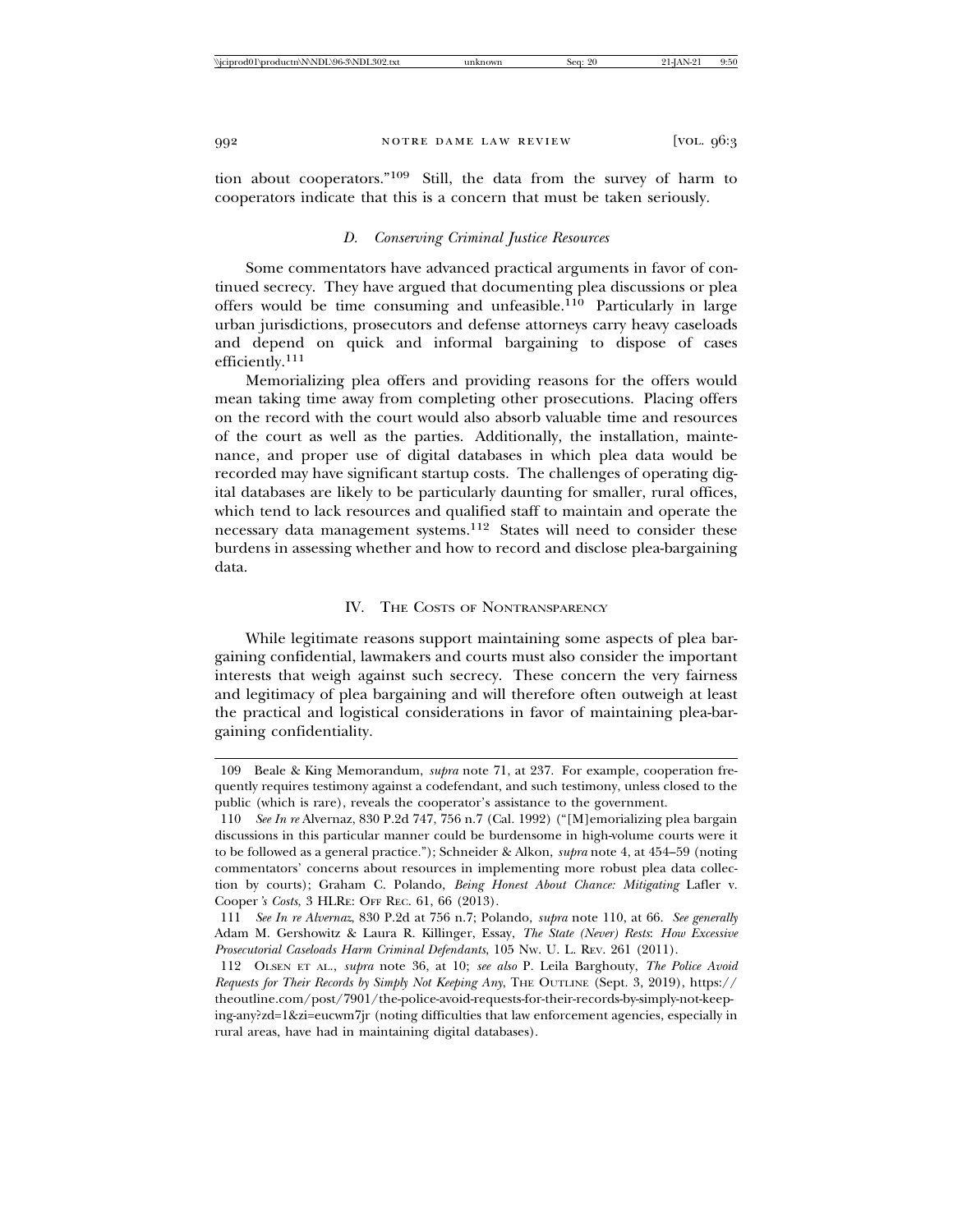tion about cooperators."[109] Still, the data from the survey of harm to cooperators indicate that this is a concern that must be taken seriously.

### *D. Conserving Criminal Justice Resources*

Some commentators have advanced practical arguments in favor of continued secrecy. They have argued that documenting plea discussions or plea offers would be time consuming and unfeasible.[110] Particularly in large urban jurisdictions, prosecutors and defense attorneys carry heavy caseloads and depend on quick and informal bargaining to dispose of cases efficiently.[111]

Memorializing plea offers and providing reasons for the offers would mean taking time away from completing other prosecutions. Placing offers on the record with the court would also absorb valuable time and resources of the court as well as the parties. Additionally, the installation, maintenance, and proper use of digital databases in which plea data would be recorded may have significant startup costs. The challenges of operating digital databases are likely to be particularly daunting for smaller, rural offices, which tend to lack resources and qualified staff to maintain and operate the necessary data management systems.[112] States will need to consider these burdens in assessing whether and how to record and disclose plea-bargaining data.

## IV. The Costs of Nontransparency

While legitimate reasons support maintaining some aspects of plea bargaining confidential, lawmakers and courts must also consider the important interests that weigh against such secrecy. These concern the very fairness and legitimacy of plea bargaining and will therefore often outweigh at least the practical and logistical considerations in favor of maintaining plea-bargaining confidentiality.

---

109 Beale & King Memorandum, *supra* note 71, at 237. For example, cooperation frequently requires testimony against a codefendant, and such testimony, unless closed to the public (which is rare), reveals the cooperator's assistance to the government.

110 *See In re* Alvernaz, 830 P.2d 747, 756 n.7 (Cal. 1992) ("[M]emorializing plea bargain discussions in this particular manner could be burdensome in high-volume courts were it to be followed as a general practice."); Schneider & Alkon, *supra* note 4, at 454–59 (noting commentators' concerns about resources in implementing more robust plea data collection by courts); Graham C. Polando, *Being Honest About Chance: Mitigating* Lafler v. Cooper*'s Costs*, 3 HLRE: OFF REC. 61, 66 (2013).

111 *See In re Alvernaz*, 830 P.2d at 756 n.7; Polando, *supra* note 110, at 66. *See generally* Adam M. Gershowitz & Laura R. Killinger, Essay, *The State (Never) Rests: How Excessive Prosecutorial Caseloads Harm Criminal Defendants*, 105 NW. U. L. REV. 261 (2011).

112 OLSEN ET AL., *supra* note 36, at 10; *see also* P. Leila Barghouty, *The Police Avoid Requests for Their Records by Simply Not Keeping Any*, THE OUTLINE (Sept. 3, 2019), https://theoutline.com/post/7901/the-police-avoid-requests-for-their-records-by-simply-not-keeping-any?zd=1&zi=eucwm7jr (noting difficulties that law enforcement agencies, especially in rural areas, have had in maintaining digital databases).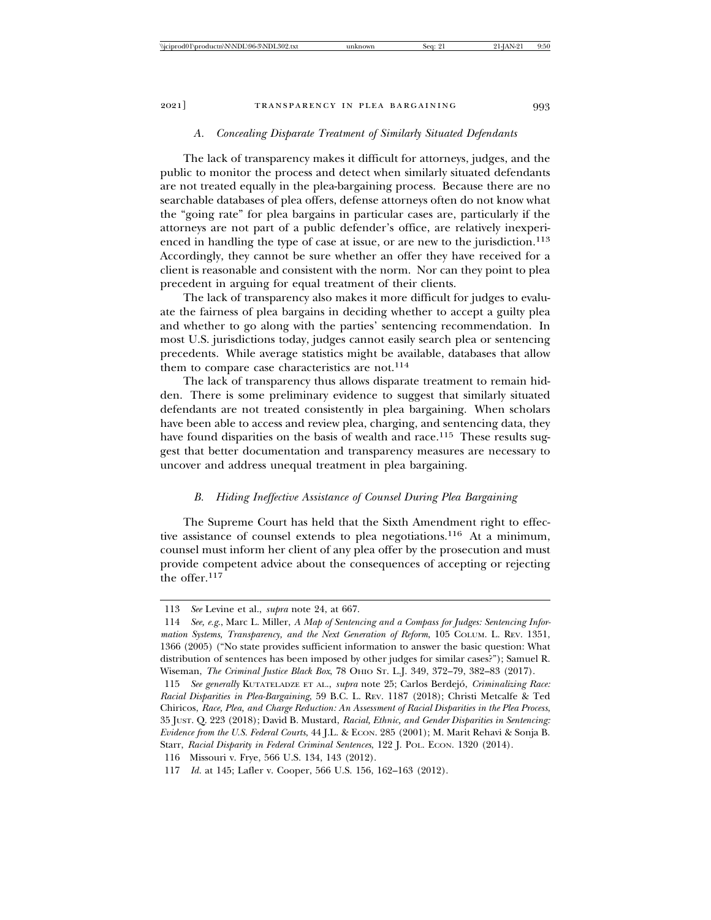### *A. Concealing Disparate Treatment of Similarly Situated Defendants*

The lack of transparency makes it difficult for attorneys, judges, and the public to monitor the process and detect when similarly situated defendants are not treated equally in the plea-bargaining process. Because there are no searchable databases of plea offers, defense attorneys often do not know what the "going rate" for plea bargains in particular cases are, particularly if the attorneys are not part of a public defender's office, are relatively inexperienced in handling the type of case at issue, or are new to the jurisdiction.[113] Accordingly, they cannot be sure whether an offer they have received for a client is reasonable and consistent with the norm. Nor can they point to plea precedent in arguing for equal treatment of their clients.

The lack of transparency also makes it more difficult for judges to evaluate the fairness of plea bargains in deciding whether to accept a guilty plea and whether to go along with the parties' sentencing recommendation. In most U.S. jurisdictions today, judges cannot easily search plea or sentencing precedents. While average statistics might be available, databases that allow them to compare case characteristics are not.[114]

The lack of transparency thus allows disparate treatment to remain hidden. There is some preliminary evidence to suggest that similarly situated defendants are not treated consistently in plea bargaining. When scholars have been able to access and review plea, charging, and sentencing data, they have found disparities on the basis of wealth and race.[115] These results suggest that better documentation and transparency measures are necessary to uncover and address unequal treatment in plea bargaining.

### *B. Hiding Ineffective Assistance of Counsel During Plea Bargaining*

The Supreme Court has held that the Sixth Amendment right to effective assistance of counsel extends to plea negotiations.[116] At a minimum, counsel must inform her client of any plea offer by the prosecution and must provide competent advice about the consequences of accepting or rejecting the offer.[117]

---

113 *See* Levine et al., *supra* note 24, at 667.

114 *See, e.g.*, Marc L. Miller, *A Map of Sentencing and a Compass for Judges: Sentencing Information Systems, Transparency, and the Next Generation of Reform*, 105 COLUM. L. REV. 1351, 1366 (2005) ("No state provides sufficient information to answer the basic question: What distribution of sentences has been imposed by other judges for similar cases?"); Samuel R. Wiseman, *The Criminal Justice Black Box*, 78 OHIO ST. L.J. 349, 372–79, 382–83 (2017).

115 *See generally* KUTATELADZE ET AL., *supra* note 25; Carlos Berdejó, *Criminalizing Race: Racial Disparities in Plea-Bargaining*, 59 B.C. L. REV. 1187 (2018); Christi Metcalfe & Ted Chiricos, *Race, Plea, and Charge Reduction: An Assessment of Racial Disparities in the Plea Process*, 35 JUST. Q. 223 (2018); David B. Mustard, *Racial, Ethnic, and Gender Disparities in Sentencing: Evidence from the U.S. Federal Courts*, 44 J.L. & ECON. 285 (2001); M. Marit Rehavi & Sonja B. Starr, *Racial Disparity in Federal Criminal Sentences*, 122 J. POL. ECON. 1320 (2014).

116 Missouri v. Frye, 566 U.S. 134, 143 (2012).

117 *Id.* at 145; Lafler v. Cooper, 566 U.S. 156, 162–163 (2012).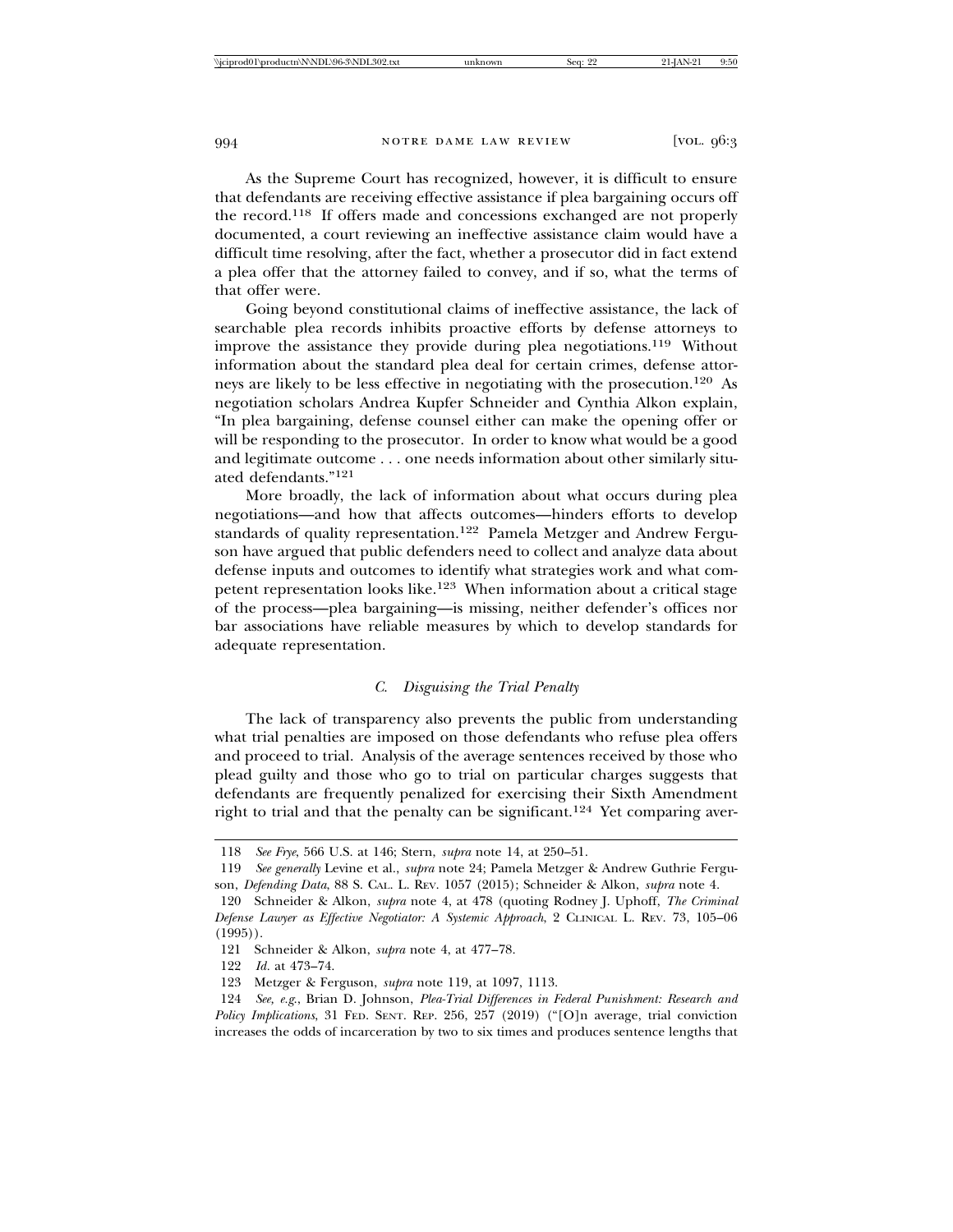As the Supreme Court has recognized, however, it is difficult to ensure that defendants are receiving effective assistance if plea bargaining occurs off the record.[118] If offers made and concessions exchanged are not properly documented, a court reviewing an ineffective assistance claim would have a difficult time resolving, after the fact, whether a prosecutor did in fact extend a plea offer that the attorney failed to convey, and if so, what the terms of that offer were.

Going beyond constitutional claims of ineffective assistance, the lack of searchable plea records inhibits proactive efforts by defense attorneys to improve the assistance they provide during plea negotiations.[119] Without information about the standard plea deal for certain crimes, defense attorneys are likely to be less effective in negotiating with the prosecution.[120] As negotiation scholars Andrea Kupfer Schneider and Cynthia Alkon explain, "In plea bargaining, defense counsel either can make the opening offer or will be responding to the prosecutor. In order to know what would be a good and legitimate outcome . . . one needs information about other similarly situated defendants."[121]

More broadly, the lack of information about what occurs during plea negotiations—and how that affects outcomes—hinders efforts to develop standards of quality representation.[122] Pamela Metzger and Andrew Ferguson have argued that public defenders need to collect and analyze data about defense inputs and outcomes to identify what strategies work and what competent representation looks like.[123] When information about a critical stage of the process—plea bargaining—is missing, neither defender's offices nor bar associations have reliable measures by which to develop standards for adequate representation.

### C. *Disguising the Trial Penalty*

The lack of transparency also prevents the public from understanding what trial penalties are imposed on those defendants who refuse plea offers and proceed to trial. Analysis of the average sentences received by those who plead guilty and those who go to trial on particular charges suggests that defendants are frequently penalized for exercising their Sixth Amendment right to trial and that the penalty can be significant.[124] Yet comparing aver-

---

118 *See Frye*, 566 U.S. at 146; Stern, *supra* note 14, at 250–51.

119 *See generally* Levine et al., *supra* note 24; Pamela Metzger & Andrew Guthrie Ferguson, *Defending Data*, 88 S. CAL. L. REV. 1057 (2015); Schneider & Alkon, *supra* note 4.

120 Schneider & Alkon, *supra* note 4, at 478 (quoting Rodney J. Uphoff, *The Criminal Defense Lawyer as Effective Negotiator: A Systemic Approach*, 2 CLINICAL L. REV. 73, 105–06 (1995)).

121 Schneider & Alkon, *supra* note 4, at 477–78.

122 *Id.* at 473–74.

123 Metzger & Ferguson, *supra* note 119, at 1097, 1113.

124 *See, e.g.*, Brian D. Johnson, *Plea-Trial Differences in Federal Punishment: Research and Policy Implications*, 31 FED. SENT. REP. 256, 257 (2019) ("[O]n average, trial conviction increases the odds of incarceration by two to six times and produces sentence lengths that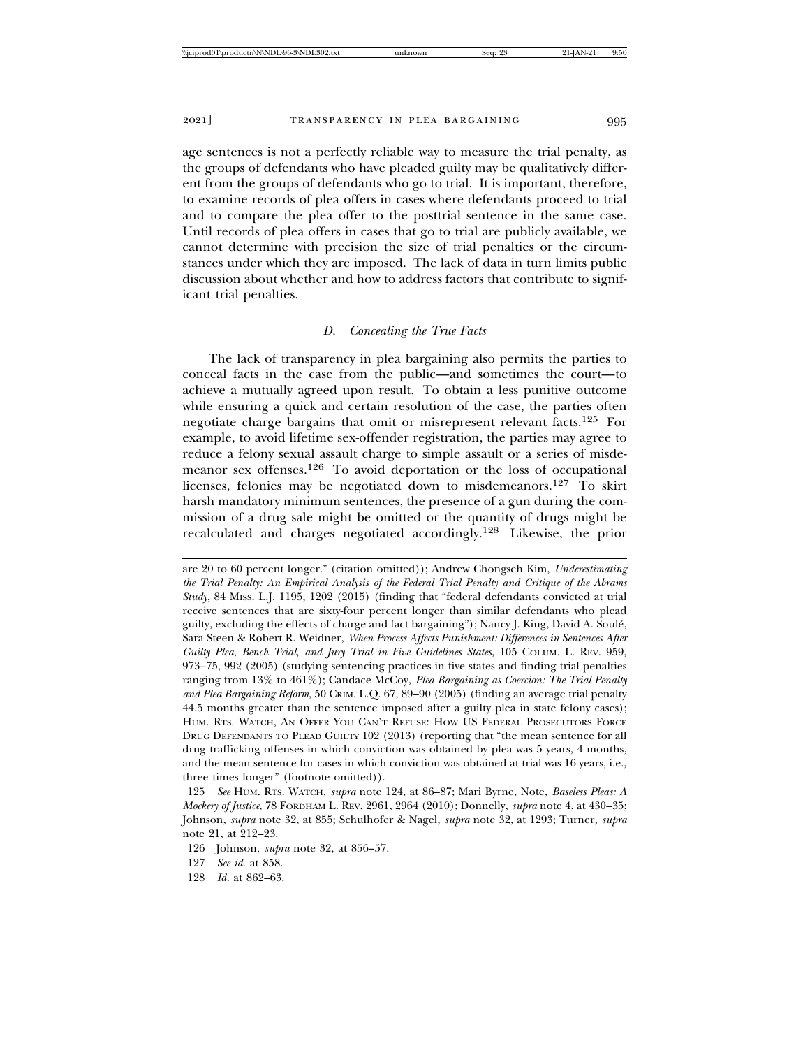age sentences is not a perfectly reliable way to measure the trial penalty, as the groups of defendants who have pleaded guilty may be qualitatively different from the groups of defendants who go to trial. It is important, therefore, to examine records of plea offers in cases where defendants proceed to trial and to compare the plea offer to the posttrial sentence in the same case. Until records of plea offers in cases that go to trial are publicly available, we cannot determine with precision the size of trial penalties or the circumstances under which they are imposed. The lack of data in turn limits public discussion about whether and how to address factors that contribute to significant trial penalties.

### *D. Concealing the True Facts*

The lack of transparency in plea bargaining also permits the parties to conceal facts in the case from the public—and sometimes the court—to achieve a mutually agreed upon result. To obtain a less punitive outcome while ensuring a quick and certain resolution of the case, the parties often negotiate charge bargains that omit or misrepresent relevant facts.[125] For example, to avoid lifetime sex-offender registration, the parties may agree to reduce a felony sexual assault charge to simple assault or a series of misdemeanor sex offenses.[126] To avoid deportation or the loss of occupational licenses, felonies may be negotiated down to misdemeanors.[127] To skirt harsh mandatory minimum sentences, the presence of a gun during the commission of a drug sale might be omitted or the quantity of drugs might be recalculated and charges negotiated accordingly.[128] Likewise, the prior

---

are 20 to 60 percent longer." (citation omitted)); Andrew Chongseh Kim, *Underestimating the Trial Penalty: An Empirical Analysis of the Federal Trial Penalty and Critique of the Abrams Study*, 84 MISS. L.J. 1195, 1202 (2015) (finding that "federal defendants convicted at trial receive sentences that are sixty-four percent longer than similar defendants who plead guilty, excluding the effects of charge and fact bargaining"); Nancy J. King, David A. Soulé, Sara Steen & Robert R. Weidner, *When Process Affects Punishment: Differences in Sentences After Guilty Plea, Bench Trial, and Jury Trial in Five Guidelines States*, 105 COLUM. L. REV. 959, 973–75, 992 (2005) (studying sentencing practices in five states and finding trial penalties ranging from 13% to 461%); Candace McCoy, *Plea Bargaining as Coercion: The Trial Penalty and Plea Bargaining Reform*, 50 CRIM. L.Q. 67, 89–90 (2005) (finding an average trial penalty 44.5 months greater than the sentence imposed after a guilty plea in state felony cases); HUM. RTS. WATCH, AN OFFER YOU CAN'T REFUSE: HOW US FEDERAL PROSECUTORS FORCE DRUG DEFENDANTS TO PLEAD GUILTY 102 (2013) (reporting that "the mean sentence for all drug trafficking offenses in which conviction was obtained by plea was 5 years, 4 months, and the mean sentence for cases in which conviction was obtained at trial was 16 years, i.e., three times longer" (footnote omitted)).

125 *See* HUM. RTS. WATCH, *supra* note 124, at 86–87; Mari Byrne, Note, *Baseless Pleas: A Mockery of Justice*, 78 FORDHAM L. REV. 2961, 2964 (2010); Donnelly, *supra* note 4, at 430–35; Johnson, *supra* note 32, at 855; Schulhofer & Nagel, *supra* note 32, at 1293; Turner, *supra* note 21, at 212–23.

126 Johnson, *supra* note 32, at 856–57.

127 *See id.* at 858.

128 *Id.* at 862–63.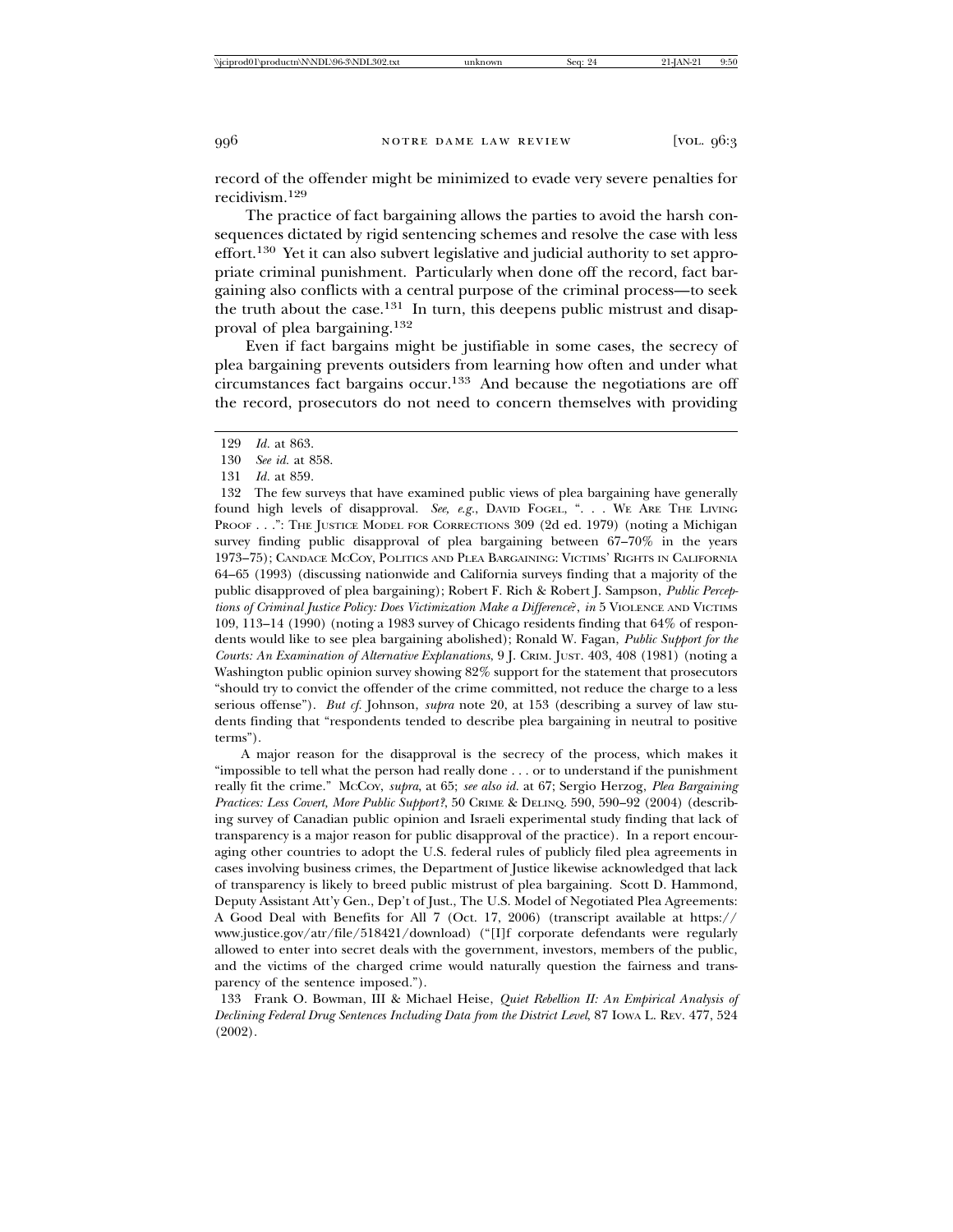record of the offender might be minimized to evade very severe penalties for recidivism.[129]

The practice of fact bargaining allows the parties to avoid the harsh consequences dictated by rigid sentencing schemes and resolve the case with less effort.[130] Yet it can also subvert legislative and judicial authority to set appropriate criminal punishment. Particularly when done off the record, fact bargaining also conflicts with a central purpose of the criminal process—to seek the truth about the case.[131] In turn, this deepens public mistrust and disapproval of plea bargaining.[132]

Even if fact bargains might be justifiable in some cases, the secrecy of plea bargaining prevents outsiders from learning how often and under what circumstances fact bargains occur.[133] And because the negotiations are off the record, prosecutors do not need to concern themselves with providing

---

129 *Id.* at 863.

130 *See id.* at 858.

131 *Id.* at 859.

132 The few surveys that have examined public views of plea bargaining have generally found high levels of disapproval. *See, e.g.*, DAVID FOGEL, ". . . WE ARE THE LIVING PROOF . . .": THE JUSTICE MODEL FOR CORRECTIONS 309 (2d ed. 1979) (noting a Michigan survey finding public disapproval of plea bargaining between 67–70% in the years 1973–75); CANDACE MCCOY, POLITICS AND PLEA BARGAINING: VICTIMS' RIGHTS IN CALIFORNIA 64–65 (1993) (discussing nationwide and California surveys finding that a majority of the public disapproved of plea bargaining); Robert F. Rich & Robert J. Sampson, *Public Perceptions of Criminal Justice Policy: Does Victimization Make a Difference?*, *in* 5 VIOLENCE AND VICTIMS 109, 113–14 (1990) (noting a 1983 survey of Chicago residents finding that 64% of respondents would like to see plea bargaining abolished); Ronald W. Fagan, *Public Support for the Courts: An Examination of Alternative Explanations*, 9 J. CRIM. JUST. 403, 408 (1981) (noting a Washington public opinion survey showing 82% support for the statement that prosecutors "should try to convict the offender of the crime committed, not reduce the charge to a less serious offense"). *But cf.* Johnson, *supra* note 20, at 153 (describing a survey of law students finding that "respondents tended to describe plea bargaining in neutral to positive terms").

A major reason for the disapproval is the secrecy of the process, which makes it "impossible to tell what the person had really done . . . or to understand if the punishment really fit the crime." MCCOY, *supra*, at 65; *see also id.* at 67; Sergio Herzog, *Plea Bargaining Practices: Less Covert, More Public Support?*, 50 CRIME & DELINQ. 590, 590–92 (2004) (describing survey of Canadian public opinion and Israeli experimental study finding that lack of transparency is a major reason for public disapproval of the practice). In a report encouraging other countries to adopt the U.S. federal rules of publicly filed plea agreements in cases involving business crimes, the Department of Justice likewise acknowledged that lack of transparency is likely to breed public mistrust of plea bargaining. Scott D. Hammond, Deputy Assistant Att'y Gen., Dep't of Just., The U.S. Model of Negotiated Plea Agreements: A Good Deal with Benefits for All 7 (Oct. 17, 2006) (transcript available at https://www.justice.gov/atr/file/518421/download) ("[I]f corporate defendants were regularly allowed to enter into secret deals with the government, investors, members of the public, and the victims of the charged crime would naturally question the fairness and transparency of the sentence imposed.").

133 Frank O. Bowman, III & Michael Heise, *Quiet Rebellion II: An Empirical Analysis of Declining Federal Drug Sentences Including Data from the District Level*, 87 IOWA L. REV. 477, 524 (2002).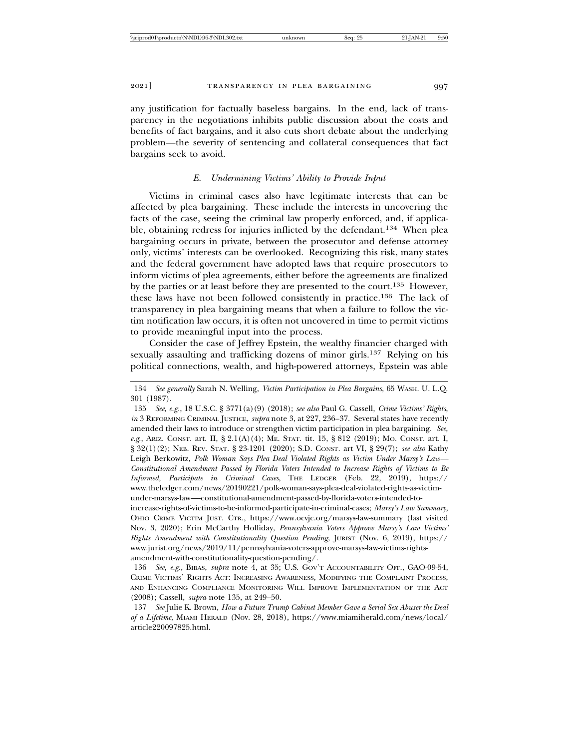any justification for factually baseless bargains. In the end, lack of transparency in the negotiations inhibits public discussion about the costs and benefits of fact bargains, and it also cuts short debate about the underlying problem—the severity of sentencing and collateral consequences that fact bargains seek to avoid.

### *E. Undermining Victims' Ability to Provide Input*

Victims in criminal cases also have legitimate interests that can be affected by plea bargaining. These include the interests in uncovering the facts of the case, seeing the criminal law properly enforced, and, if applicable, obtaining redress for injuries inflicted by the defendant.[134] When plea bargaining occurs in private, between the prosecutor and defense attorney only, victims' interests can be overlooked. Recognizing this risk, many states and the federal government have adopted laws that require prosecutors to inform victims of plea agreements, either before the agreements are finalized by the parties or at least before they are presented to the court.[135] However, these laws have not been followed consistently in practice.[136] The lack of transparency in plea bargaining means that when a failure to follow the victim notification law occurs, it is often not uncovered in time to permit victims to provide meaningful input into the process.

Consider the case of Jeffrey Epstein, the wealthy financier charged with sexually assaulting and trafficking dozens of minor girls.[137] Relying on his political connections, wealth, and high-powered attorneys, Epstein was able

---

134 *See generally* Sarah N. Welling, *Victim Participation in Plea Bargains*, 65 WASH. U. L.Q. 301 (1987).

135 *See, e.g.*, 18 U.S.C. § 3771(a)(9) (2018); *see also* Paul G. Cassell, *Crime Victims' Rights*, *in* 3 REFORMING CRIMINAL JUSTICE, *supra* note 3, at 227, 236–37. Several states have recently amended their laws to introduce or strengthen victim participation in plea bargaining. *See, e.g.*, ARIZ. CONST. art. II, § 2.1(A)(4); ME. STAT. tit. 15, § 812 (2019); MO. CONST. art. I, § 32(1)(2); NEB. REV. STAT. § 23-1201 (2020); S.D. CONST. art VI, § 29(7); *see also* Kathy Leigh Berkowitz, *Polk Woman Says Plea Deal Violated Rights as Victim Under Marsy's Law—Constitutional Amendment Passed by Florida Voters Intended to Increase Rights of Victims to Be Informed, Participate in Criminal Cases*, THE LEDGER (Feb. 22, 2019), https://www.theledger.com/news/20190221/polk-woman-says-plea-deal-violated-rights-as-victim-under-marsys-law—-constitutional-amendment-passed-by-florida-voters-intended-to-increase-rights-of-victims-to-be-informed-participate-in-criminal-cases; *Marsy's Law Summary*, OHIO CRIME VICTIM JUST. CTR., https://www.ocvjc.org/marsys-law-summary (last visited Nov. 3, 2020); Erin McCarthy Holliday, *Pennsylvania Voters Approve Marsy's Law Victims' Rights Amendment with Constitutionality Question Pending*, JURIST (Nov. 6, 2019), https://www.jurist.org/news/2019/11/pennsylvania-voters-approve-marsys-law-victims-rights-amendment-with-constitutionality-question-pending/.

136 *See, e.g.*, BIBAS, *supra* note 4, at 35; U.S. GOV'T ACCOUNTABILITY OFF., GAO-09-54, CRIME VICTIMS' RIGHTS ACT: INCREASING AWARENESS, MODIFYING THE COMPLAINT PROCESS, AND ENHANCING COMPLIANCE MONITORING WILL IMPROVE IMPLEMENTATION OF THE ACT (2008); Cassell, *supra* note 135, at 249–50.

137 *See* Julie K. Brown, *How a Future Trump Cabinet Member Gave a Serial Sex Abuser the Deal of a Lifetime*, MIAMI HERALD (Nov. 28, 2018), https://www.miamiherald.com/news/local/article220097825.html.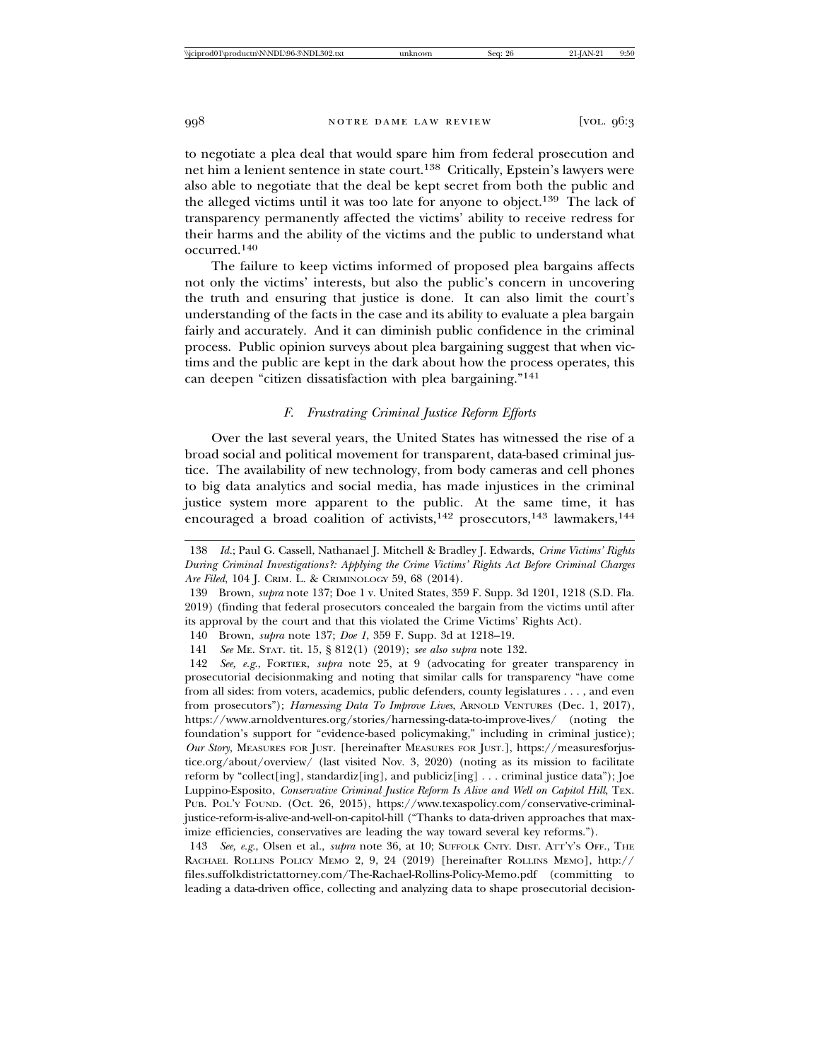to negotiate a plea deal that would spare him from federal prosecution and net him a lenient sentence in state court.[138] Critically, Epstein's lawyers were also able to negotiate that the deal be kept secret from both the public and the alleged victims until it was too late for anyone to object.[139] The lack of transparency permanently affected the victims' ability to receive redress for their harms and the ability of the victims and the public to understand what occurred.[140]

The failure to keep victims informed of proposed plea bargains affects not only the victims' interests, but also the public's concern in uncovering the truth and ensuring that justice is done. It can also limit the court's understanding of the facts in the case and its ability to evaluate a plea bargain fairly and accurately. And it can diminish public confidence in the criminal process. Public opinion surveys about plea bargaining suggest that when victims and the public are kept in the dark about how the process operates, this can deepen "citizen dissatisfaction with plea bargaining."[141]

### *F. Frustrating Criminal Justice Reform Efforts*

Over the last several years, the United States has witnessed the rise of a broad social and political movement for transparent, data-based criminal justice. The availability of new technology, from body cameras and cell phones to big data analytics and social media, has made injustices in the criminal justice system more apparent to the public. At the same time, it has encouraged a broad coalition of activists,[142] prosecutors,[143] lawmakers,[144]

---

138 *Id.*; Paul G. Cassell, Nathanael J. Mitchell & Bradley J. Edwards, *Crime Victims' Rights During Criminal Investigations?: Applying the Crime Victims' Rights Act Before Criminal Charges Are Filed*, 104 J. CRIM. L. & CRIMINOLOGY 59, 68 (2014).

139 Brown, *supra* note 137; Doe 1 v. United States, 359 F. Supp. 3d 1201, 1218 (S.D. Fla. 2019) (finding that federal prosecutors concealed the bargain from the victims until after its approval by the court and that this violated the Crime Victims' Rights Act).

140 Brown, *supra* note 137; *Doe 1*, 359 F. Supp. 3d at 1218–19.

141 *See* ME. STAT. tit. 15, § 812(1) (2019); *see also supra* note 132.

142 *See, e.g.*, FORTIER, *supra* note 25, at 9 (advocating for greater transparency in prosecutorial decisionmaking and noting that similar calls for transparency "have come from all sides: from voters, academics, public defenders, county legislatures . . . , and even from prosecutors"); *Harnessing Data To Improve Lives*, ARNOLD VENTURES (Dec. 1, 2017), https://www.arnoldventures.org/stories/harnessing-data-to-improve-lives/ (noting the foundation's support for "evidence-based policymaking," including in criminal justice); *Our Story*, MEASURES FOR JUST. [hereinafter MEASURES FOR JUST.], https://measuresforjustice.org/about/overview/ (last visited Nov. 3, 2020) (noting as its mission to facilitate reform by "collect[ing], standardiz[ing], and publiciz[ing] . . . criminal justice data"); Joe Luppino-Esposito, *Conservative Criminal Justice Reform Is Alive and Well on Capitol Hill*, TEX. PUB. POL'Y FOUND. (Oct. 26, 2015), https://www.texaspolicy.com/conservative-criminal-justice-reform-is-alive-and-well-on-capitol-hill ("Thanks to data-driven approaches that maximize efficiencies, conservatives are leading the way toward several key reforms.").

143 *See, e.g.*, Olsen et al., *supra* note 36, at 10; SUFFOLK CNTY. DIST. ATT'Y'S OFF., THE RACHAEL ROLLINS POLICY MEMO 2, 9, 24 (2019) [hereinafter ROLLINS MEMO], http://files.suffolkdistrictattorney.com/The-Rachael-Rollins-Policy-Memo.pdf (committing to leading a data-driven office, collecting and analyzing data to shape prosecutorial decision-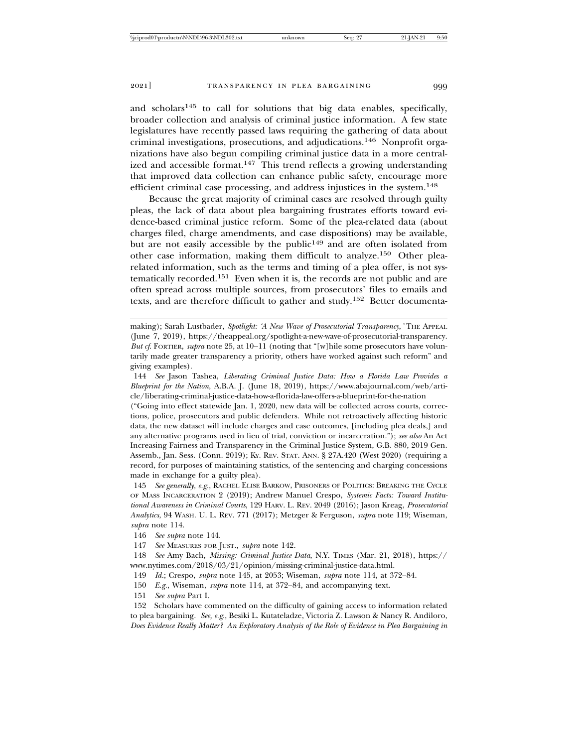and scholars[145] to call for solutions that big data enables, specifically, broader collection and analysis of criminal justice information. A few state legislatures have recently passed laws requiring the gathering of data about criminal investigations, prosecutions, and adjudications.[146] Nonprofit organizations have also begun compiling criminal justice data in a more centralized and accessible format.[147] This trend reflects a growing understanding that improved data collection can enhance public safety, encourage more efficient criminal case processing, and address injustices in the system.[148]

Because the great majority of criminal cases are resolved through guilty pleas, the lack of data about plea bargaining frustrates efforts toward evidence-based criminal justice reform. Some of the plea-related data (about charges filed, charge amendments, and case dispositions) may be available, but are not easily accessible by the public[149] and are often isolated from other case information, making them difficult to analyze.[150] Other plea-related information, such as the terms and timing of a plea offer, is not systematically recorded.[151] Even when it is, the records are not public and are often spread across multiple sources, from prosecutors' files to emails and texts, and are therefore difficult to gather and study.[152] Better documenta-

---

making); Sarah Lustbader, *Spotlight: 'A New Wave of Prosecutorial Transparency,'* THE APPEAL (June 7, 2019), https://theappeal.org/spotlight-a-new-wave-of-prosecutorial-transparency. *But cf.* FORTIER, *supra* note 25, at 10–11 (noting that "[w]hile some prosecutors have voluntarily made greater transparency a priority, others have worked against such reform" and giving examples).

144 *See* Jason Tashea, *Liberating Criminal Justice Data: How a Florida Law Provides a Blueprint for the Nation*, A.B.A. J. (June 18, 2019), https://www.abajournal.com/web/article/liberating-criminal-justice-data-how-a-florida-law-offers-a-blueprint-for-the-nation ("Going into effect statewide Jan. 1, 2020, new data will be collected across courts, corrections, police, prosecutors and public defenders. While not retroactively affecting historic data, the new dataset will include charges and case outcomes, [including plea deals,] and any alternative programs used in lieu of trial, conviction or incarceration."); *see also* An Act Increasing Fairness and Transparency in the Criminal Justice System, G.B. 880, 2019 Gen. Assemb., Jan. Sess. (Conn. 2019); KY. REV. STAT. ANN. § 27A.420 (West 2020) (requiring a record, for purposes of maintaining statistics, of the sentencing and charging concessions made in exchange for a guilty plea).

145 *See generally, e.g.*, RACHEL ELISE BARKOW, PRISONERS OF POLITICS: BREAKING THE CYCLE OF MASS INCARCERATION 2 (2019); Andrew Manuel Crespo, *Systemic Facts: Toward Institutional Awareness in Criminal Courts*, 129 HARV. L. REV. 2049 (2016); Jason Kreag, *Prosecutorial Analytics*, 94 WASH. U. L. REV. 771 (2017); Metzger & Ferguson, *supra* note 119; Wiseman, *supra* note 114.

146 *See supra* note 144.

147 *See* MEASURES FOR JUST., *supra* note 142.

148 *See* Amy Bach, *Missing: Criminal Justice Data*, N.Y. TIMES (Mar. 21, 2018), https://www.nytimes.com/2018/03/21/opinion/missing-criminal-justice-data.html.

149 *Id.*; Crespo, *supra* note 145, at 2053; Wiseman, *supra* note 114, at 372–84.

150 *E.g.*, Wiseman, *supra* note 114, at 372–84, and accompanying text.

151 *See supra* Part I.

152 Scholars have commented on the difficulty of gaining access to information related to plea bargaining. *See, e.g.*, Besiki L. Kutateladze, Victoria Z. Lawson & Nancy R. Andiloro, *Does Evidence Really Matter? An Exploratory Analysis of the Role of Evidence in Plea Bargaining in*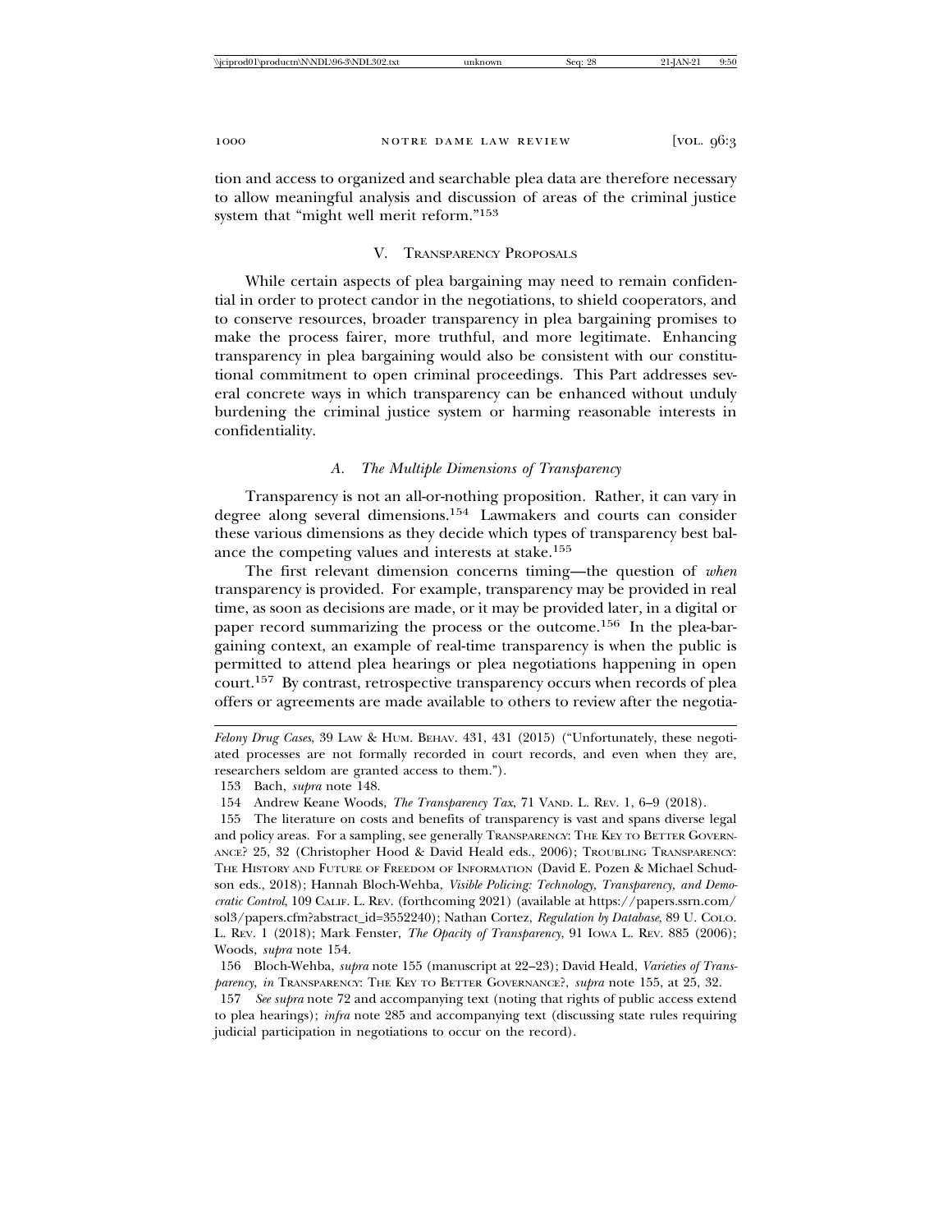tion and access to organized and searchable plea data are therefore necessary to allow meaningful analysis and discussion of areas of the criminal justice system that "might well merit reform."[153]

## V. Transparency Proposals

While certain aspects of plea bargaining may need to remain confidential in order to protect candor in the negotiations, to shield cooperators, and to conserve resources, broader transparency in plea bargaining promises to make the process fairer, more truthful, and more legitimate. Enhancing transparency in plea bargaining would also be consistent with our constitutional commitment to open criminal proceedings. This Part addresses several concrete ways in which transparency can be enhanced without unduly burdening the criminal justice system or harming reasonable interests in confidentiality.

### A. *The Multiple Dimensions of Transparency*

Transparency is not an all-or-nothing proposition. Rather, it can vary in degree along several dimensions.[154] Lawmakers and courts can consider these various dimensions as they decide which types of transparency best balance the competing values and interests at stake.[155]

The first relevant dimension concerns timing—the question of *when* transparency is provided. For example, transparency may be provided in real time, as soon as decisions are made, or it may be provided later, in a digital or paper record summarizing the process or the outcome.[156] In the plea-bargaining context, an example of real-time transparency is when the public is permitted to attend plea hearings or plea negotiations happening in open court.[157] By contrast, retrospective transparency occurs when records of plea offers or agreements are made available to others to review after the negotia-

---

*Felony Drug Cases*, 39 Law & Hum. Behav. 431, 431 (2015) ("Unfortunately, these negotiated processes are not formally recorded in court records, and even when they are, researchers seldom are granted access to them.").

153 Bach, *supra* note 148.

154 Andrew Keane Woods, *The Transparency Tax*, 71 Vand. L. Rev. 1, 6–9 (2018).

155 The literature on costs and benefits of transparency is vast and spans diverse legal and policy areas. For a sampling, see generally Transparency: The Key to Better Governance? 25, 32 (Christopher Hood & David Heald eds., 2006); Troubling Transparency: The History and Future of Freedom of Information (David E. Pozen & Michael Schudson eds., 2018); Hannah Bloch-Wehba, *Visible Policing: Technology, Transparency, and Democratic Control*, 109 Calif. L. Rev. (forthcoming 2021) (available at https://papers.ssrn.com/sol3/papers.cfm?abstract_id=3552240); Nathan Cortez, *Regulation by Database*, 89 U. Colo. L. Rev. 1 (2018); Mark Fenster, *The Opacity of Transparency*, 91 Iowa L. Rev. 885 (2006); Woods, *supra* note 154.

156 Bloch-Wehba, *supra* note 155 (manuscript at 22–23); David Heald, *Varieties of Transparency*, *in* Transparency: The Key to Better Governance?, *supra* note 155, at 25, 32.

157 *See supra* note 72 and accompanying text (noting that rights of public access extend to plea hearings); *infra* note 285 and accompanying text (discussing state rules requiring judicial participation in negotiations to occur on the record).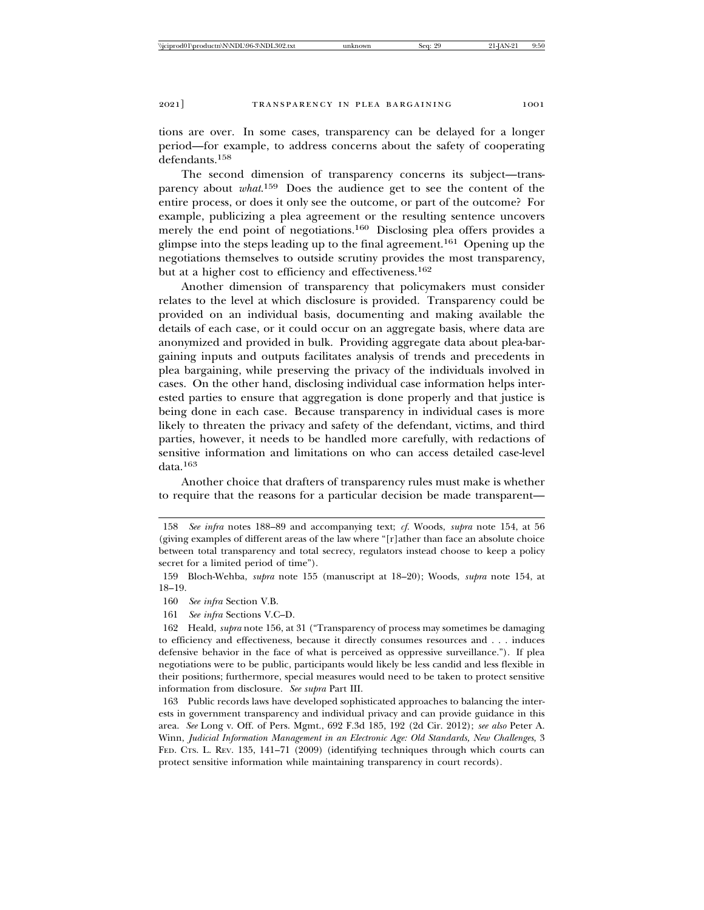tions are over. In some cases, transparency can be delayed for a longer period—for example, to address concerns about the safety of cooperating defendants.[158]

The second dimension of transparency concerns its subject—transparency about *what*.[159] Does the audience get to see the content of the entire process, or does it only see the outcome, or part of the outcome? For example, publicizing a plea agreement or the resulting sentence uncovers merely the end point of negotiations.[160] Disclosing plea offers provides a glimpse into the steps leading up to the final agreement.[161] Opening up the negotiations themselves to outside scrutiny provides the most transparency, but at a higher cost to efficiency and effectiveness.[162]

Another dimension of transparency that policymakers must consider relates to the level at which disclosure is provided. Transparency could be provided on an individual basis, documenting and making available the details of each case, or it could occur on an aggregate basis, where data are anonymized and provided in bulk. Providing aggregate data about plea-bargaining inputs and outputs facilitates analysis of trends and precedents in plea bargaining, while preserving the privacy of the individuals involved in cases. On the other hand, disclosing individual case information helps interested parties to ensure that aggregation is done properly and that justice is being done in each case. Because transparency in individual cases is more likely to threaten the privacy and safety of the defendant, victims, and third parties, however, it needs to be handled more carefully, with redactions of sensitive information and limitations on who can access detailed case-level data.[163]

Another choice that drafters of transparency rules must make is whether to require that the reasons for a particular decision be made transparent—

---

158 *See infra* notes 188–89 and accompanying text; *cf.* Woods, *supra* note 154, at 56 (giving examples of different areas of the law where "[r]ather than face an absolute choice between total transparency and total secrecy, regulators instead choose to keep a policy secret for a limited period of time").

159 Bloch-Wehba, *supra* note 155 (manuscript at 18–20); Woods, *supra* note 154, at 18–19.

160 *See infra* Section V.B.

161 *See infra* Sections V.C–D.

162 Heald, *supra* note 156, at 31 ("Transparency of process may sometimes be damaging to efficiency and effectiveness, because it directly consumes resources and . . . induces defensive behavior in the face of what is perceived as oppressive surveillance."). If plea negotiations were to be public, participants would likely be less candid and less flexible in their positions; furthermore, special measures would need to be taken to protect sensitive information from disclosure. *See supra* Part III.

163 Public records laws have developed sophisticated approaches to balancing the interests in government transparency and individual privacy and can provide guidance in this area. *See* Long v. Off. of Pers. Mgmt., 692 F.3d 185, 192 (2d Cir. 2012); *see also* Peter A. Winn, *Judicial Information Management in an Electronic Age: Old Standards, New Challenges*, 3 FED. CTS. L. REV. 135, 141–71 (2009) (identifying techniques through which courts can protect sensitive information while maintaining transparency in court records).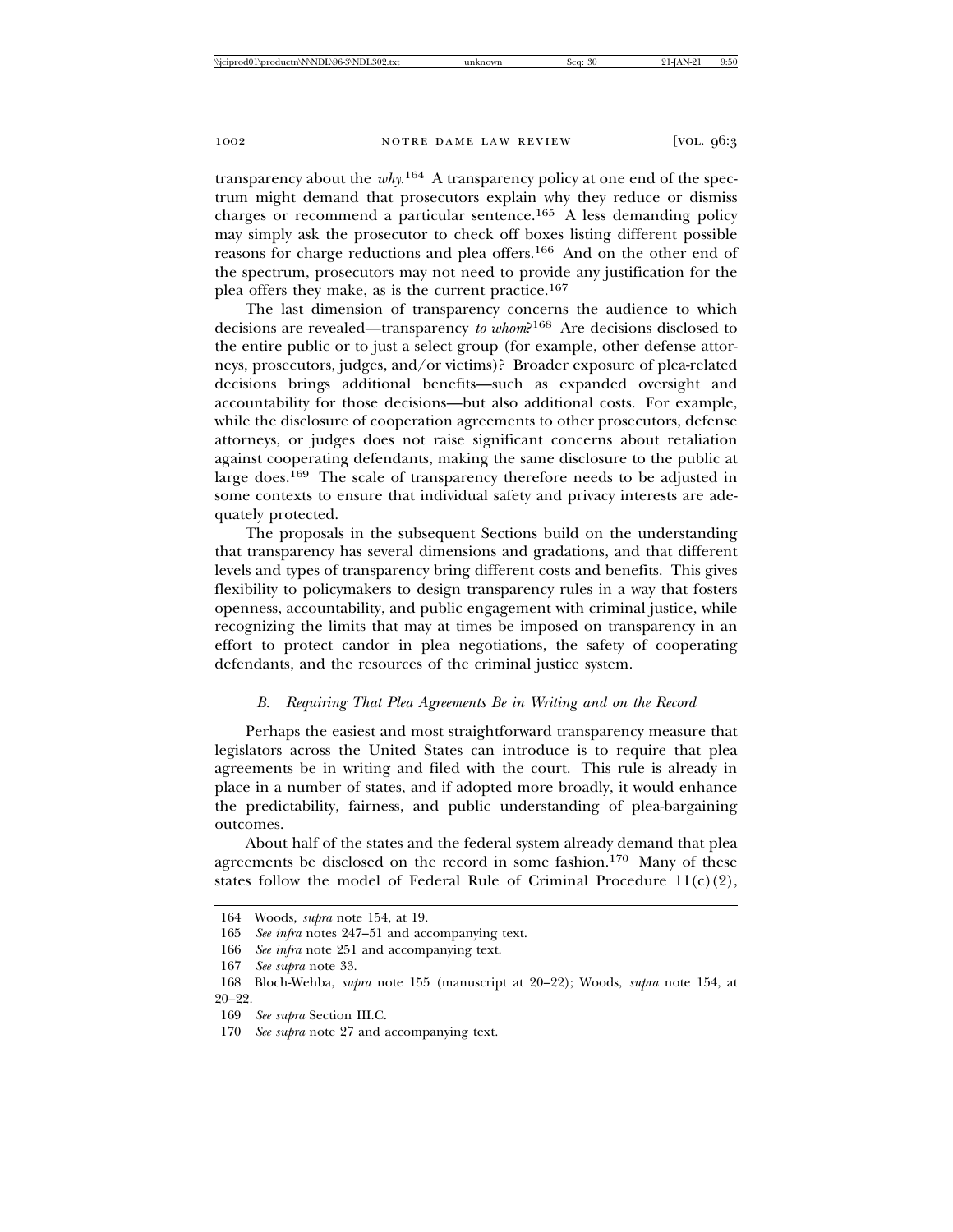transparency about the *why*.[164] A transparency policy at one end of the spectrum might demand that prosecutors explain why they reduce or dismiss charges or recommend a particular sentence.[165] A less demanding policy may simply ask the prosecutor to check off boxes listing different possible reasons for charge reductions and plea offers.[166] And on the other end of the spectrum, prosecutors may not need to provide any justification for the plea offers they make, as is the current practice.[167]

The last dimension of transparency concerns the audience to which decisions are revealed—transparency *to whom*?[168] Are decisions disclosed to the entire public or to just a select group (for example, other defense attorneys, prosecutors, judges, and/or victims)? Broader exposure of plea-related decisions brings additional benefits—such as expanded oversight and accountability for those decisions—but also additional costs. For example, while the disclosure of cooperation agreements to other prosecutors, defense attorneys, or judges does not raise significant concerns about retaliation against cooperating defendants, making the same disclosure to the public at large does.[169] The scale of transparency therefore needs to be adjusted in some contexts to ensure that individual safety and privacy interests are adequately protected.

The proposals in the subsequent Sections build on the understanding that transparency has several dimensions and gradations, and that different levels and types of transparency bring different costs and benefits. This gives flexibility to policymakers to design transparency rules in a way that fosters openness, accountability, and public engagement with criminal justice, while recognizing the limits that may at times be imposed on transparency in an effort to protect candor in plea negotiations, the safety of cooperating defendants, and the resources of the criminal justice system.

### *B. Requiring That Plea Agreements Be in Writing and on the Record*

Perhaps the easiest and most straightforward transparency measure that legislators across the United States can introduce is to require that plea agreements be in writing and filed with the court. This rule is already in place in a number of states, and if adopted more broadly, it would enhance the predictability, fairness, and public understanding of plea-bargaining outcomes.

About half of the states and the federal system already demand that plea agreements be disclosed on the record in some fashion.[170] Many of these states follow the model of Federal Rule of Criminal Procedure 11(c)(2),

---

164 Woods, *supra* note 154, at 19.

165 *See infra* notes 247–51 and accompanying text.

166 *See infra* note 251 and accompanying text.

167 *See supra* note 33.

168 Bloch-Wehba, *supra* note 155 (manuscript at 20–22); Woods, *supra* note 154, at 20–22.

169 *See supra* Section III.C.

170 *See supra* note 27 and accompanying text.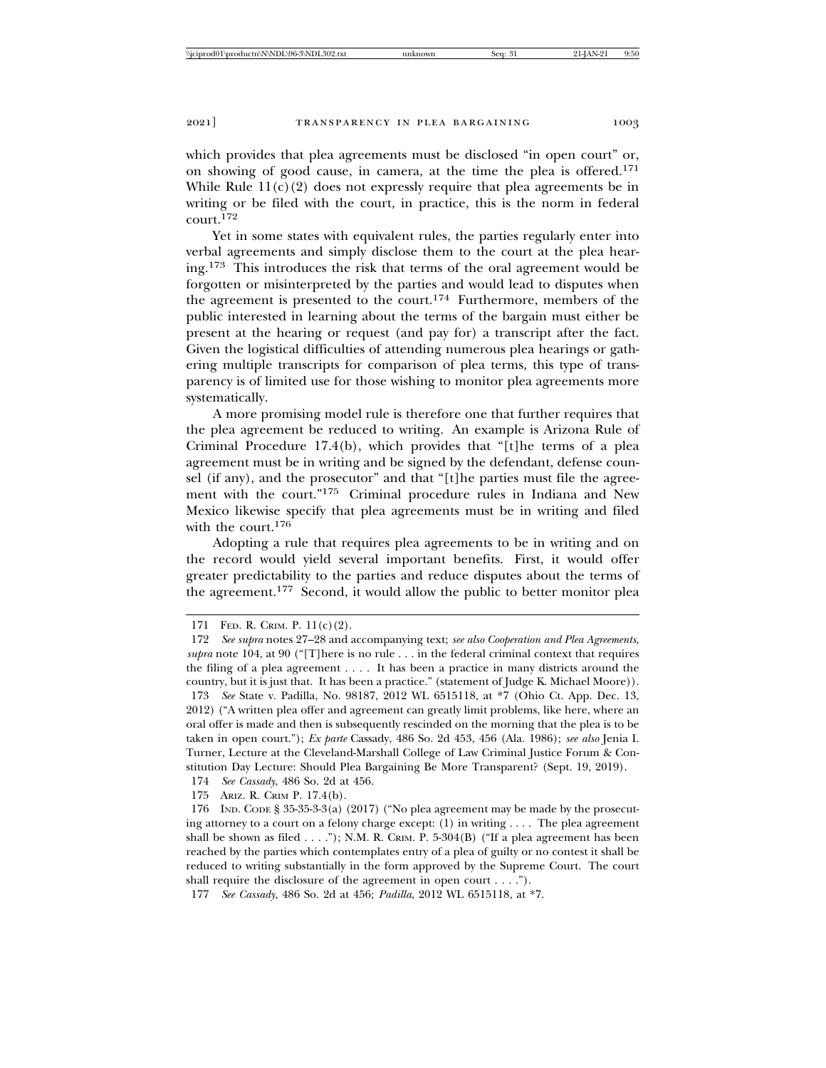which provides that plea agreements must be disclosed "in open court" or, on showing of good cause, in camera, at the time the plea is offered.[171] While Rule 11(c)(2) does not expressly require that plea agreements be in writing or be filed with the court, in practice, this is the norm in federal court.[172]

Yet in some states with equivalent rules, the parties regularly enter into verbal agreements and simply disclose them to the court at the plea hearing.[173] This introduces the risk that terms of the oral agreement would be forgotten or misinterpreted by the parties and would lead to disputes when the agreement is presented to the court.[174] Furthermore, members of the public interested in learning about the terms of the bargain must either be present at the hearing or request (and pay for) a transcript after the fact. Given the logistical difficulties of attending numerous plea hearings or gathering multiple transcripts for comparison of plea terms, this type of transparency is of limited use for those wishing to monitor plea agreements more systematically.

A more promising model rule is therefore one that further requires that the plea agreement be reduced to writing. An example is Arizona Rule of Criminal Procedure 17.4(b), which provides that "[t]he terms of a plea agreement must be in writing and be signed by the defendant, defense counsel (if any), and the prosecutor" and that "[t]he parties must file the agreement with the court."[175] Criminal procedure rules in Indiana and New Mexico likewise specify that plea agreements must be in writing and filed with the court.[176]

Adopting a rule that requires plea agreements to be in writing and on the record would yield several important benefits. First, it would offer greater predictability to the parties and reduce disputes about the terms of the agreement.[177] Second, it would allow the public to better monitor plea

---

171 FED. R. CRIM. P. 11(c)(2).

172 *See supra* notes 27–28 and accompanying text; *see also Cooperation and Plea Agreements*, *supra* note 104, at 90 ("[T]here is no rule . . . in the federal criminal context that requires the filing of a plea agreement . . . . It has been a practice in many districts around the country, but it is just that. It has been a practice." (statement of Judge K. Michael Moore)).

173 *See* State v. Padilla, No. 98187, 2012 WL 6515118, at *7 (Ohio Ct. App. Dec. 13, 2012) ("A written plea offer and agreement can greatly limit problems, like here, where an oral offer is made and then is subsequently rescinded on the morning that the plea is to be taken in open court."); *Ex parte* Cassady, 486 So. 2d 453, 456 (Ala. 1986); *see also* Jenia I. Turner, Lecture at the Cleveland-Marshall College of Law Criminal Justice Forum & Constitution Day Lecture: Should Plea Bargaining Be More Transparent? (Sept. 19, 2019).

174 *See Cassady*, 486 So. 2d at 456.

175 ARIZ. R. CRIM P. 17.4(b).

176 IND. CODE § 35-35-3-3(a) (2017) ("No plea agreement may be made by the prosecuting attorney to a court on a felony charge except: (1) in writing . . . . The plea agreement shall be shown as filed . . . ."); N.M. R. CRIM. P. 5-304(B) ("If a plea agreement has been reached by the parties which contemplates entry of a plea of guilty or no contest it shall be reduced to writing substantially in the form approved by the Supreme Court. The court shall require the disclosure of the agreement in open court . . . .").

177 *See Cassady*, 486 So. 2d at 456; *Padilla*, 2012 WL 6515118, at *7.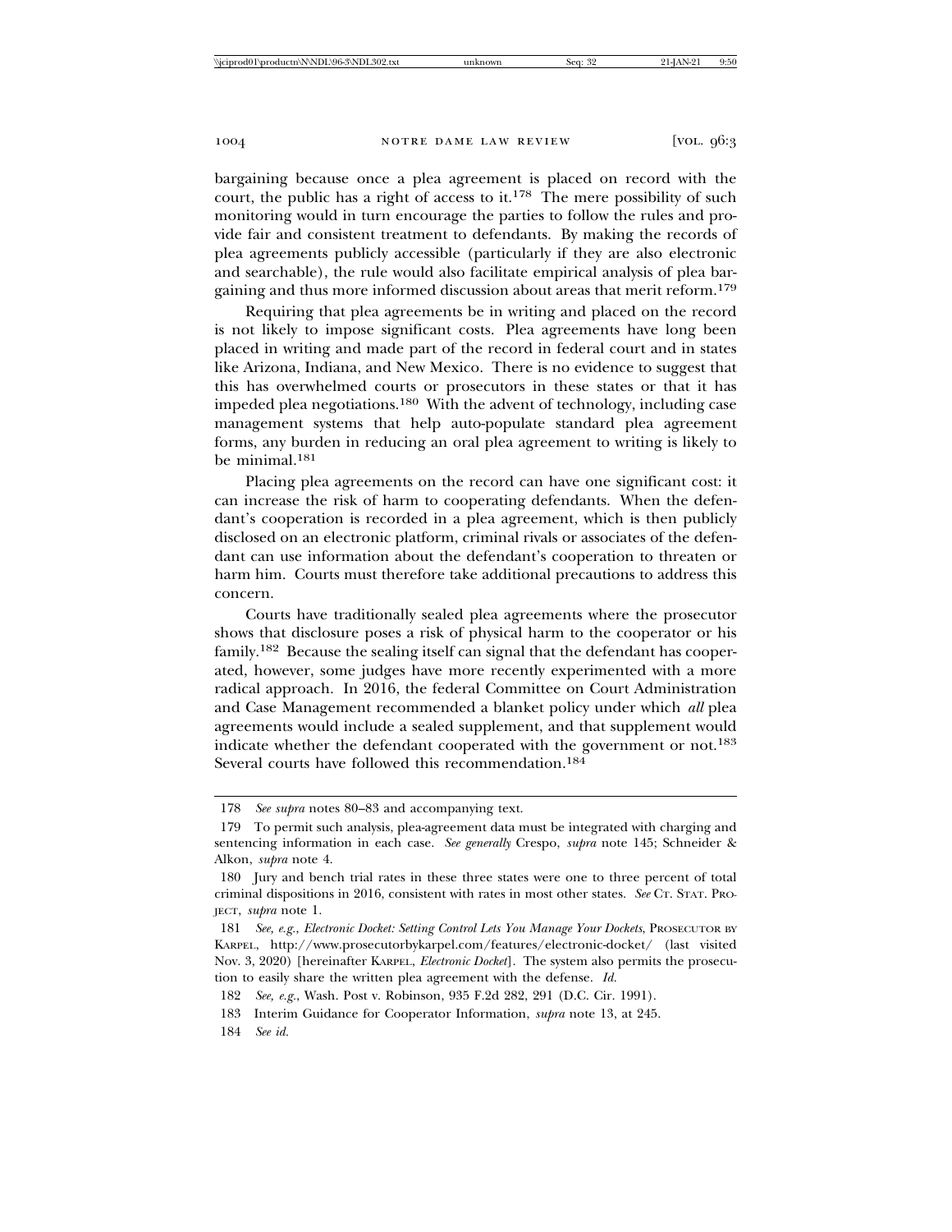bargaining because once a plea agreement is placed on record with the court, the public has a right of access to it.[178] The mere possibility of such monitoring would in turn encourage the parties to follow the rules and provide fair and consistent treatment to defendants. By making the records of plea agreements publicly accessible (particularly if they are also electronic and searchable), the rule would also facilitate empirical analysis of plea bargaining and thus more informed discussion about areas that merit reform.[179]

Requiring that plea agreements be in writing and placed on the record is not likely to impose significant costs. Plea agreements have long been placed in writing and made part of the record in federal court and in states like Arizona, Indiana, and New Mexico. There is no evidence to suggest that this has overwhelmed courts or prosecutors in these states or that it has impeded plea negotiations.[180] With the advent of technology, including case management systems that help auto-populate standard plea agreement forms, any burden in reducing an oral plea agreement to writing is likely to be minimal.[181]

Placing plea agreements on the record can have one significant cost: it can increase the risk of harm to cooperating defendants. When the defendant's cooperation is recorded in a plea agreement, which is then publicly disclosed on an electronic platform, criminal rivals or associates of the defendant can use information about the defendant's cooperation to threaten or harm him. Courts must therefore take additional precautions to address this concern.

Courts have traditionally sealed plea agreements where the prosecutor shows that disclosure poses a risk of physical harm to the cooperator or his family.[182] Because the sealing itself can signal that the defendant has cooperated, however, some judges have more recently experimented with a more radical approach. In 2016, the federal Committee on Court Administration and Case Management recommended a blanket policy under which *all* plea agreements would include a sealed supplement, and that supplement would indicate whether the defendant cooperated with the government or not.[183] Several courts have followed this recommendation.[184]

---

178 *See supra* notes 80–83 and accompanying text.

179 To permit such analysis, plea-agreement data must be integrated with charging and sentencing information in each case. *See generally* Crespo, *supra* note 145; Schneider & Alkon, *supra* note 4.

180 Jury and bench trial rates in these three states were one to three percent of total criminal dispositions in 2016, consistent with rates in most other states. *See* CT. STAT. PROJECT, *supra* note 1.

181 *See, e.g.*, *Electronic Docket: Setting Control Lets You Manage Your Dockets*, PROSECUTOR BY KARPEL, http://www.prosecutorbykarpel.com/features/electronic-docket/ (last visited Nov. 3, 2020) [hereinafter KARPEL, *Electronic Docket*]. The system also permits the prosecution to easily share the written plea agreement with the defense. *Id.*

182 *See, e.g.*, Wash. Post v. Robinson, 935 F.2d 282, 291 (D.C. Cir. 1991).

183 Interim Guidance for Cooperator Information, *supra* note 13, at 245.

184 *See id.*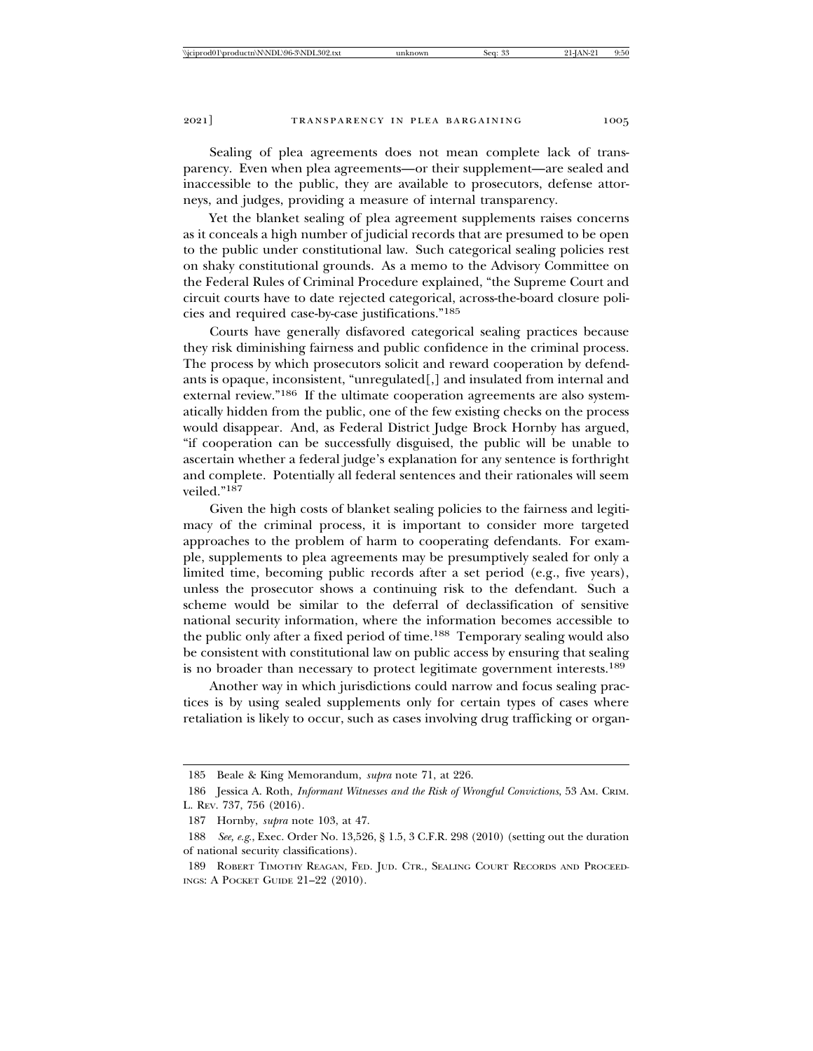Sealing of plea agreements does not mean complete lack of transparency. Even when plea agreements—or their supplement—are sealed and inaccessible to the public, they are available to prosecutors, defense attorneys, and judges, providing a measure of internal transparency.

Yet the blanket sealing of plea agreement supplements raises concerns as it conceals a high number of judicial records that are presumed to be open to the public under constitutional law. Such categorical sealing policies rest on shaky constitutional grounds. As a memo to the Advisory Committee on the Federal Rules of Criminal Procedure explained, "the Supreme Court and circuit courts have to date rejected categorical, across-the-board closure policies and required case-by-case justifications."[185]

Courts have generally disfavored categorical sealing practices because they risk diminishing fairness and public confidence in the criminal process. The process by which prosecutors solicit and reward cooperation by defendants is opaque, inconsistent, "unregulated[,] and insulated from internal and external review."[186] If the ultimate cooperation agreements are also systematically hidden from the public, one of the few existing checks on the process would disappear. And, as Federal District Judge Brock Hornby has argued, "if cooperation can be successfully disguised, the public will be unable to ascertain whether a federal judge's explanation for any sentence is forthright and complete. Potentially all federal sentences and their rationales will seem veiled."[187]

Given the high costs of blanket sealing policies to the fairness and legitimacy of the criminal process, it is important to consider more targeted approaches to the problem of harm to cooperating defendants. For example, supplements to plea agreements may be presumptively sealed for only a limited time, becoming public records after a set period (e.g., five years), unless the prosecutor shows a continuing risk to the defendant. Such a scheme would be similar to the deferral of declassification of sensitive national security information, where the information becomes accessible to the public only after a fixed period of time.[188] Temporary sealing would also be consistent with constitutional law on public access by ensuring that sealing is no broader than necessary to protect legitimate government interests.[189]

Another way in which jurisdictions could narrow and focus sealing practices is by using sealed supplements only for certain types of cases where retaliation is likely to occur, such as cases involving drug trafficking or organ-

---

185 Beale & King Memorandum, *supra* note 71, at 226.

186 Jessica A. Roth, *Informant Witnesses and the Risk of Wrongful Convictions*, 53 AM. CRIM. L. REV. 737, 756 (2016).

187 Hornby, *supra* note 103, at 47.

188 *See, e.g.*, Exec. Order No. 13,526, § 1.5, 3 C.F.R. 298 (2010) (setting out the duration of national security classifications).

189 ROBERT TIMOTHY REAGAN, FED. JUD. CTR., SEALING COURT RECORDS AND PROCEEDINGS: A POCKET GUIDE 21–22 (2010).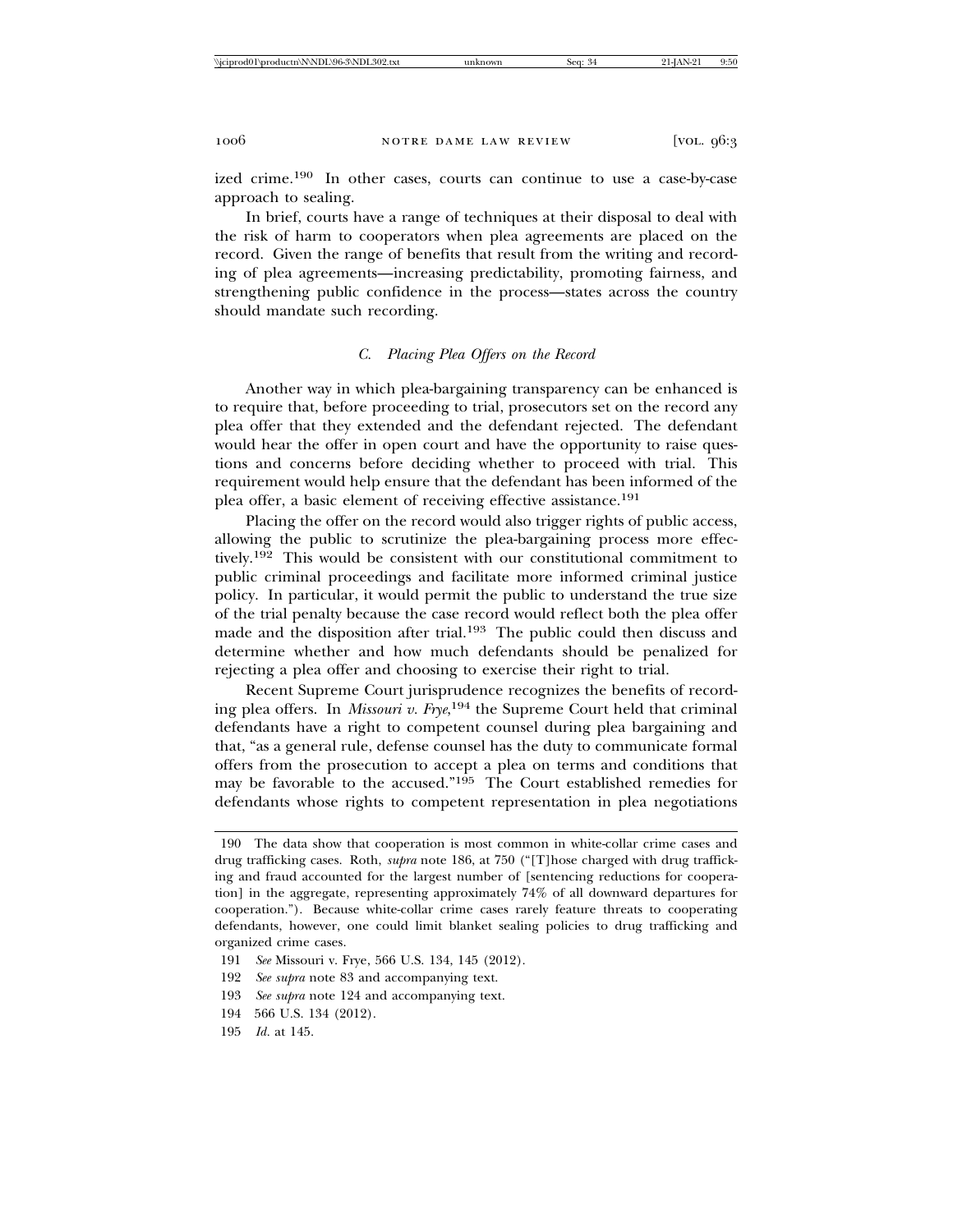ized crime.[190] In other cases, courts can continue to use a case-by-case approach to sealing.

In brief, courts have a range of techniques at their disposal to deal with the risk of harm to cooperators when plea agreements are placed on the record. Given the range of benefits that result from the writing and recording of plea agreements—increasing predictability, promoting fairness, and strengthening public confidence in the process—states across the country should mandate such recording.

### C. *Placing Plea Offers on the Record*

Another way in which plea-bargaining transparency can be enhanced is to require that, before proceeding to trial, prosecutors set on the record any plea offer that they extended and the defendant rejected. The defendant would hear the offer in open court and have the opportunity to raise questions and concerns before deciding whether to proceed with trial. This requirement would help ensure that the defendant has been informed of the plea offer, a basic element of receiving effective assistance.[191]

Placing the offer on the record would also trigger rights of public access, allowing the public to scrutinize the plea-bargaining process more effectively.[192] This would be consistent with our constitutional commitment to public criminal proceedings and facilitate more informed criminal justice policy. In particular, it would permit the public to understand the true size of the trial penalty because the case record would reflect both the plea offer made and the disposition after trial.[193] The public could then discuss and determine whether and how much defendants should be penalized for rejecting a plea offer and choosing to exercise their right to trial.

Recent Supreme Court jurisprudence recognizes the benefits of recording plea offers. In *Missouri v. Frye*,[194] the Supreme Court held that criminal defendants have a right to competent counsel during plea bargaining and that, "as a general rule, defense counsel has the duty to communicate formal offers from the prosecution to accept a plea on terms and conditions that may be favorable to the accused."[195] The Court established remedies for defendants whose rights to competent representation in plea negotiations

---

190 The data show that cooperation is most common in white-collar crime cases and drug trafficking cases. Roth, *supra* note 186, at 750 ("[T]hose charged with drug trafficking and fraud accounted for the largest number of [sentencing reductions for cooperation] in the aggregate, representing approximately 74% of all downward departures for cooperation."). Because white-collar crime cases rarely feature threats to cooperating defendants, however, one could limit blanket sealing policies to drug trafficking and organized crime cases.

191 *See* Missouri v. Frye, 566 U.S. 134, 145 (2012).

192 *See supra* note 83 and accompanying text.

193 *See supra* note 124 and accompanying text.

194 566 U.S. 134 (2012).

195 *Id.* at 145.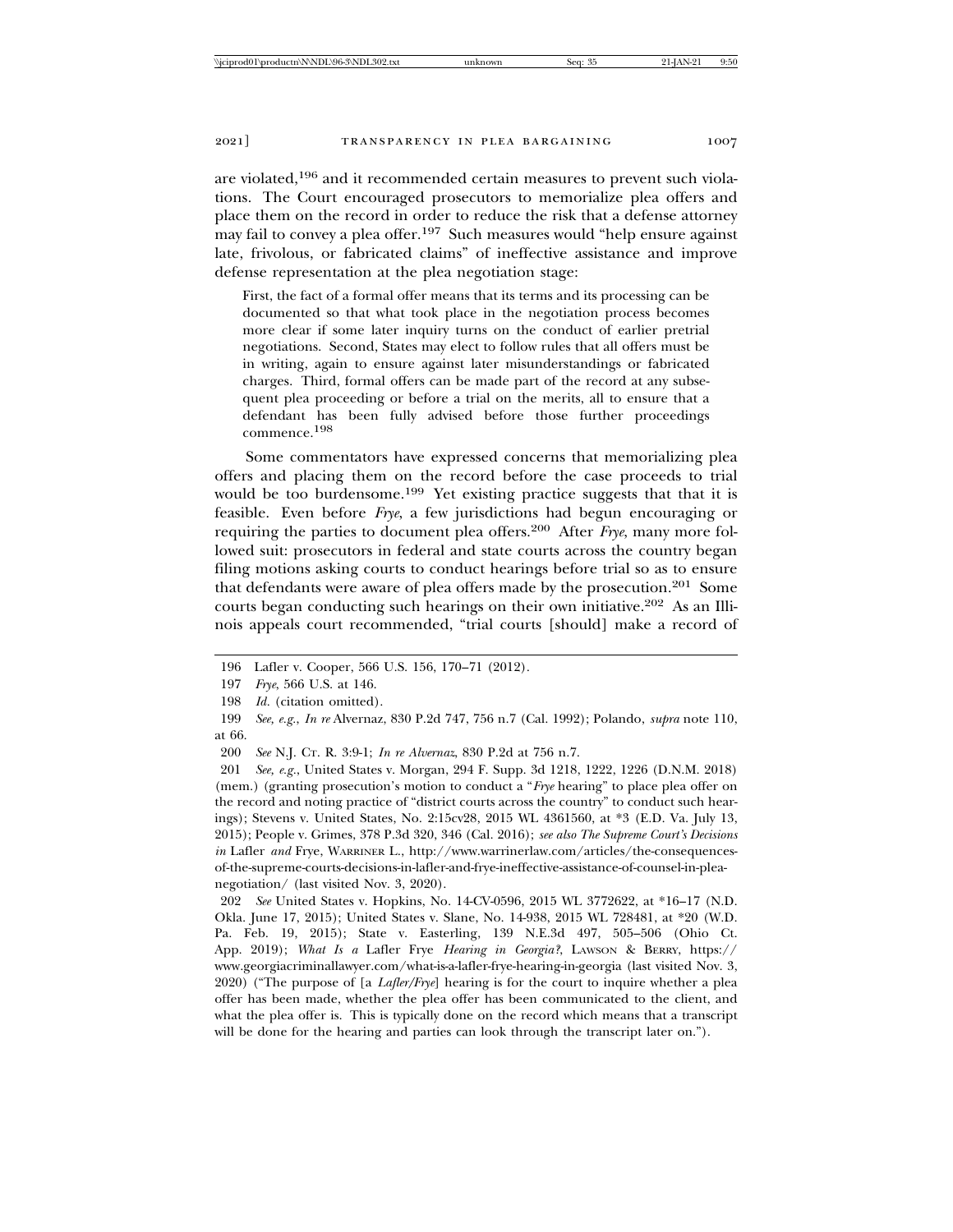are violated,[196] and it recommended certain measures to prevent such violations. The Court encouraged prosecutors to memorialize plea offers and place them on the record in order to reduce the risk that a defense attorney may fail to convey a plea offer.[197] Such measures would "help ensure against late, frivolous, or fabricated claims" of ineffective assistance and improve defense representation at the plea negotiation stage:

> First, the fact of a formal offer means that its terms and its processing can be documented so that what took place in the negotiation process becomes more clear if some later inquiry turns on the conduct of earlier pretrial negotiations. Second, States may elect to follow rules that all offers must be in writing, again to ensure against later misunderstandings or fabricated charges. Third, formal offers can be made part of the record at any subsequent plea proceeding or before a trial on the merits, all to ensure that a defendant has been fully advised before those further proceedings commence.[198]

Some commentators have expressed concerns that memorializing plea offers and placing them on the record before the case proceeds to trial would be too burdensome.[199] Yet existing practice suggests that that it is feasible. Even before *Frye*, a few jurisdictions had begun encouraging or requiring the parties to document plea offers.[200] After *Frye*, many more followed suit: prosecutors in federal and state courts across the country began filing motions asking courts to conduct hearings before trial so as to ensure that defendants were aware of plea offers made by the prosecution.[201] Some courts began conducting such hearings on their own initiative.[202] As an Illinois appeals court recommended, "trial courts [should] make a record of

---

196 Lafler v. Cooper, 566 U.S. 156, 170–71 (2012).

197 *Frye*, 566 U.S. at 146.

198 *Id.* (citation omitted).

199 *See, e.g.*, *In re* Alvernaz, 830 P.2d 747, 756 n.7 (Cal. 1992); Polando, *supra* note 110, at 66.

200 *See* N.J. CT. R. 3:9-1; *In re Alvernaz*, 830 P.2d at 756 n.7.

201 *See, e.g.*, United States v. Morgan, 294 F. Supp. 3d 1218, 1222, 1226 (D.N.M. 2018) (mem.) (granting prosecution's motion to conduct a "*Frye* hearing" to place plea offer on the record and noting practice of "district courts across the country" to conduct such hearings); Stevens v. United States, No. 2:15cv28, 2015 WL 4361560, at *3 (E.D. Va. July 13, 2015); People v. Grimes, 378 P.3d 320, 346 (Cal. 2016); *see also The Supreme Court's Decisions in* Lafler *and* Frye, WARRINER L., http://www.warrinerlaw.com/articles/the-consequences-of-the-supreme-courts-decisions-in-lafler-and-frye-ineffective-assistance-of-counsel-in-plea-negotiation/ (last visited Nov. 3, 2020).

202 *See* United States v. Hopkins, No. 14-CV-0596, 2015 WL 3772622, at *16–17 (N.D. Okla. June 17, 2015); United States v. Slane, No. 14-938, 2015 WL 728481, at *20 (W.D. Pa. Feb. 19, 2015); State v. Easterling, 139 N.E.3d 497, 505–506 (Ohio Ct. App. 2019); *What Is a* Lafler Frye *Hearing in Georgia?*, LAWSON & BERRY, https://www.georgiacriminallawyer.com/what-is-a-lafler-frye-hearing-in-georgia (last visited Nov. 3, 2020) ("The purpose of [a *Lafler/Frye*] hearing is for the court to inquire whether a plea offer has been made, whether the plea offer has been communicated to the client, and what the plea offer is. This is typically done on the record which means that a transcript will be done for the hearing and parties can look through the transcript later on.").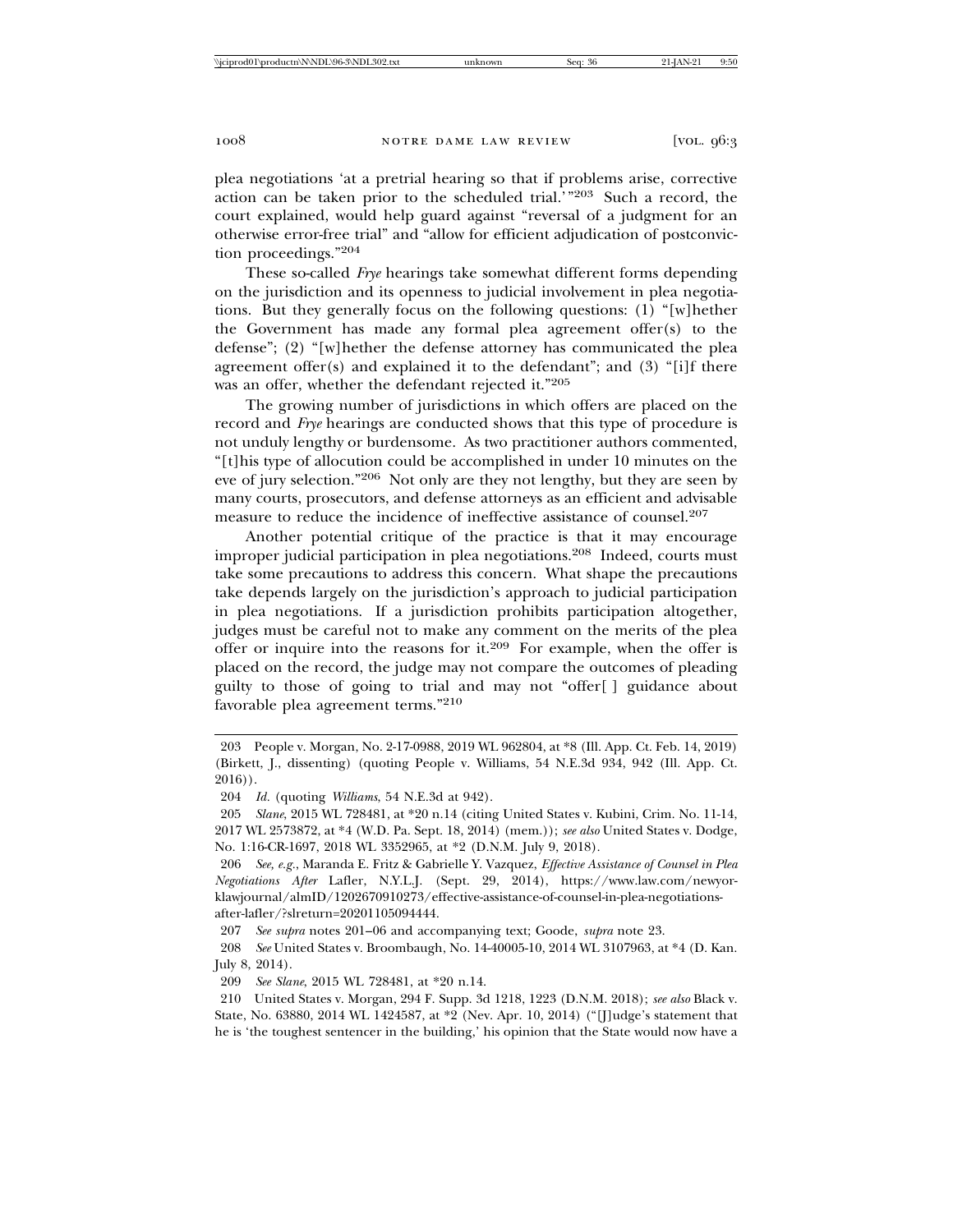plea negotiations 'at a pretrial hearing so that if problems arise, corrective action can be taken prior to the scheduled trial.'"[203] Such a record, the court explained, would help guard against "reversal of a judgment for an otherwise error-free trial" and "allow for efficient adjudication of postconviction proceedings."[204]

These so-called *Frye* hearings take somewhat different forms depending on the jurisdiction and its openness to judicial involvement in plea negotiations. But they generally focus on the following questions: (1) "[w]hether the Government has made any formal plea agreement offer(s) to the defense"; (2) "[w]hether the defense attorney has communicated the plea agreement offer(s) and explained it to the defendant"; and (3) "[i]f there was an offer, whether the defendant rejected it."[205]

The growing number of jurisdictions in which offers are placed on the record and *Frye* hearings are conducted shows that this type of procedure is not unduly lengthy or burdensome. As two practitioner authors commented, "[t]his type of allocution could be accomplished in under 10 minutes on the eve of jury selection."[206] Not only are they not lengthy, but they are seen by many courts, prosecutors, and defense attorneys as an efficient and advisable measure to reduce the incidence of ineffective assistance of counsel.[207]

Another potential critique of the practice is that it may encourage improper judicial participation in plea negotiations.[208] Indeed, courts must take some precautions to address this concern. What shape the precautions take depends largely on the jurisdiction's approach to judicial participation in plea negotiations. If a jurisdiction prohibits participation altogether, judges must be careful not to make any comment on the merits of the plea offer or inquire into the reasons for it.[209] For example, when the offer is placed on the record, the judge may not compare the outcomes of pleading guilty to those of going to trial and may not "offer[ ] guidance about favorable plea agreement terms."[210]

---

203 People v. Morgan, No. 2-17-0988, 2019 WL 962804, at *8 (Ill. App. Ct. Feb. 14, 2019) (Birkett, J., dissenting) (quoting People v. Williams, 54 N.E.3d 934, 942 (Ill. App. Ct. 2016)).

204 *Id.* (quoting *Williams*, 54 N.E.3d at 942).

205 *Slane*, 2015 WL 728481, at *20 n.14 (citing United States v. Kubini, Crim. No. 11-14, 2017 WL 2573872, at *4 (W.D. Pa. Sept. 18, 2014) (mem.)); *see also* United States v. Dodge, No. 1:16-CR-1697, 2018 WL 3352965, at *2 (D.N.M. July 9, 2018).

206 *See, e.g.*, Maranda E. Fritz & Gabrielle Y. Vazquez, *Effective Assistance of Counsel in Plea Negotiations After* Lafler, N.Y.L.J. (Sept. 29, 2014), https://www.law.com/newyorklawjournal/almID/1202670910273/effective-assistance-of-counsel-in-plea-negotiations-after-lafler/?slreturn=20201105094444.

207 *See supra* notes 201–06 and accompanying text; Goode, *supra* note 23.

208 *See* United States v. Broombaugh, No. 14-40005-10, 2014 WL 3107963, at *4 (D. Kan. July 8, 2014).

209 *See Slane*, 2015 WL 728481, at *20 n.14.

210 United States v. Morgan, 294 F. Supp. 3d 1218, 1223 (D.N.M. 2018); *see also* Black v. State, No. 63880, 2014 WL 1424587, at *2 (Nev. Apr. 10, 2014) ("[J]udge's statement that he is 'the toughest sentencer in the building,' his opinion that the State would now have a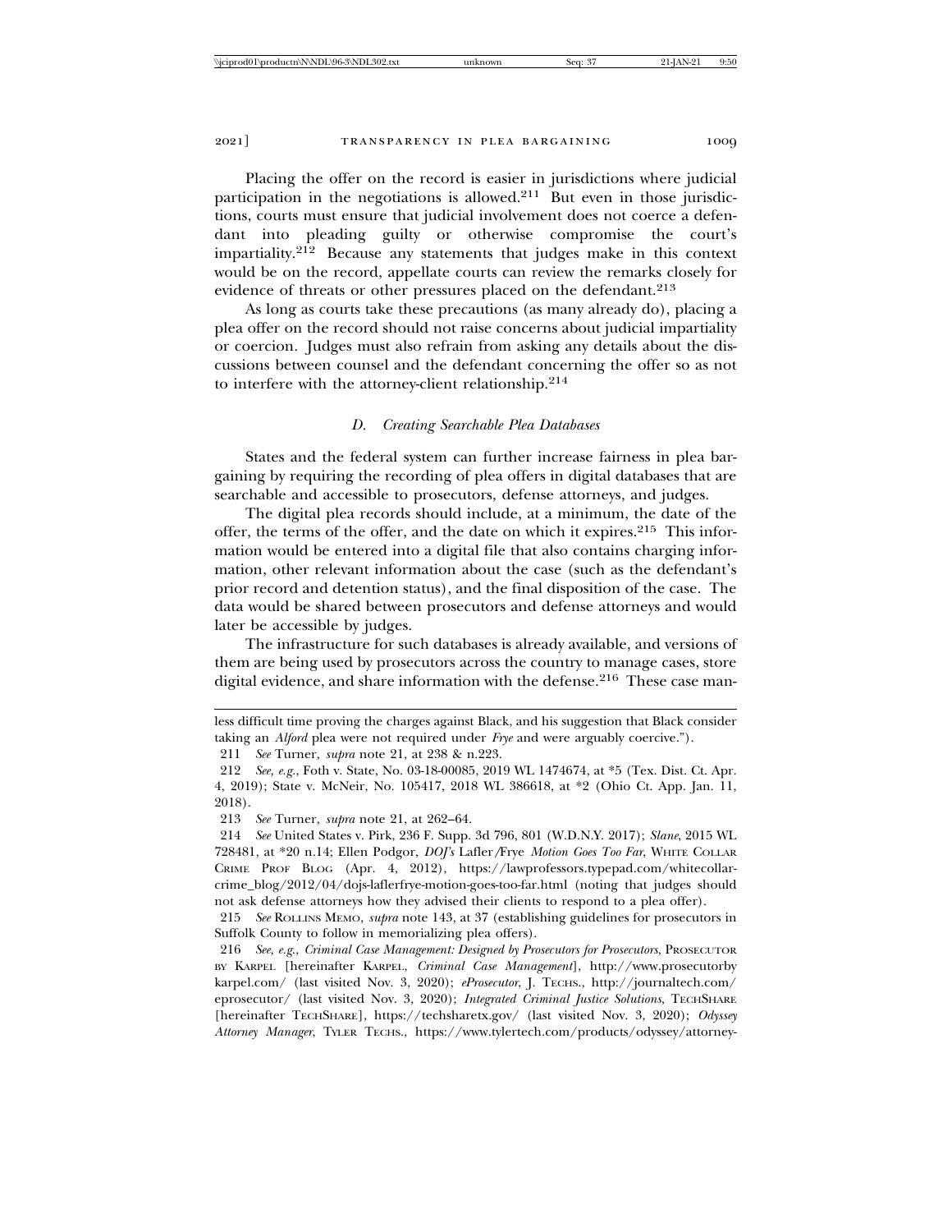Placing the offer on the record is easier in jurisdictions where judicial participation in the negotiations is allowed.[211] But even in those jurisdictions, courts must ensure that judicial involvement does not coerce a defendant into pleading guilty or otherwise compromise the court's impartiality.[212] Because any statements that judges make in this context would be on the record, appellate courts can review the remarks closely for evidence of threats or other pressures placed on the defendant.[213]

As long as courts take these precautions (as many already do), placing a plea offer on the record should not raise concerns about judicial impartiality or coercion. Judges must also refrain from asking any details about the discussions between counsel and the defendant concerning the offer so as not to interfere with the attorney-client relationship.[214]

### *D. Creating Searchable Plea Databases*

States and the federal system can further increase fairness in plea bargaining by requiring the recording of plea offers in digital databases that are searchable and accessible to prosecutors, defense attorneys, and judges.

The digital plea records should include, at a minimum, the date of the offer, the terms of the offer, and the date on which it expires.[215] This information would be entered into a digital file that also contains charging information, other relevant information about the case (such as the defendant's prior record and detention status), and the final disposition of the case. The data would be shared between prosecutors and defense attorneys and would later be accessible by judges.

The infrastructure for such databases is already available, and versions of them are being used by prosecutors across the country to manage cases, store digital evidence, and share information with the defense.[216] These case man-

---

less difficult time proving the charges against Black, and his suggestion that Black consider taking an *Alford* plea were not required under *Frye* and were arguably coercive.").

211 *See* Turner, *supra* note 21, at 238 & n.223.

212 *See, e.g.*, Foth v. State, No. 03-18-00085, 2019 WL 1474674, at *5 (Tex. Dist. Ct. Apr. 4, 2019); State v. McNeir, No. 105417, 2018 WL 386618, at *2 (Ohio Ct. App. Jan. 11, 2018).

213 *See* Turner, *supra* note 21, at 262–64.

214 *See* United States v. Pirk, 236 F. Supp. 3d 796, 801 (W.D.N.Y. 2017); *Slane*, 2015 WL 728481, at *20 n.14; Ellen Podgor, *DOJ's* Lafler/Frye *Motion Goes Too Far*, WHITE COLLAR CRIME PROF BLOG (Apr. 4, 2012), https://lawprofessors.typepad.com/whitecollarcrime_blog/2012/04/dojs-laflerfrye-motion-goes-too-far.html (noting that judges should not ask defense attorneys how they advised their clients to respond to a plea offer).

215 *See* ROLLINS MEMO, *supra* note 143, at 37 (establishing guidelines for prosecutors in Suffolk County to follow in memorializing plea offers).

216 *See, e.g.*, *Criminal Case Management: Designed by Prosecutors for Prosecutors*, PROSECUTOR BY KARPEL [hereinafter KARPEL, *Criminal Case Management*], http://www.prosecutorbykarpel.com/ (last visited Nov. 3, 2020); *eProsecutor*, J. TECHS., http://journaltech.com/eprosecutor/ (last visited Nov. 3, 2020); *Integrated Criminal Justice Solutions*, TECHSHARE [hereinafter TECHSHARE], https://techsharetx.gov/ (last visited Nov. 3, 2020); *Odyssey Attorney Manager*, TYLER TECHS., https://www.tylertech.com/products/odyssey/attorney-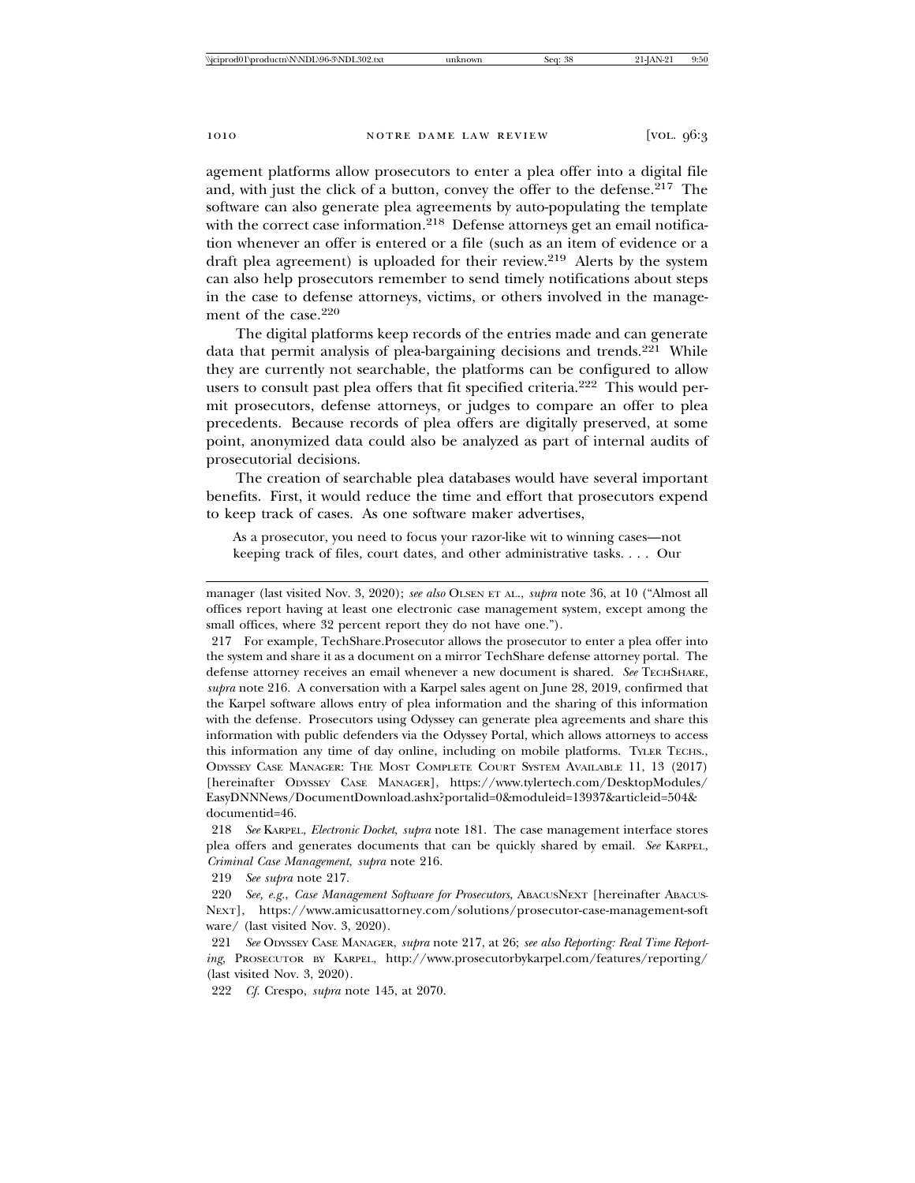agement platforms allow prosecutors to enter a plea offer into a digital file and, with just the click of a button, convey the offer to the defense.[217] The software can also generate plea agreements by auto-populating the template with the correct case information.[218] Defense attorneys get an email notification whenever an offer is entered or a file (such as an item of evidence or a draft plea agreement) is uploaded for their review.[219] Alerts by the system can also help prosecutors remember to send timely notifications about steps in the case to defense attorneys, victims, or others involved in the management of the case.[220]

The digital platforms keep records of the entries made and can generate data that permit analysis of plea-bargaining decisions and trends.[221] While they are currently not searchable, the platforms can be configured to allow users to consult past plea offers that fit specified criteria.[222] This would permit prosecutors, defense attorneys, or judges to compare an offer to plea precedents. Because records of plea offers are digitally preserved, at some point, anonymized data could also be analyzed as part of internal audits of prosecutorial decisions.

The creation of searchable plea databases would have several important benefits. First, it would reduce the time and effort that prosecutors expend to keep track of cases. As one software maker advertises,

> As a prosecutor, you need to focus your razor-like wit to winning cases—not keeping track of files, court dates, and other administrative tasks. . . . Our

---

manager (last visited Nov. 3, 2020); *see also* OLSEN ET AL., *supra* note 36, at 10 ("Almost all offices report having at least one electronic case management system, except among the small offices, where 32 percent report they do not have one.").

217 For example, TechShare.Prosecutor allows the prosecutor to enter a plea offer into the system and share it as a document on a mirror TechShare defense attorney portal. The defense attorney receives an email whenever a new document is shared. *See* TECHSHARE, *supra* note 216. A conversation with a Karpel sales agent on June 28, 2019, confirmed that the Karpel software allows entry of plea information and the sharing of this information with the defense. Prosecutors using Odyssey can generate plea agreements and share this information with public defenders via the Odyssey Portal, which allows attorneys to access this information any time of day online, including on mobile platforms. TYLER TECHS., ODYSSEY CASE MANAGER: THE MOST COMPLETE COURT SYSTEM AVAILABLE 11, 13 (2017) [hereinafter ODYSSEY CASE MANAGER], https://www.tylertech.com/DesktopModules/EasyDNNNews/DocumentDownload.ashx?portalid=0&moduleid=13937&articleid=504&documentid=46.

218 *See* KARPEL, *Electronic Docket*, *supra* note 181. The case management interface stores plea offers and generates documents that can be quickly shared by email. *See* KARPEL, *Criminal Case Management*, *supra* note 216.

219 *See supra* note 217.

220 *See, e.g.*, *Case Management Software for Prosecutors*, ABACUSNEXT [hereinafter ABACUSNEXT], https://www.amicusattorney.com/solutions/prosecutor-case-management-software/ (last visited Nov. 3, 2020).

221 *See* ODYSSEY CASE MANAGER, *supra* note 217, at 26; *see also Reporting: Real Time Reporting*, PROSECUTOR BY KARPEL, http://www.prosecutorbykarpel.com/features/reporting/ (last visited Nov. 3, 2020).

222 *Cf.* Crespo, *supra* note 145, at 2070.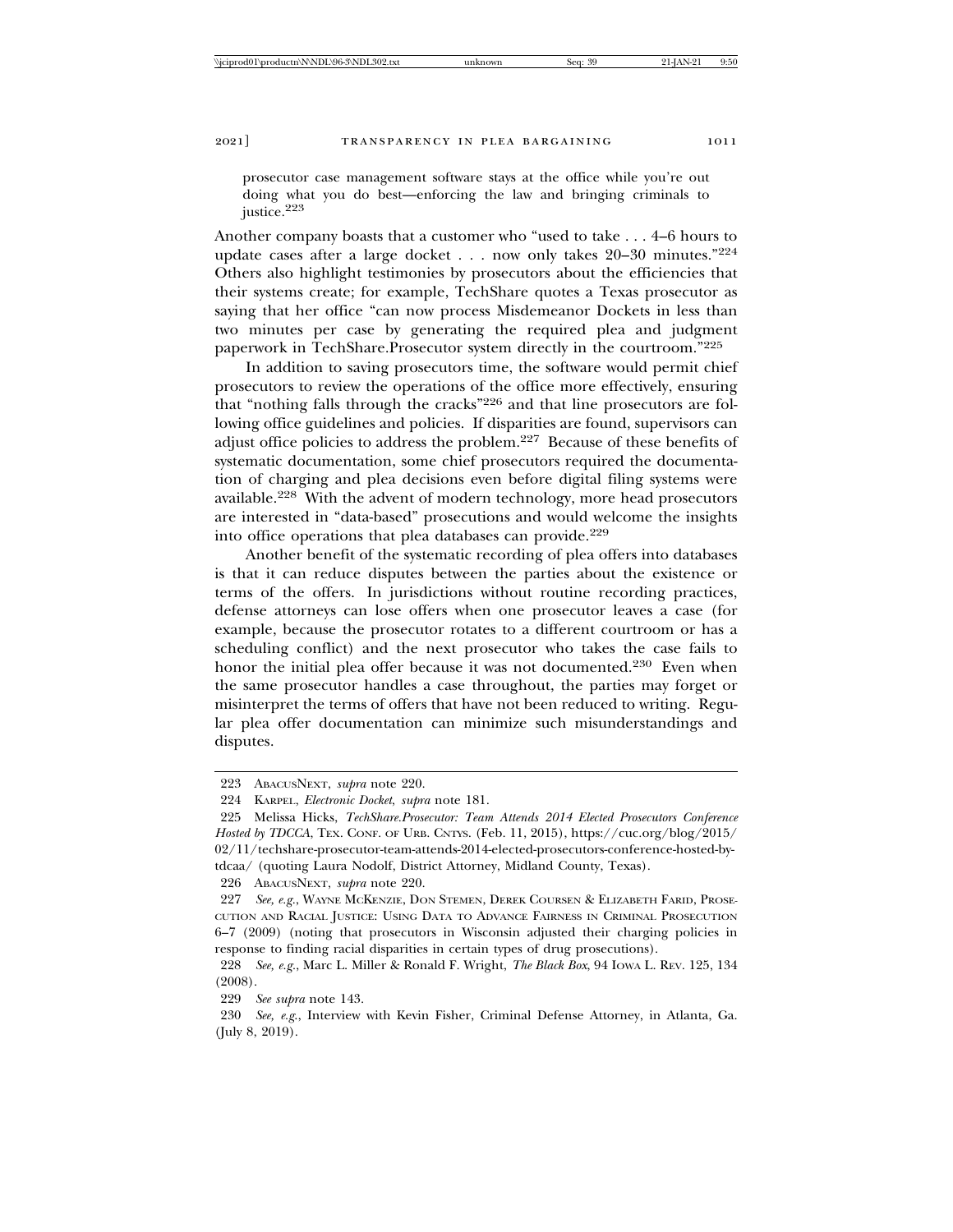prosecutor case management software stays at the office while you're out doing what you do best—enforcing the law and bringing criminals to justice.[223]

Another company boasts that a customer who "used to take . . . 4–6 hours to update cases after a large docket . . . now only takes 20–30 minutes."[224] Others also highlight testimonies by prosecutors about the efficiencies that their systems create; for example, TechShare quotes a Texas prosecutor as saying that her office "can now process Misdemeanor Dockets in less than two minutes per case by generating the required plea and judgment paperwork in TechShare.Prosecutor system directly in the courtroom."[225]

In addition to saving prosecutors time, the software would permit chief prosecutors to review the operations of the office more effectively, ensuring that "nothing falls through the cracks"[226] and that line prosecutors are following office guidelines and policies. If disparities are found, supervisors can adjust office policies to address the problem.[227] Because of these benefits of systematic documentation, some chief prosecutors required the documentation of charging and plea decisions even before digital filing systems were available.[228] With the advent of modern technology, more head prosecutors are interested in "data-based" prosecutions and would welcome the insights into office operations that plea databases can provide.[229]

Another benefit of the systematic recording of plea offers into databases is that it can reduce disputes between the parties about the existence or terms of the offers. In jurisdictions without routine recording practices, defense attorneys can lose offers when one prosecutor leaves a case (for example, because the prosecutor rotates to a different courtroom or has a scheduling conflict) and the next prosecutor who takes the case fails to honor the initial plea offer because it was not documented.[230] Even when the same prosecutor handles a case throughout, the parties may forget or misinterpret the terms of offers that have not been reduced to writing. Regular plea offer documentation can minimize such misunderstandings and disputes.

---

223 AbacusNext, *supra* note 220.

224 Karpel, *Electronic Docket*, *supra* note 181.

225 Melissa Hicks, *TechShare.Prosecutor: Team Attends 2014 Elected Prosecutors Conference Hosted by TDCCA*, Tex. Conf. of Urb. Cntys. (Feb. 11, 2015), https://cuc.org/blog/2015/02/11/techshare-prosecutor-team-attends-2014-elected-prosecutors-conference-hosted-by-tdcaa/ (quoting Laura Nodolf, District Attorney, Midland County, Texas).

226 AbacusNext, *supra* note 220.

227 *See, e.g.*, Wayne McKenzie, Don Stemen, Derek Coursen & Elizabeth Farid, Prosecution and Racial Justice: Using Data to Advance Fairness in Criminal Prosecution 6–7 (2009) (noting that prosecutors in Wisconsin adjusted their charging policies in response to finding racial disparities in certain types of drug prosecutions).

228 *See, e.g.*, Marc L. Miller & Ronald F. Wright, *The Black Box*, 94 Iowa L. Rev. 125, 134 (2008).

229 *See supra* note 143.

230 *See, e.g.*, Interview with Kevin Fisher, Criminal Defense Attorney, in Atlanta, Ga. (July 8, 2019).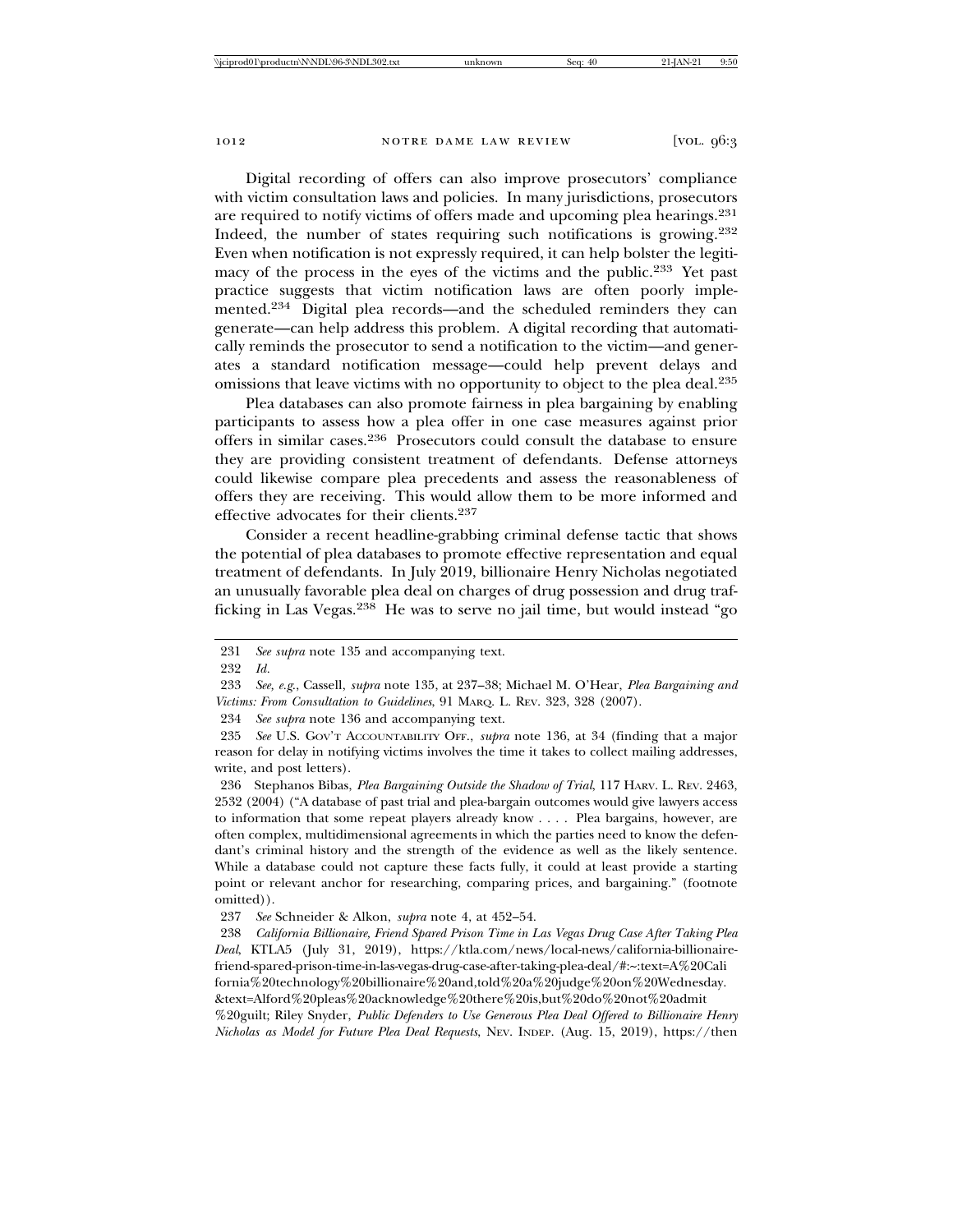Digital recording of offers can also improve prosecutors' compliance with victim consultation laws and policies. In many jurisdictions, prosecutors are required to notify victims of offers made and upcoming plea hearings.[231] Indeed, the number of states requiring such notifications is growing.[232] Even when notification is not expressly required, it can help bolster the legitimacy of the process in the eyes of the victims and the public.[233] Yet past practice suggests that victim notification laws are often poorly implemented.[234] Digital plea records—and the scheduled reminders they can generate—can help address this problem. A digital recording that automatically reminds the prosecutor to send a notification to the victim—and generates a standard notification message—could help prevent delays and omissions that leave victims with no opportunity to object to the plea deal.[235]

Plea databases can also promote fairness in plea bargaining by enabling participants to assess how a plea offer in one case measures against prior offers in similar cases.[236] Prosecutors could consult the database to ensure they are providing consistent treatment of defendants. Defense attorneys could likewise compare plea precedents and assess the reasonableness of offers they are receiving. This would allow them to be more informed and effective advocates for their clients.[237]

Consider a recent headline-grabbing criminal defense tactic that shows the potential of plea databases to promote effective representation and equal treatment of defendants. In July 2019, billionaire Henry Nicholas negotiated an unusually favorable plea deal on charges of drug possession and drug trafficking in Las Vegas.[238] He was to serve no jail time, but would instead "go

---

231 *See supra* note 135 and accompanying text.

232 *Id.*

233 *See, e.g.*, Cassell, *supra* note 135, at 237–38; Michael M. O'Hear, *Plea Bargaining and Victims: From Consultation to Guidelines*, 91 MARQ. L. REV. 323, 328 (2007).

234 *See supra* note 136 and accompanying text.

235 *See* U.S. GOV'T ACCOUNTABILITY OFF., *supra* note 136, at 34 (finding that a major reason for delay in notifying victims involves the time it takes to collect mailing addresses, write, and post letters).

236 Stephanos Bibas, *Plea Bargaining Outside the Shadow of Trial*, 117 HARV. L. REV. 2463, 2532 (2004) ("A database of past trial and plea-bargain outcomes would give lawyers access to information that some repeat players already know . . . . Plea bargains, however, are often complex, multidimensional agreements in which the parties need to know the defendant's criminal history and the strength of the evidence as well as the likely sentence. While a database could not capture these facts fully, it could at least provide a starting point or relevant anchor for researching, comparing prices, and bargaining." (footnote omitted)).

237 *See* Schneider & Alkon, *supra* note 4, at 452–54.

238 *California Billionaire, Friend Spared Prison Time in Las Vegas Drug Case After Taking Plea Deal*, KTLA5 (July 31, 2019), https://ktla.com/news/local-news/california-billionaire-friend-spared-prison-time-in-las-vegas-drug-case-after-taking-plea-deal/#:~:text=A%20California%20technology%20billionaire%20and,told%20a%20judge%20on%20Wednesday.&text=Alford%20pleas%20acknowledge%20there%20is,but%20do%20not%20admit%20guilt; Riley Snyder, *Public Defenders to Use Generous Plea Deal Offered to Billionaire Henry Nicholas as Model for Future Plea Deal Requests*, NEV. INDEP. (Aug. 15, 2019), https://then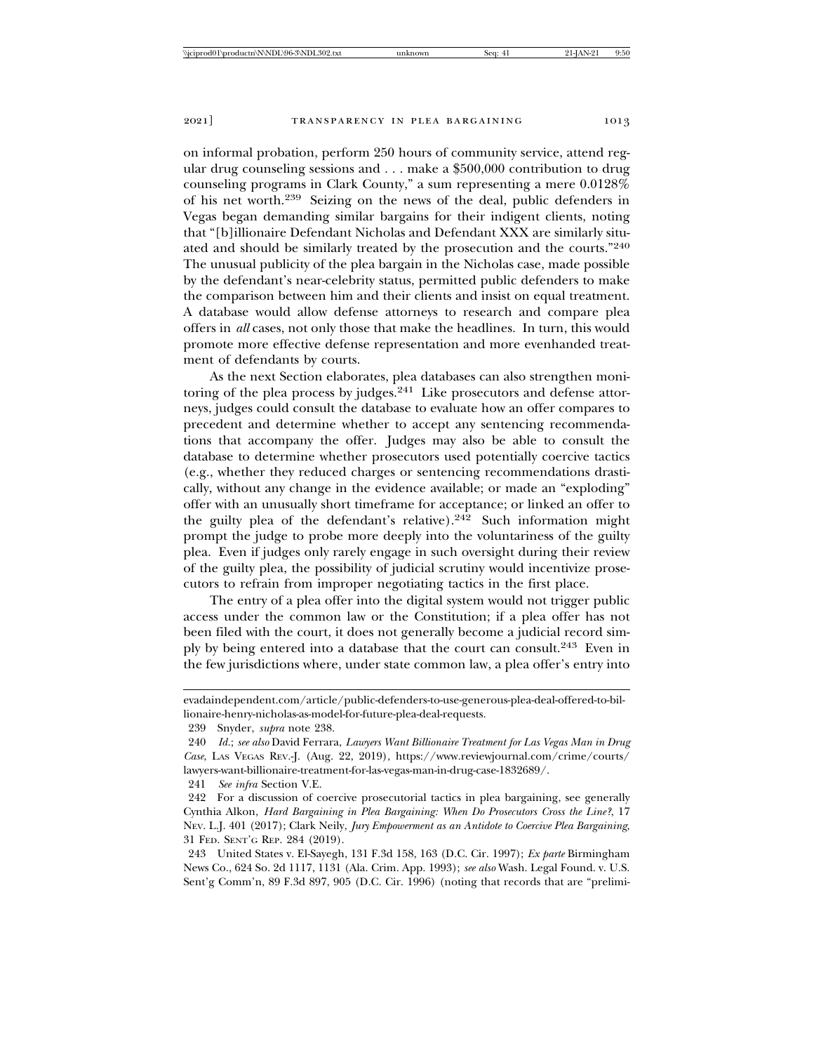on informal probation, perform 250 hours of community service, attend regular drug counseling sessions and . . . make a $500,000 contribution to drug counseling programs in Clark County," a sum representing a mere 0.0128% of his net worth.[239] Seizing on the news of the deal, public defenders in Vegas began demanding similar bargains for their indigent clients, noting that "[b]illionaire Defendant Nicholas and Defendant XXX are similarly situated and should be similarly treated by the prosecution and the courts."[240] The unusual publicity of the plea bargain in the Nicholas case, made possible by the defendant's near-celebrity status, permitted public defenders to make the comparison between him and their clients and insist on equal treatment. A database would allow defense attorneys to research and compare plea offers in *all* cases, not only those that make the headlines. In turn, this would promote more effective defense representation and more evenhanded treatment of defendants by courts.

As the next Section elaborates, plea databases can also strengthen monitoring of the plea process by judges.[241] Like prosecutors and defense attorneys, judges could consult the database to evaluate how an offer compares to precedent and determine whether to accept any sentencing recommendations that accompany the offer. Judges may also be able to consult the database to determine whether prosecutors used potentially coercive tactics (e.g., whether they reduced charges or sentencing recommendations drastically, without any change in the evidence available; or made an "exploding" offer with an unusually short timeframe for acceptance; or linked an offer to the guilty plea of the defendant's relative).[242] Such information might prompt the judge to probe more deeply into the voluntariness of the guilty plea. Even if judges only rarely engage in such oversight during their review of the guilty plea, the possibility of judicial scrutiny would incentivize prosecutors to refrain from improper negotiating tactics in the first place.

The entry of a plea offer into the digital system would not trigger public access under the common law or the Constitution; if a plea offer has not been filed with the court, it does not generally become a judicial record simply by being entered into a database that the court can consult.[243] Even in the few jurisdictions where, under state common law, a plea offer's entry into

---

evadaindependent.com/article/public-defenders-to-use-generous-plea-deal-offered-to-billionaire-henry-nicholas-as-model-for-future-plea-deal-requests.

239 Snyder, *supra* note 238.

240 *Id.*; *see also* David Ferrara, *Lawyers Want Billionaire Treatment for Las Vegas Man in Drug Case*, LAS VEGAS REV.-J. (Aug. 22, 2019), https://www.reviewjournal.com/crime/courts/lawyers-want-billionaire-treatment-for-las-vegas-man-in-drug-case-1832689/.

241 *See infra* Section V.E.

242 For a discussion of coercive prosecutorial tactics in plea bargaining, see generally Cynthia Alkon, *Hard Bargaining in Plea Bargaining: When Do Prosecutors Cross the Line?*, 17 NEV. L.J. 401 (2017); Clark Neily, *Jury Empowerment as an Antidote to Coercive Plea Bargaining*, 31 FED. SENT'G REP. 284 (2019).

243 United States v. El-Sayegh, 131 F.3d 158, 163 (D.C. Cir. 1997); *Ex parte* Birmingham News Co., 624 So. 2d 1117, 1131 (Ala. Crim. App. 1993); *see also* Wash. Legal Found. v. U.S. Sent'g Comm'n, 89 F.3d 897, 905 (D.C. Cir. 1996) (noting that records that are "prelimi-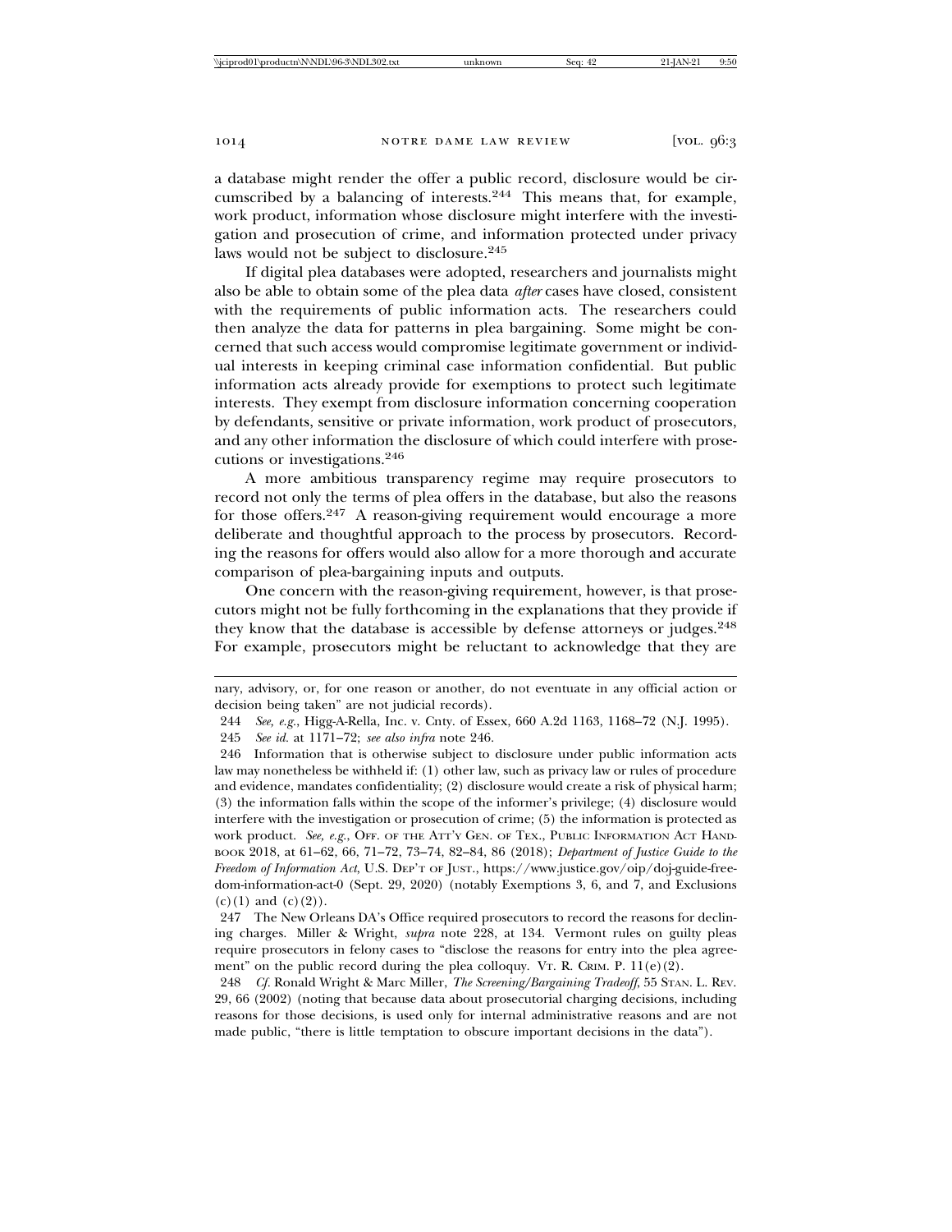a database might render the offer a public record, disclosure would be circumscribed by a balancing of interests.[244] This means that, for example, work product, information whose disclosure might interfere with the investigation and prosecution of crime, and information protected under privacy laws would not be subject to disclosure.[245]

If digital plea databases were adopted, researchers and journalists might also be able to obtain some of the plea data *after* cases have closed, consistent with the requirements of public information acts. The researchers could then analyze the data for patterns in plea bargaining. Some might be concerned that such access would compromise legitimate government or individual interests in keeping criminal case information confidential. But public information acts already provide for exemptions to protect such legitimate interests. They exempt from disclosure information concerning cooperation by defendants, sensitive or private information, work product of prosecutors, and any other information the disclosure of which could interfere with prosecutions or investigations.[246]

A more ambitious transparency regime may require prosecutors to record not only the terms of plea offers in the database, but also the reasons for those offers.[247] A reason-giving requirement would encourage a more deliberate and thoughtful approach to the process by prosecutors. Recording the reasons for offers would also allow for a more thorough and accurate comparison of plea-bargaining inputs and outputs.

One concern with the reason-giving requirement, however, is that prosecutors might not be fully forthcoming in the explanations that they provide if they know that the database is accessible by defense attorneys or judges.[248] For example, prosecutors might be reluctant to acknowledge that they are

---

nary, advisory, or, for one reason or another, do not eventuate in any official action or decision being taken" are not judicial records).

244 *See, e.g.*, Higg-A-Rella, Inc. v. Cnty. of Essex, 660 A.2d 1163, 1168–72 (N.J. 1995).

245 *See id.* at 1171–72; *see also infra* note 246.

246 Information that is otherwise subject to disclosure under public information acts law may nonetheless be withheld if: (1) other law, such as privacy law or rules of procedure and evidence, mandates confidentiality; (2) disclosure would create a risk of physical harm; (3) the information falls within the scope of the informer's privilege; (4) disclosure would interfere with the investigation or prosecution of crime; (5) the information is protected as work product. *See, e.g.,* OFF. OF THE ATT'Y GEN. OF TEX., PUBLIC INFORMATION ACT HANDBOOK 2018, at 61–62, 66, 71–72, 73–74, 82–84, 86 (2018); *Department of Justice Guide to the Freedom of Information Act*, U.S. DEP'T OF JUST., https://www.justice.gov/oip/doj-guide-freedom-information-act-0 (Sept. 29, 2020) (notably Exemptions 3, 6, and 7, and Exclusions (c)(1) and (c)(2)).

247 The New Orleans DA's Office required prosecutors to record the reasons for declining charges. Miller & Wright, *supra* note 228, at 134. Vermont rules on guilty pleas require prosecutors in felony cases to "disclose the reasons for entry into the plea agreement" on the public record during the plea colloquy. VT. R. CRIM. P. 11(e)(2).

248 *Cf.* Ronald Wright & Marc Miller, *The Screening/Bargaining Tradeoff*, 55 STAN. L. REV. 29, 66 (2002) (noting that because data about prosecutorial charging decisions, including reasons for those decisions, is used only for internal administrative reasons and are not made public, "there is little temptation to obscure important decisions in the data").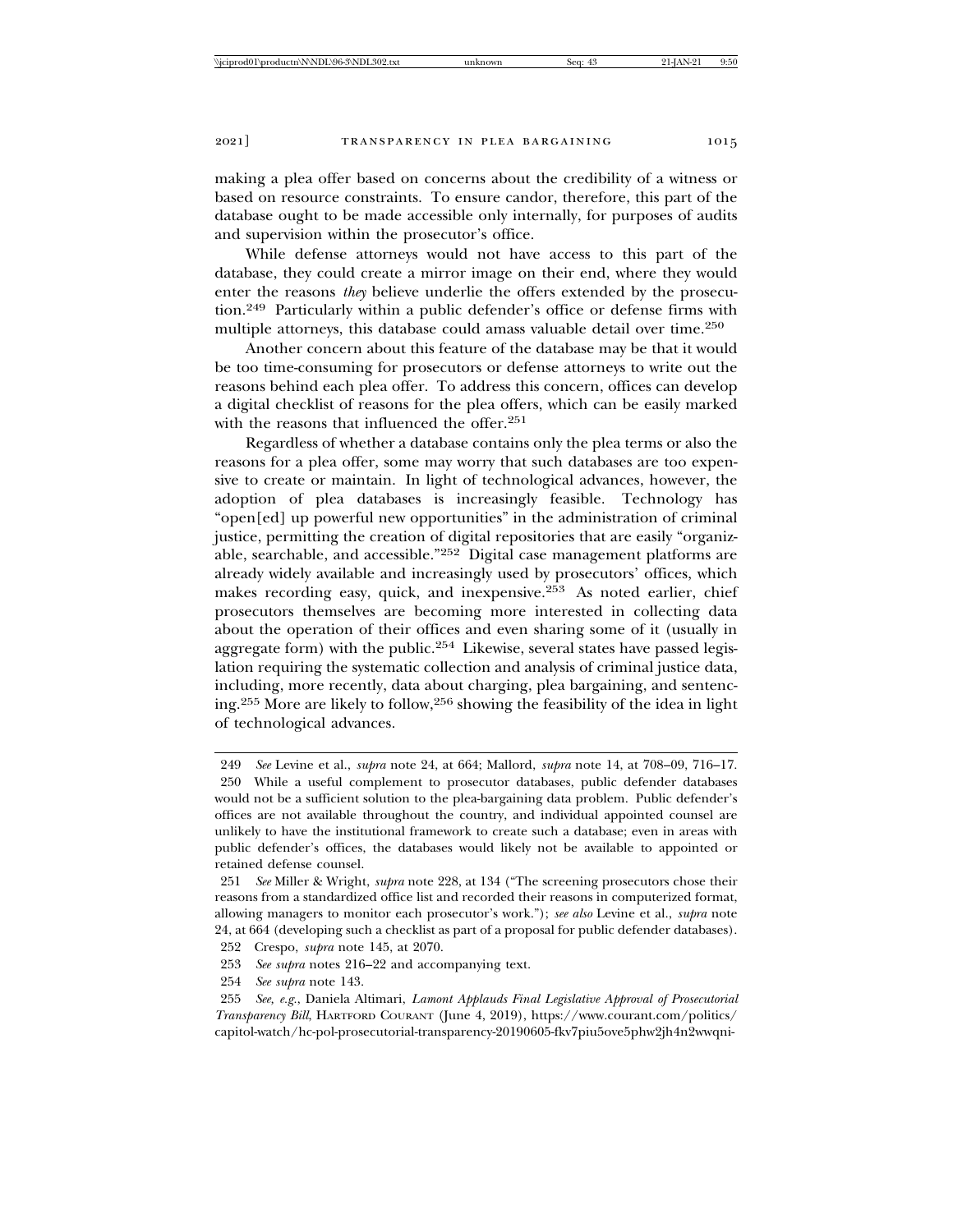making a plea offer based on concerns about the credibility of a witness or based on resource constraints. To ensure candor, therefore, this part of the database ought to be made accessible only internally, for purposes of audits and supervision within the prosecutor's office.

While defense attorneys would not have access to this part of the database, they could create a mirror image on their end, where they would enter the reasons *they* believe underlie the offers extended by the prosecution.[249] Particularly within a public defender's office or defense firms with multiple attorneys, this database could amass valuable detail over time.[250]

Another concern about this feature of the database may be that it would be too time-consuming for prosecutors or defense attorneys to write out the reasons behind each plea offer. To address this concern, offices can develop a digital checklist of reasons for the plea offers, which can be easily marked with the reasons that influenced the offer.[251]

Regardless of whether a database contains only the plea terms or also the reasons for a plea offer, some may worry that such databases are too expensive to create or maintain. In light of technological advances, however, the adoption of plea databases is increasingly feasible. Technology has "open[ed] up powerful new opportunities" in the administration of criminal justice, permitting the creation of digital repositories that are easily "organizable, searchable, and accessible."[252] Digital case management platforms are already widely available and increasingly used by prosecutors' offices, which makes recording easy, quick, and inexpensive.[253] As noted earlier, chief prosecutors themselves are becoming more interested in collecting data about the operation of their offices and even sharing some of it (usually in aggregate form) with the public.[254] Likewise, several states have passed legislation requiring the systematic collection and analysis of criminal justice data, including, more recently, data about charging, plea bargaining, and sentencing.[255] More are likely to follow,[256] showing the feasibility of the idea in light of technological advances.

---

249 *See* Levine et al., *supra* note 24, at 664; Mallord, *supra* note 14, at 708–09, 716–17.

250 While a useful complement to prosecutor databases, public defender databases would not be a sufficient solution to the plea-bargaining data problem. Public defender's offices are not available throughout the country, and individual appointed counsel are unlikely to have the institutional framework to create such a database; even in areas with public defender's offices, the databases would likely not be available to appointed or retained defense counsel.

251 *See* Miller & Wright, *supra* note 228, at 134 ("The screening prosecutors chose their reasons from a standardized office list and recorded their reasons in computerized format, allowing managers to monitor each prosecutor's work."); *see also* Levine et al., *supra* note 24, at 664 (developing such a checklist as part of a proposal for public defender databases).

252 Crespo, *supra* note 145, at 2070.

253 *See supra* notes 216–22 and accompanying text.

254 *See supra* note 143.

255 *See, e.g.*, Daniela Altimari, *Lamont Applauds Final Legislative Approval of Prosecutorial Transparency Bill*, HARTFORD COURANT (June 4, 2019), https://www.courant.com/politics/capitol-watch/hc-pol-prosecutorial-transparency-20190605-fkv7piu5ove5phw2jh4n2wwqni-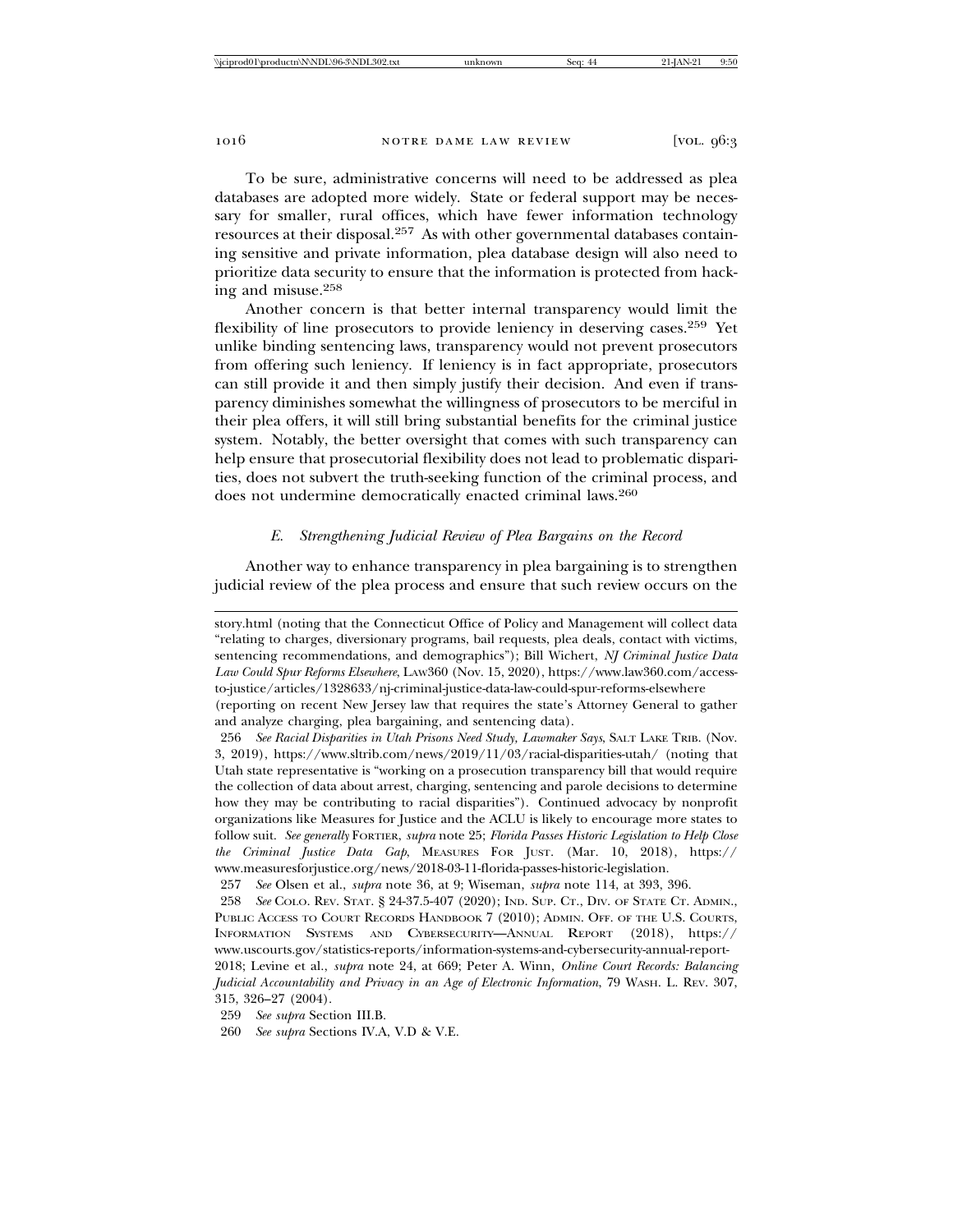To be sure, administrative concerns will need to be addressed as plea databases are adopted more widely. State or federal support may be necessary for smaller, rural offices, which have fewer information technology resources at their disposal.[257] As with other governmental databases containing sensitive and private information, plea database design will also need to prioritize data security to ensure that the information is protected from hacking and misuse.[258]

Another concern is that better internal transparency would limit the flexibility of line prosecutors to provide leniency in deserving cases.[259] Yet unlike binding sentencing laws, transparency would not prevent prosecutors from offering such leniency. If leniency is in fact appropriate, prosecutors can still provide it and then simply justify their decision. And even if transparency diminishes somewhat the willingness of prosecutors to be merciful in their plea offers, it will still bring substantial benefits for the criminal justice system. Notably, the better oversight that comes with such transparency can help ensure that prosecutorial flexibility does not lead to problematic disparities, does not subvert the truth-seeking function of the criminal process, and does not undermine democratically enacted criminal laws.[260]

### *E. Strengthening Judicial Review of Plea Bargains on the Record*

Another way to enhance transparency in plea bargaining is to strengthen judicial review of the plea process and ensure that such review occurs on the

---

story.html (noting that the Connecticut Office of Policy and Management will collect data "relating to charges, diversionary programs, bail requests, plea deals, contact with victims, sentencing recommendations, and demographics"); Bill Wichert, *NJ Criminal Justice Data Law Could Spur Reforms Elsewhere*, LAW360 (Nov. 15, 2020), https://www.law360.com/access-to-justice/articles/1328633/nj-criminal-justice-data-law-could-spur-reforms-elsewhere (reporting on recent New Jersey law that requires the state's Attorney General to gather and analyze charging, plea bargaining, and sentencing data).

256 *See Racial Disparities in Utah Prisons Need Study, Lawmaker Says*, SALT LAKE TRIB. (Nov. 3, 2019), https://www.sltrib.com/news/2019/11/03/racial-disparities-utah/ (noting that Utah state representative is "working on a prosecution transparency bill that would require the collection of data about arrest, charging, sentencing and parole decisions to determine how they may be contributing to racial disparities"). Continued advocacy by nonprofit organizations like Measures for Justice and the ACLU is likely to encourage more states to follow suit. *See generally* FORTIER, *supra* note 25; *Florida Passes Historic Legislation to Help Close the Criminal Justice Data Gap*, MEASURES FOR JUST. (Mar. 10, 2018), https://www.measuresforjustice.org/news/2018-03-11-florida-passes-historic-legislation.

257 *See* Olsen et al., *supra* note 36, at 9; Wiseman, *supra* note 114, at 393, 396.

258 *See* COLO. REV. STAT. § 24-37.5-407 (2020); IND. SUP. CT., DIV. OF STATE CT. ADMIN., PUBLIC ACCESS TO COURT RECORDS HANDBOOK 7 (2010); ADMIN. OFF. OF THE U.S. COURTS, INFORMATION SYSTEMS AND CYBERSECURITY—ANNUAL REPORT (2018), https://www.uscourts.gov/statistics-reports/information-systems-and-cybersecurity-annual-report-2018; Levine et al., *supra* note 24, at 669; Peter A. Winn, *Online Court Records: Balancing Judicial Accountability and Privacy in an Age of Electronic Information*, 79 WASH. L. REV. 307, 315, 326–27 (2004).

259 *See supra* Section III.B.

260 *See supra* Sections IV.A, V.D & V.E.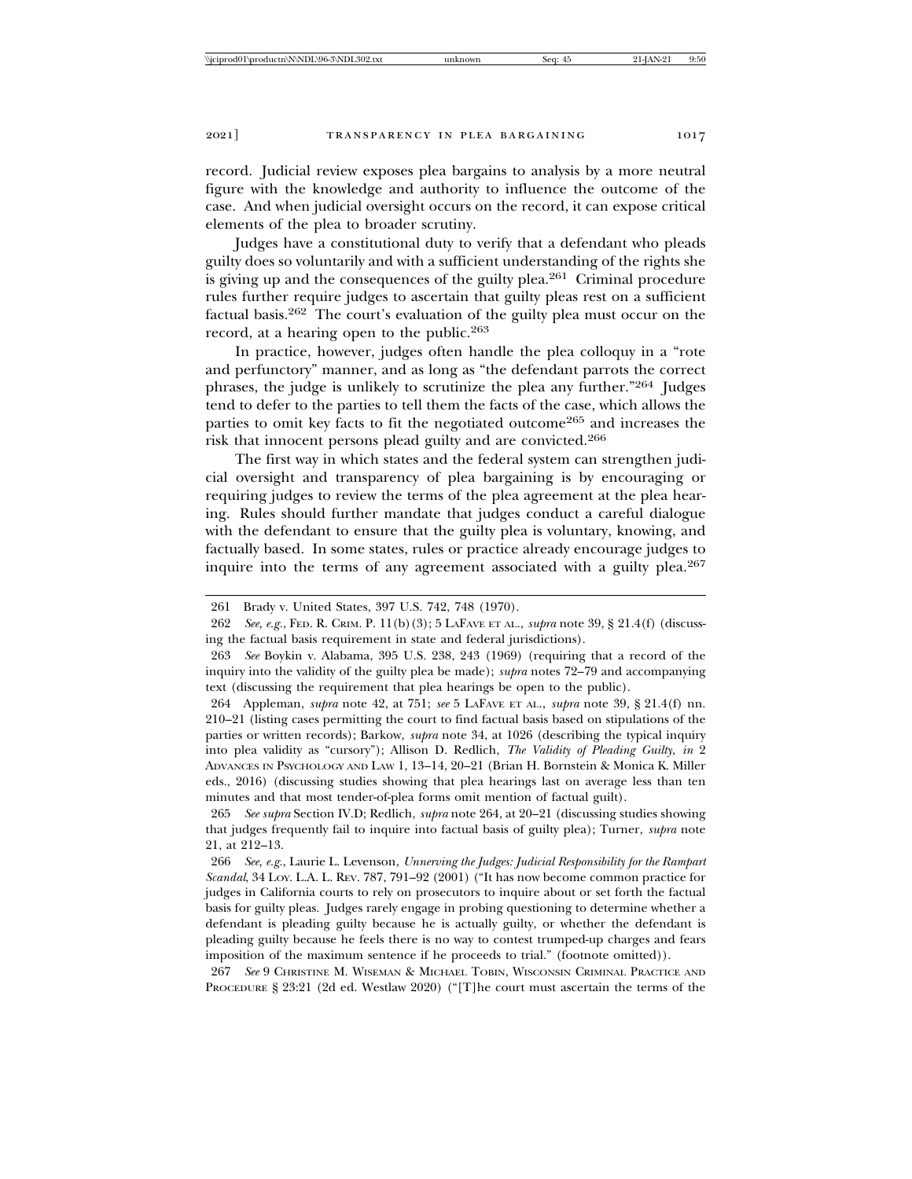record. Judicial review exposes plea bargains to analysis by a more neutral figure with the knowledge and authority to influence the outcome of the case. And when judicial oversight occurs on the record, it can expose critical elements of the plea to broader scrutiny.

Judges have a constitutional duty to verify that a defendant who pleads guilty does so voluntarily and with a sufficient understanding of the rights she is giving up and the consequences of the guilty plea.[261] Criminal procedure rules further require judges to ascertain that guilty pleas rest on a sufficient factual basis.[262] The court's evaluation of the guilty plea must occur on the record, at a hearing open to the public.[263]

In practice, however, judges often handle the plea colloquy in a "rote and perfunctory" manner, and as long as "the defendant parrots the correct phrases, the judge is unlikely to scrutinize the plea any further."[264] Judges tend to defer to the parties to tell them the facts of the case, which allows the parties to omit key facts to fit the negotiated outcome[265] and increases the risk that innocent persons plead guilty and are convicted.[266]

The first way in which states and the federal system can strengthen judicial oversight and transparency of plea bargaining is by encouraging or requiring judges to review the terms of the plea agreement at the plea hearing. Rules should further mandate that judges conduct a careful dialogue with the defendant to ensure that the guilty plea is voluntary, knowing, and factually based. In some states, rules or practice already encourage judges to inquire into the terms of any agreement associated with a guilty plea.[267]

---

261 Brady v. United States, 397 U.S. 742, 748 (1970).

262 *See, e.g.*, FED. R. CRIM. P. 11(b)(3); 5 LAFAVE ET AL., *supra* note 39, § 21.4(f) (discussing the factual basis requirement in state and federal jurisdictions).

263 *See* Boykin v. Alabama, 395 U.S. 238, 243 (1969) (requiring that a record of the inquiry into the validity of the guilty plea be made); *supra* notes 72–79 and accompanying text (discussing the requirement that plea hearings be open to the public).

264 Appleman, *supra* note 42, at 751; *see* 5 LAFAVE ET AL., *supra* note 39, § 21.4(f) nn. 210–21 (listing cases permitting the court to find factual basis based on stipulations of the parties or written records); Barkow, *supra* note 34, at 1026 (describing the typical inquiry into plea validity as "cursory"); Allison D. Redlich, *The Validity of Pleading Guilty*, *in* 2 ADVANCES IN PSYCHOLOGY AND LAW 1, 13–14, 20–21 (Brian H. Bornstein & Monica K. Miller eds., 2016) (discussing studies showing that plea hearings last on average less than ten minutes and that most tender-of-plea forms omit mention of factual guilt).

265 *See supra* Section IV.D; Redlich, *supra* note 264, at 20–21 (discussing studies showing that judges frequently fail to inquire into factual basis of guilty plea); Turner, *supra* note 21, at 212–13.

266 *See, e.g.*, Laurie L. Levenson, *Unnerving the Judges: Judicial Responsibility for the Rampart Scandal*, 34 LOY. L.A. L. REV. 787, 791–92 (2001) ("It has now become common practice for judges in California courts to rely on prosecutors to inquire about or set forth the factual basis for guilty pleas. Judges rarely engage in probing questioning to determine whether a defendant is pleading guilty because he is actually guilty, or whether the defendant is pleading guilty because he feels there is no way to contest trumped-up charges and fears imposition of the maximum sentence if he proceeds to trial." (footnote omitted)).

267 *See* 9 CHRISTINE M. WISEMAN & MICHAEL TOBIN, WISCONSIN CRIMINAL PRACTICE AND PROCEDURE § 23:21 (2d ed. Westlaw 2020) ("[T]he court must ascertain the terms of the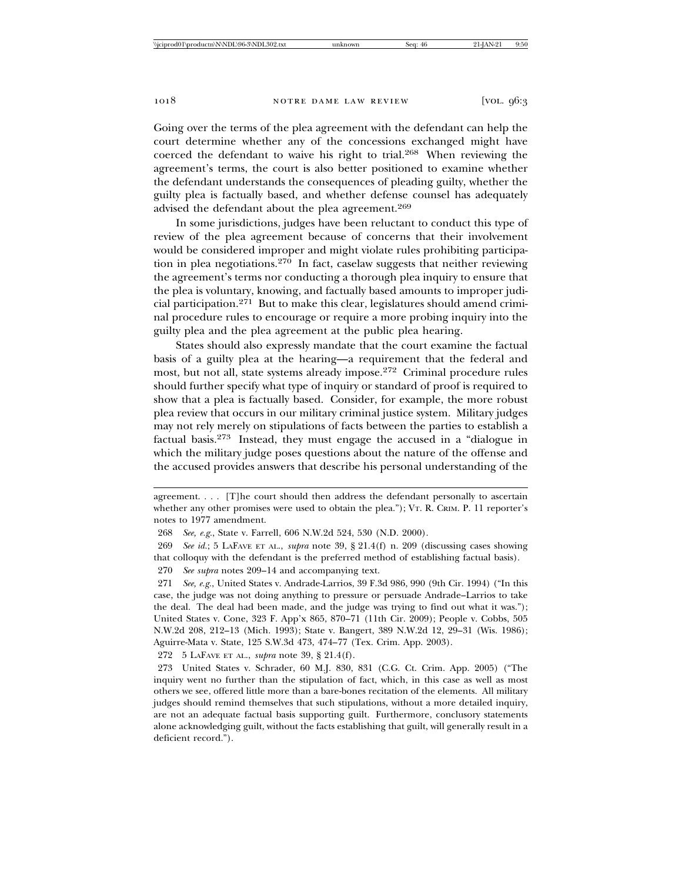Going over the terms of the plea agreement with the defendant can help the court determine whether any of the concessions exchanged might have coerced the defendant to waive his right to trial.[268] When reviewing the agreement's terms, the court is also better positioned to examine whether the defendant understands the consequences of pleading guilty, whether the guilty plea is factually based, and whether defense counsel has adequately advised the defendant about the plea agreement.[269]

In some jurisdictions, judges have been reluctant to conduct this type of review of the plea agreement because of concerns that their involvement would be considered improper and might violate rules prohibiting participation in plea negotiations.[270] In fact, caselaw suggests that neither reviewing the agreement's terms nor conducting a thorough plea inquiry to ensure that the plea is voluntary, knowing, and factually based amounts to improper judicial participation.[271] But to make this clear, legislatures should amend criminal procedure rules to encourage or require a more probing inquiry into the guilty plea and the plea agreement at the public plea hearing.

States should also expressly mandate that the court examine the factual basis of a guilty plea at the hearing—a requirement that the federal and most, but not all, state systems already impose.[272] Criminal procedure rules should further specify what type of inquiry or standard of proof is required to show that a plea is factually based. Consider, for example, the more robust plea review that occurs in our military criminal justice system. Military judges may not rely merely on stipulations of facts between the parties to establish a factual basis.[273] Instead, they must engage the accused in a "dialogue in which the military judge poses questions about the nature of the offense and the accused provides answers that describe his personal understanding of the

---

agreement. . . . [T]he court should then address the defendant personally to ascertain whether any other promises were used to obtain the plea."); VT. R. CRIM. P. 11 reporter's notes to 1977 amendment.

268 *See, e.g.*, State v. Farrell, 606 N.W.2d 524, 530 (N.D. 2000).

269 *See id.*; 5 LAFAVE ET AL., *supra* note 39, § 21.4(f) n. 209 (discussing cases showing that colloquy with the defendant is the preferred method of establishing factual basis).

270 *See supra* notes 209–14 and accompanying text.

271 *See, e.g.*, United States v. Andrade-Larrios, 39 F.3d 986, 990 (9th Cir. 1994) ("In this case, the judge was not doing anything to pressure or persuade Andrade–Larrios to take the deal. The deal had been made, and the judge was trying to find out what it was."); United States v. Cone, 323 F. App'x 865, 870–71 (11th Cir. 2009); People v. Cobbs, 505 N.W.2d 208, 212–13 (Mich. 1993); State v. Bangert, 389 N.W.2d 12, 29–31 (Wis. 1986); Aguirre-Mata v. State, 125 S.W.3d 473, 474–77 (Tex. Crim. App. 2003).

272 5 LAFAVE ET AL., *supra* note 39, § 21.4(f).

273 United States v. Schrader, 60 M.J. 830, 831 (C.G. Ct. Crim. App. 2005) ("The inquiry went no further than the stipulation of fact, which, in this case as well as most others we see, offered little more than a bare-bones recitation of the elements. All military judges should remind themselves that such stipulations, without a more detailed inquiry, are not an adequate factual basis supporting guilt. Furthermore, conclusory statements alone acknowledging guilt, without the facts establishing that guilt, will generally result in a deficient record.").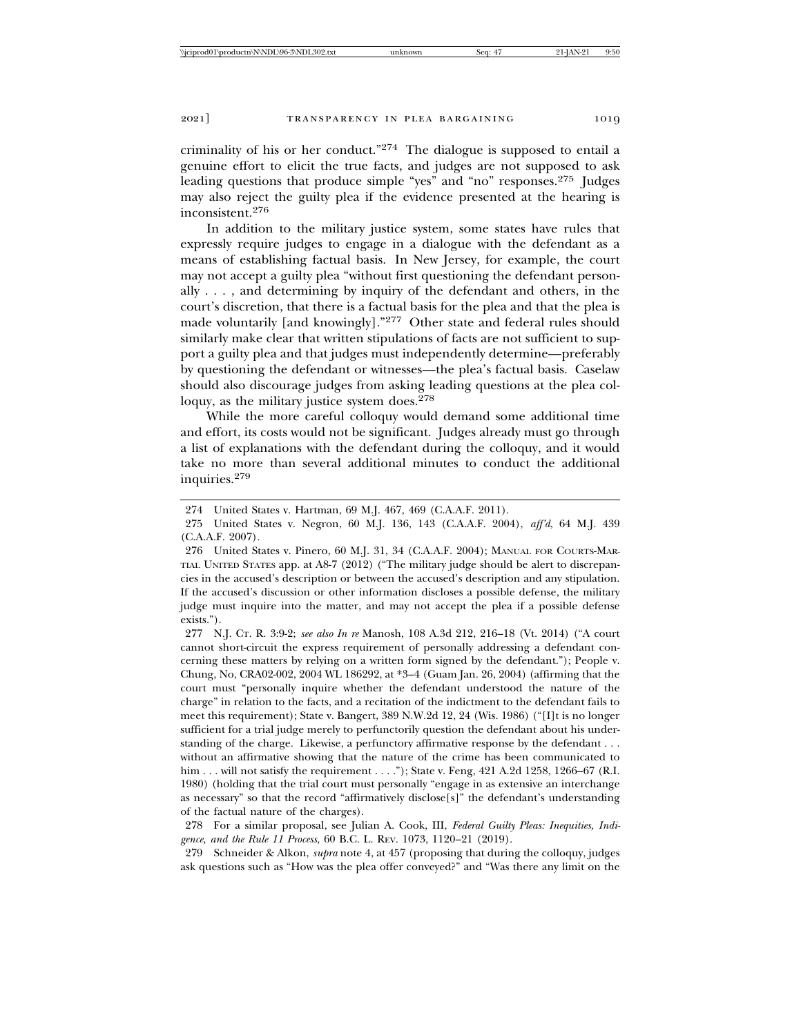criminality of his or her conduct."[274] The dialogue is supposed to entail a genuine effort to elicit the true facts, and judges are not supposed to ask leading questions that produce simple "yes" and "no" responses.[275] Judges may also reject the guilty plea if the evidence presented at the hearing is inconsistent.[276]

In addition to the military justice system, some states have rules that expressly require judges to engage in a dialogue with the defendant as a means of establishing factual basis. In New Jersey, for example, the court may not accept a guilty plea "without first questioning the defendant personally . . . , and determining by inquiry of the defendant and others, in the court's discretion, that there is a factual basis for the plea and that the plea is made voluntarily [and knowingly]."[277] Other state and federal rules should similarly make clear that written stipulations of facts are not sufficient to support a guilty plea and that judges must independently determine—preferably by questioning the defendant or witnesses—the plea's factual basis. Caselaw should also discourage judges from asking leading questions at the plea colloquy, as the military justice system does.[278]

While the more careful colloquy would demand some additional time and effort, its costs would not be significant. Judges already must go through a list of explanations with the defendant during the colloquy, and it would take no more than several additional minutes to conduct the additional inquiries.[279]

---

274 United States v. Hartman, 69 M.J. 467, 469 (C.A.A.F. 2011).

275 United States v. Negron, 60 M.J. 136, 143 (C.A.A.F. 2004), *aff'd*, 64 M.J. 439 (C.A.A.F. 2007).

276 United States v. Pinero, 60 M.J. 31, 34 (C.A.A.F. 2004); MANUAL FOR COURTS-MARTIAL UNITED STATES app. at A8-7 (2012) ("The military judge should be alert to discrepancies in the accused's description or between the accused's description and any stipulation. If the accused's discussion or other information discloses a possible defense, the military judge must inquire into the matter, and may not accept the plea if a possible defense exists.").

277 N.J. CT. R. 3:9-2; *see also In re* Manosh, 108 A.3d 212, 216–18 (Vt. 2014) ("A court cannot short-circuit the express requirement of personally addressing a defendant concerning these matters by relying on a written form signed by the defendant."); People v. Chung, No, CRA02-002, 2004 WL 186292, at *3–4 (Guam Jan. 26, 2004) (affirming that the court must "personally inquire whether the defendant understood the nature of the charge" in relation to the facts, and a recitation of the indictment to the defendant fails to meet this requirement); State v. Bangert, 389 N.W.2d 12, 24 (Wis. 1986) ("[I]t is no longer sufficient for a trial judge merely to perfunctorily question the defendant about his understanding of the charge. Likewise, a perfunctory affirmative response by the defendant . . . without an affirmative showing that the nature of the crime has been communicated to him . . . will not satisfy the requirement . . . ."); State v. Feng, 421 A.2d 1258, 1266–67 (R.I. 1980) (holding that the trial court must personally "engage in as extensive an interchange as necessary" so that the record "affirmatively disclose[s]" the defendant's understanding of the factual nature of the charges).

278 For a similar proposal, see Julian A. Cook, III, *Federal Guilty Pleas: Inequities, Indigence, and the Rule 11 Process*, 60 B.C. L. REV. 1073, 1120–21 (2019).

279 Schneider & Alkon, *supra* note 4, at 457 (proposing that during the colloquy, judges ask questions such as "How was the plea offer conveyed?" and "Was there any limit on the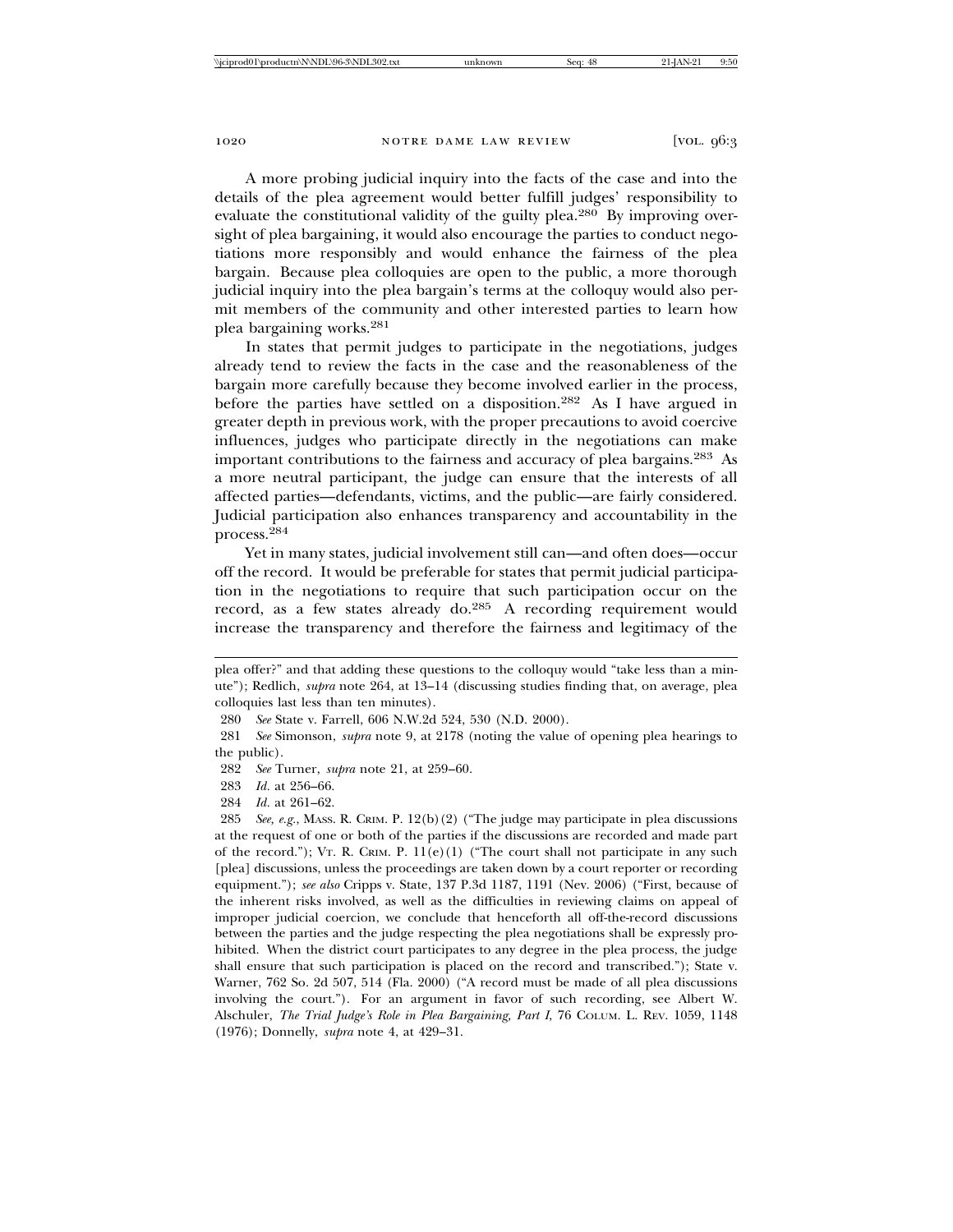A more probing judicial inquiry into the facts of the case and into the details of the plea agreement would better fulfill judges' responsibility to evaluate the constitutional validity of the guilty plea.[280] By improving oversight of plea bargaining, it would also encourage the parties to conduct negotiations more responsibly and would enhance the fairness of the plea bargain. Because plea colloquies are open to the public, a more thorough judicial inquiry into the plea bargain's terms at the colloquy would also permit members of the community and other interested parties to learn how plea bargaining works.[281]

In states that permit judges to participate in the negotiations, judges already tend to review the facts in the case and the reasonableness of the bargain more carefully because they become involved earlier in the process, before the parties have settled on a disposition.[282] As I have argued in greater depth in previous work, with the proper precautions to avoid coercive influences, judges who participate directly in the negotiations can make important contributions to the fairness and accuracy of plea bargains.[283] As a more neutral participant, the judge can ensure that the interests of all affected parties—defendants, victims, and the public—are fairly considered. Judicial participation also enhances transparency and accountability in the process.[284]

Yet in many states, judicial involvement still can—and often does—occur off the record. It would be preferable for states that permit judicial participation in the negotiations to require that such participation occur on the record, as a few states already do.[285] A recording requirement would increase the transparency and therefore the fairness and legitimacy of the

---

plea offer?" and that adding these questions to the colloquy would "take less than a minute"); Redlich, *supra* note 264, at 13–14 (discussing studies finding that, on average, plea colloquies last less than ten minutes).

280 *See* State v. Farrell, 606 N.W.2d 524, 530 (N.D. 2000).

281 *See* Simonson, *supra* note 9, at 2178 (noting the value of opening plea hearings to the public).

282 *See* Turner, *supra* note 21, at 259–60.

283 *Id.* at 256–66.

284 *Id.* at 261–62.

285 *See, e.g.*, MASS. R. CRIM. P. 12(b)(2) ("The judge may participate in plea discussions at the request of one or both of the parties if the discussions are recorded and made part of the record."); VT. R. CRIM. P. 11(e)(1) ("The court shall not participate in any such [plea] discussions, unless the proceedings are taken down by a court reporter or recording equipment."); *see also* Cripps v. State, 137 P.3d 1187, 1191 (Nev. 2006) ("First, because of the inherent risks involved, as well as the difficulties in reviewing claims on appeal of improper judicial coercion, we conclude that henceforth all off-the-record discussions between the parties and the judge respecting the plea negotiations shall be expressly prohibited. When the district court participates to any degree in the plea process, the judge shall ensure that such participation is placed on the record and transcribed."); State v. Warner, 762 So. 2d 507, 514 (Fla. 2000) ("A record must be made of all plea discussions involving the court."). For an argument in favor of such recording, see Albert W. Alschuler, *The Trial Judge's Role in Plea Bargaining, Part I*, 76 COLUM. L. REV. 1059, 1148 (1976); Donnelly, *supra* note 4, at 429–31.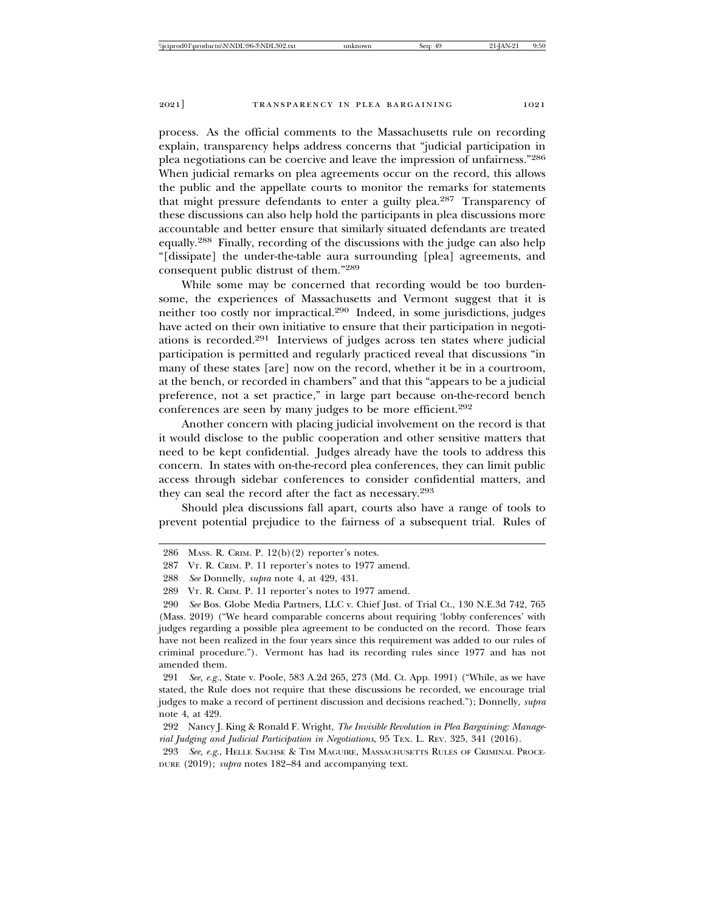process. As the official comments to the Massachusetts rule on recording explain, transparency helps address concerns that "judicial participation in plea negotiations can be coercive and leave the impression of unfairness."[286] When judicial remarks on plea agreements occur on the record, this allows the public and the appellate courts to monitor the remarks for statements that might pressure defendants to enter a guilty plea.[287] Transparency of these discussions can also help hold the participants in plea discussions more accountable and better ensure that similarly situated defendants are treated equally.[288] Finally, recording of the discussions with the judge can also help "[dissipate] the under-the-table aura surrounding [plea] agreements, and consequent public distrust of them."[289]

While some may be concerned that recording would be too burdensome, the experiences of Massachusetts and Vermont suggest that it is neither too costly nor impractical.[290] Indeed, in some jurisdictions, judges have acted on their own initiative to ensure that their participation in negotiations is recorded.[291] Interviews of judges across ten states where judicial participation is permitted and regularly practiced reveal that discussions "in many of these states [are] now on the record, whether it be in a courtroom, at the bench, or recorded in chambers" and that this "appears to be a judicial preference, not a set practice," in large part because on-the-record bench conferences are seen by many judges to be more efficient.[292]

Another concern with placing judicial involvement on the record is that it would disclose to the public cooperation and other sensitive matters that need to be kept confidential. Judges already have the tools to address this concern. In states with on-the-record plea conferences, they can limit public access through sidebar conferences to consider confidential matters, and they can seal the record after the fact as necessary.[293]

Should plea discussions fall apart, courts also have a range of tools to prevent potential prejudice to the fairness of a subsequent trial. Rules of

---

286 MASS. R. CRIM. P. 12(b)(2) reporter's notes.

287 VT. R. CRIM. P. 11 reporter's notes to 1977 amend.

288 *See* Donnelly, *supra* note 4, at 429, 431.

289 VT. R. CRIM. P. 11 reporter's notes to 1977 amend.

290 *See* Bos. Globe Media Partners, LLC v. Chief Just. of Trial Ct., 130 N.E.3d 742, 765 (Mass. 2019) ("We heard comparable concerns about requiring 'lobby conferences' with judges regarding a possible plea agreement to be conducted on the record. Those fears have not been realized in the four years since this requirement was added to our rules of criminal procedure."). Vermont has had its recording rules since 1977 and has not amended them.

291 *See, e.g.*, State v. Poole, 583 A.2d 265, 273 (Md. Ct. App. 1991) ("While, as we have stated, the Rule does not require that these discussions be recorded, we encourage trial judges to make a record of pertinent discussion and decisions reached."); Donnelly, *supra* note 4, at 429.

292 Nancy J. King & Ronald F. Wright, *The Invisible Revolution in Plea Bargaining: Managerial Judging and Judicial Participation in Negotiations*, 95 TEX. L. REV. 325, 341 (2016).

293 *See, e.g.*, HELLE SACHSE & TIM MAGUIRE, MASSACHUSETTS RULES OF CRIMINAL PROCEDURE (2019); *supra* notes 182–84 and accompanying text.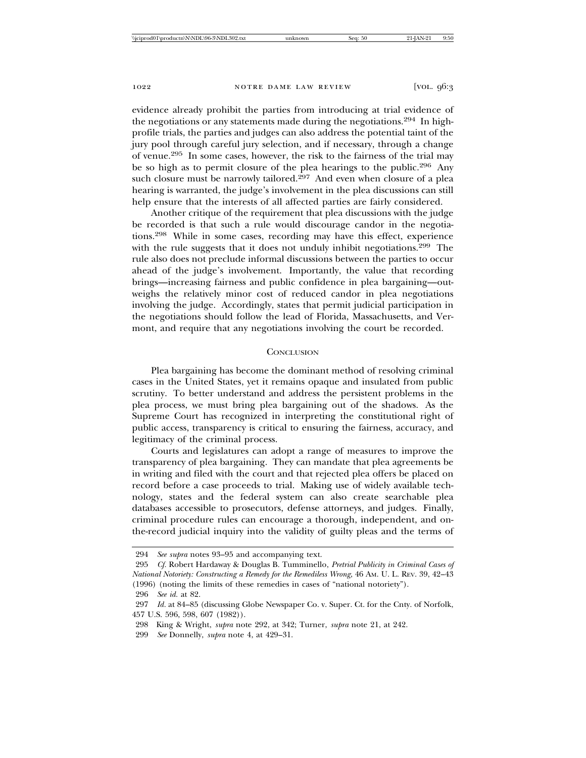evidence already prohibit the parties from introducing at trial evidence of the negotiations or any statements made during the negotiations.[294] In high-profile trials, the parties and judges can also address the potential taint of the jury pool through careful jury selection, and if necessary, through a change of venue.[295] In some cases, however, the risk to the fairness of the trial may be so high as to permit closure of the plea hearings to the public.[296] Any such closure must be narrowly tailored.[297] And even when closure of a plea hearing is warranted, the judge's involvement in the plea discussions can still help ensure that the interests of all affected parties are fairly considered.

Another critique of the requirement that plea discussions with the judge be recorded is that such a rule would discourage candor in the negotiations.[298] While in some cases, recording may have this effect, experience with the rule suggests that it does not unduly inhibit negotiations.[299] The rule also does not preclude informal discussions between the parties to occur ahead of the judge's involvement. Importantly, the value that recording brings—increasing fairness and public confidence in plea bargaining—outweighs the relatively minor cost of reduced candor in plea negotiations involving the judge. Accordingly, states that permit judicial participation in the negotiations should follow the lead of Florida, Massachusetts, and Vermont, and require that any negotiations involving the court be recorded.

## Conclusion

Plea bargaining has become the dominant method of resolving criminal cases in the United States, yet it remains opaque and insulated from public scrutiny. To better understand and address the persistent problems in the plea process, we must bring plea bargaining out of the shadows. As the Supreme Court has recognized in interpreting the constitutional right of public access, transparency is critical to ensuring the fairness, accuracy, and legitimacy of the criminal process.

Courts and legislatures can adopt a range of measures to improve the transparency of plea bargaining. They can mandate that plea agreements be in writing and filed with the court and that rejected plea offers be placed on record before a case proceeds to trial. Making use of widely available technology, states and the federal system can also create searchable plea databases accessible to prosecutors, defense attorneys, and judges. Finally, criminal procedure rules can encourage a thorough, independent, and on-the-record judicial inquiry into the validity of guilty pleas and the terms of

---

294 *See supra* notes 93–95 and accompanying text.

295 *Cf.* Robert Hardaway & Douglas B. Tumminello, *Pretrial Publicity in Criminal Cases of National Notoriety: Constructing a Remedy for the Remediless Wrong*, 46 Am. U. L. Rev. 39, 42–43 (1996) (noting the limits of these remedies in cases of "national notoriety").

296 *See id.* at 82.

297 *Id.* at 84–85 (discussing Globe Newspaper Co. v. Super. Ct. for the Cnty. of Norfolk, 457 U.S. 596, 598, 607 (1982)).

298 King & Wright, *supra* note 292, at 342; Turner, *supra* note 21, at 242.

299 *See* Donnelly, *supra* note 4, at 429–31.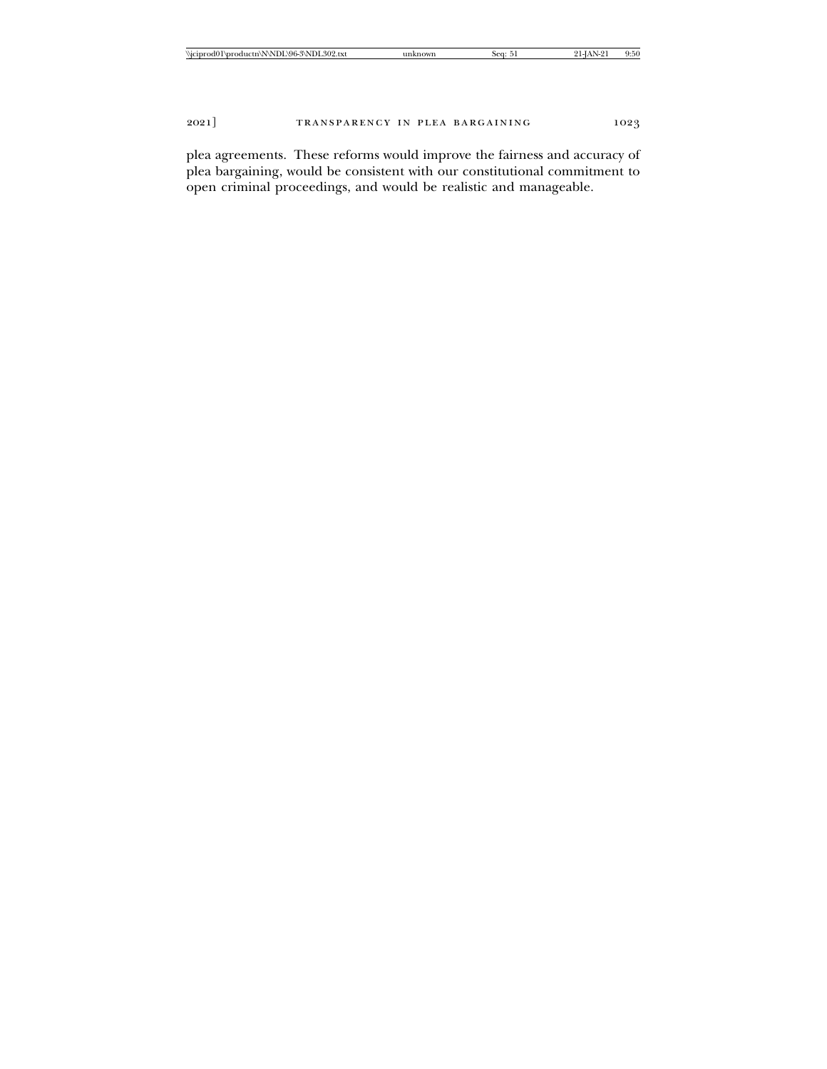plea agreements. These reforms would improve the fairness and accuracy of plea bargaining, would be consistent with our constitutional commitment to open criminal proceedings, and would be realistic and manageable.